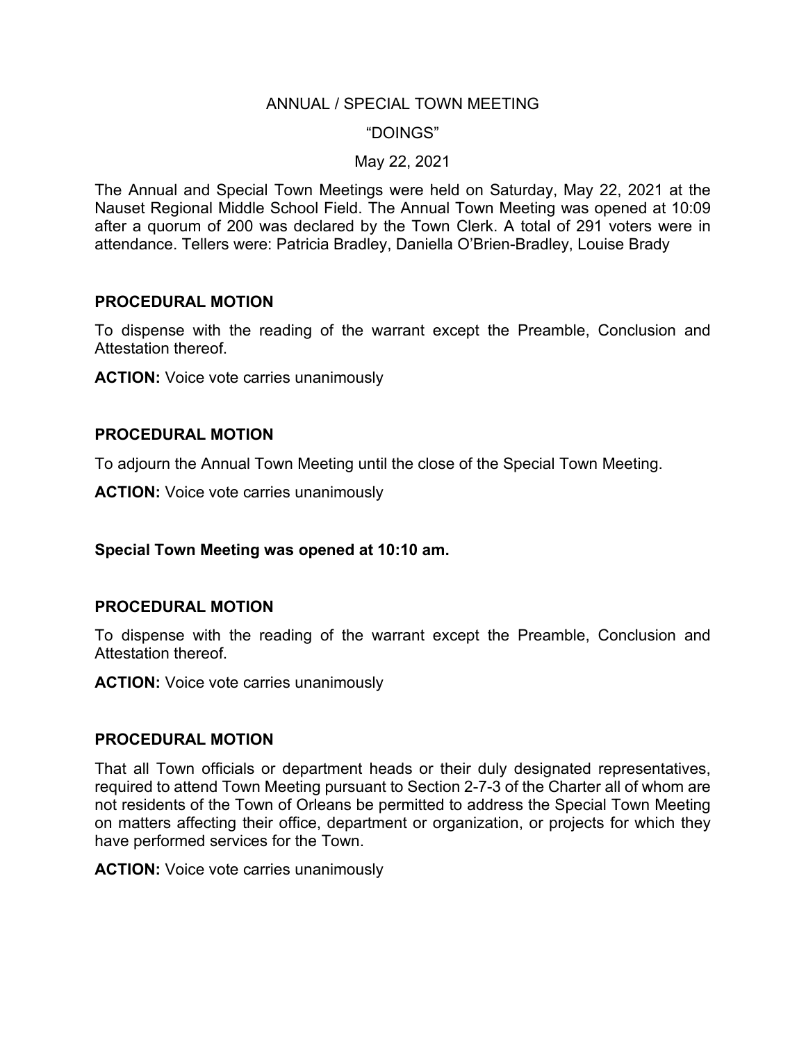# ANNUAL / SPECIAL TOWN MEETING

## "DOINGS"

### May 22, 2021

The Annual and Special Town Meetings were held on Saturday, May 22, 2021 at the Nauset Regional Middle School Field. The Annual Town Meeting was opened at 10:09 after a quorum of 200 was declared by the Town Clerk. A total of 291 voters were in attendance. Tellers were: Patricia Bradley, Daniella O'Brien-Bradley, Louise Brady

**PROCEDURAL MOTION**

To dispense with the reading of the warrant except the Preamble, Conclusion and Attestation thereof.

**ACTION:** Voice vote carries unanimously

**PROCEDURAL MOTION**

To adjourn the Annual Town Meeting until the close of the Special Town Meeting.

**ACTION:** Voice vote carries unanimously

**Special Town Meeting was opened at 10:10 am.**

**PROCEDURAL MOTION**

To dispense with the reading of the warrant except the Preamble, Conclusion and Attestation thereof.

**ACTION:** Voice vote carries unanimously

**PROCEDURAL MOTION**

That all Town officials or department heads or their duly designated representatives, required to attend Town Meeting pursuant to Section 2-7-3 of the Charter all of whom are not residents of the Town of Orleans be permitted to address the Special Town Meeting on matters affecting their office, department or organization, or projects for which they have performed services for the Town.

**ACTION:** Voice vote carries unanimously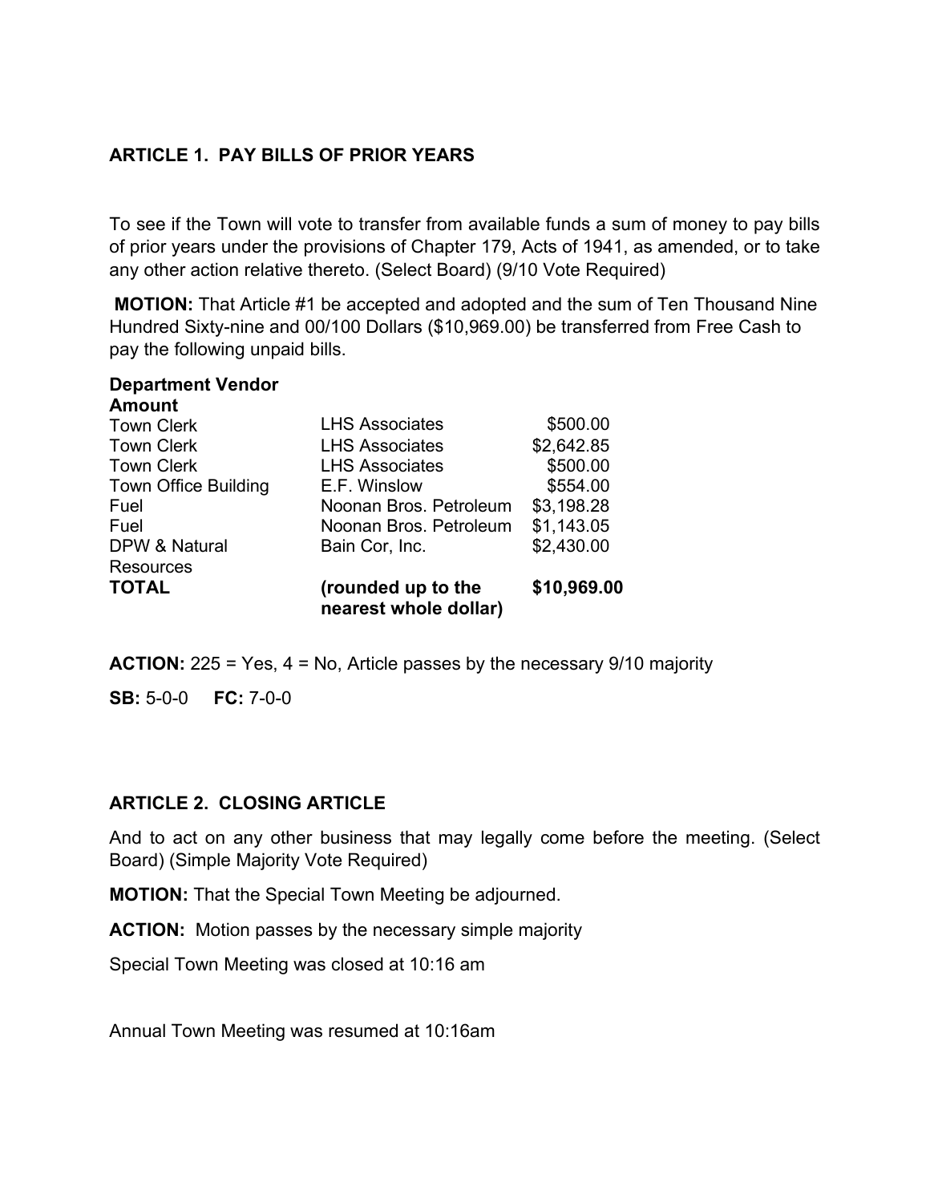## ARTICLE 1. PAY BILLS OF PRIOR YEARS

To see if the Town will vote to transfer from available funds a sum of money to pay bills of prior years under the provisions of Chapter 179, Acts of 1941, as amended, or to take any other action relative thereto. (Select Board) (9/10 Vote Required)

**MOTION:** That Article #1 be accepted and adopted and the sum of Ten Thousand Nine Hundred Sixty-nine and 00/100 Dollars ($10,969.00) be transferred from Free Cash to pay the following unpaid bills.

| Department | Vendor | Amount |
|---|---|---|
| Town Clerk | LHS Associates | $500.00 |
| Town Clerk | LHS Associates | $2,642.85 |
| Town Clerk | LHS Associates | $500.00 |
| Town Office Building | E.F. Winslow | $554.00 |
| Fuel | Noonan Bros. Petroleum | $3,198.28 |
| Fuel | Noonan Bros. Petroleum | $1,143.05 |
| DPW & Natural Resources | Bain Cor, Inc. | $2,430.00 |
| **TOTAL** | **(rounded up to the nearest whole dollar)** | **$10,969.00** |

**ACTION:** 225 = Yes, 4 = No, Article passes by the necessary 9/10 majority

**SB:** 5-0-0 **FC:** 7-0-0

## ARTICLE 2. CLOSING ARTICLE

And to act on any other business that may legally come before the meeting. (Select Board) (Simple Majority Vote Required)

**MOTION:** That the Special Town Meeting be adjourned.

**ACTION:** Motion passes by the necessary simple majority

Special Town Meeting was closed at 10:16 am

Annual Town Meeting was resumed at 10:16am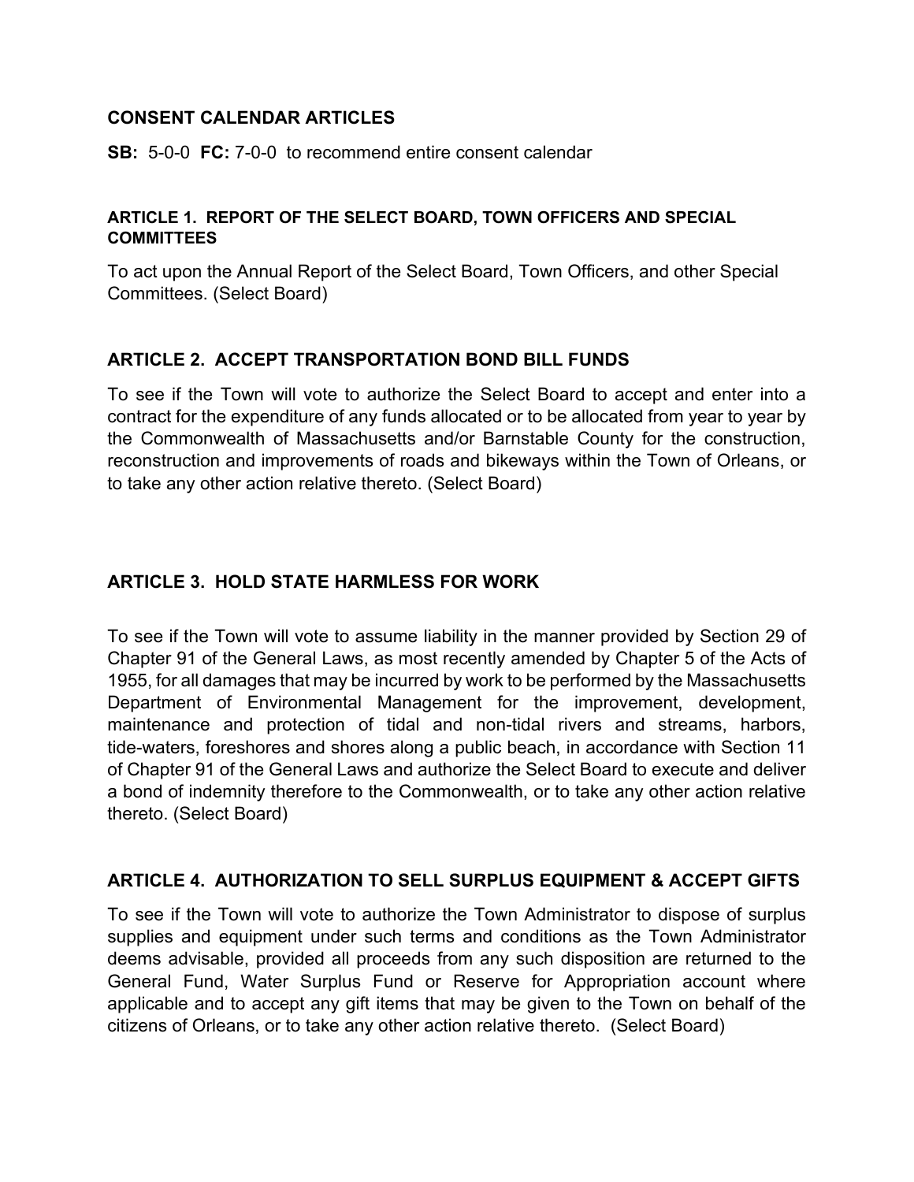## CONSENT CALENDAR ARTICLES

**SB:** 5-0-0 **FC:** 7-0-0 to recommend entire consent calendar

### ARTICLE 1. REPORT OF THE SELECT BOARD, TOWN OFFICERS AND SPECIAL COMMITTEES

To act upon the Annual Report of the Select Board, Town Officers, and other Special Committees. (Select Board)

### ARTICLE 2. ACCEPT TRANSPORTATION BOND BILL FUNDS

To see if the Town will vote to authorize the Select Board to accept and enter into a contract for the expenditure of any funds allocated or to be allocated from year to year by the Commonwealth of Massachusetts and/or Barnstable County for the construction, reconstruction and improvements of roads and bikeways within the Town of Orleans, or to take any other action relative thereto. (Select Board)

### ARTICLE 3. HOLD STATE HARMLESS FOR WORK

To see if the Town will vote to assume liability in the manner provided by Section 29 of Chapter 91 of the General Laws, as most recently amended by Chapter 5 of the Acts of 1955, for all damages that may be incurred by work to be performed by the Massachusetts Department of Environmental Management for the improvement, development, maintenance and protection of tidal and non-tidal rivers and streams, harbors, tide-waters, foreshores and shores along a public beach, in accordance with Section 11 of Chapter 91 of the General Laws and authorize the Select Board to execute and deliver a bond of indemnity therefore to the Commonwealth, or to take any other action relative thereto. (Select Board)

### ARTICLE 4. AUTHORIZATION TO SELL SURPLUS EQUIPMENT & ACCEPT GIFTS

To see if the Town will vote to authorize the Town Administrator to dispose of surplus supplies and equipment under such terms and conditions as the Town Administrator deems advisable, provided all proceeds from any such disposition are returned to the General Fund, Water Surplus Fund or Reserve for Appropriation account where applicable and to accept any gift items that may be given to the Town on behalf of the citizens of Orleans, or to take any other action relative thereto. (Select Board)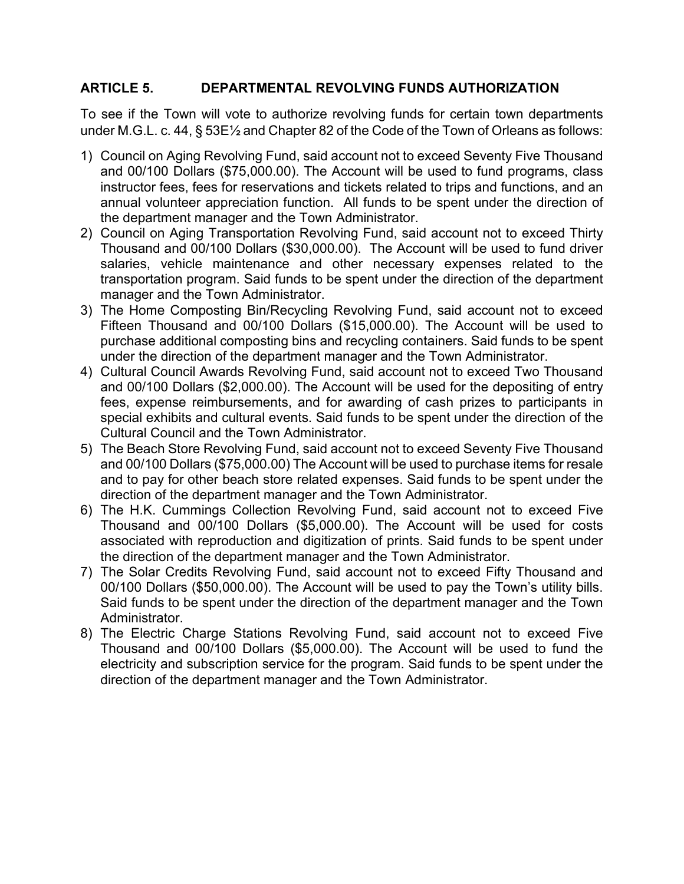## ARTICLE 5. DEPARTMENTAL REVOLVING FUNDS AUTHORIZATION

To see if the Town will vote to authorize revolving funds for certain town departments under M.G.L. c. 44, § 53E½ and Chapter 82 of the Code of the Town of Orleans as follows:

1) Council on Aging Revolving Fund, said account not to exceed Seventy Five Thousand and 00/100 Dollars ($75,000.00). The Account will be used to fund programs, class instructor fees, fees for reservations and tickets related to trips and functions, and an annual volunteer appreciation function. All funds to be spent under the direction of the department manager and the Town Administrator.
2) Council on Aging Transportation Revolving Fund, said account not to exceed Thirty Thousand and 00/100 Dollars ($30,000.00). The Account will be used to fund driver salaries, vehicle maintenance and other necessary expenses related to the transportation program. Said funds to be spent under the direction of the department manager and the Town Administrator.
3) The Home Composting Bin/Recycling Revolving Fund, said account not to exceed Fifteen Thousand and 00/100 Dollars ($15,000.00). The Account will be used to purchase additional composting bins and recycling containers. Said funds to be spent under the direction of the department manager and the Town Administrator.
4) Cultural Council Awards Revolving Fund, said account not to exceed Two Thousand and 00/100 Dollars ($2,000.00). The Account will be used for the depositing of entry fees, expense reimbursements, and for awarding of cash prizes to participants in special exhibits and cultural events. Said funds to be spent under the direction of the Cultural Council and the Town Administrator.
5) The Beach Store Revolving Fund, said account not to exceed Seventy Five Thousand and 00/100 Dollars ($75,000.00) The Account will be used to purchase items for resale and to pay for other beach store related expenses. Said funds to be spent under the direction of the department manager and the Town Administrator.
6) The H.K. Cummings Collection Revolving Fund, said account not to exceed Five Thousand and 00/100 Dollars ($5,000.00). The Account will be used for costs associated with reproduction and digitization of prints. Said funds to be spent under the direction of the department manager and the Town Administrator.
7) The Solar Credits Revolving Fund, said account not to exceed Fifty Thousand and 00/100 Dollars ($50,000.00). The Account will be used to pay the Town's utility bills. Said funds to be spent under the direction of the department manager and the Town Administrator.
8) The Electric Charge Stations Revolving Fund, said account not to exceed Five Thousand and 00/100 Dollars ($5,000.00). The Account will be used to fund the electricity and subscription service for the program. Said funds to be spent under the direction of the department manager and the Town Administrator.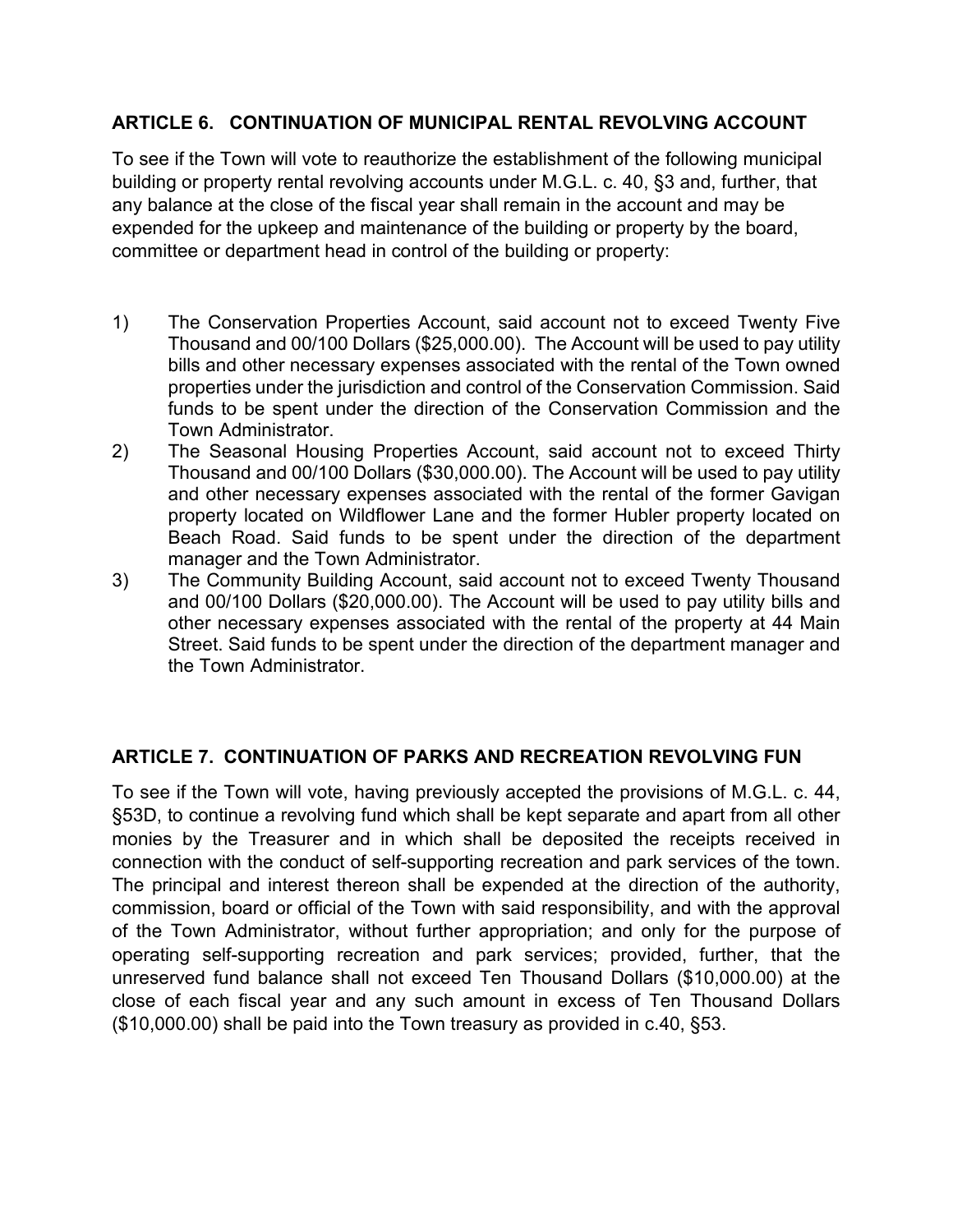## ARTICLE 6. CONTINUATION OF MUNICIPAL RENTAL REVOLVING ACCOUNT

To see if the Town will vote to reauthorize the establishment of the following municipal building or property rental revolving accounts under M.G.L. c. 40, §3 and, further, that any balance at the close of the fiscal year shall remain in the account and may be expended for the upkeep and maintenance of the building or property by the board, committee or department head in control of the building or property:

1) The Conservation Properties Account, said account not to exceed Twenty Five Thousand and 00/100 Dollars ($25,000.00). The Account will be used to pay utility bills and other necessary expenses associated with the rental of the Town owned properties under the jurisdiction and control of the Conservation Commission. Said funds to be spent under the direction of the Conservation Commission and the Town Administrator.
2) The Seasonal Housing Properties Account, said account not to exceed Thirty Thousand and 00/100 Dollars ($30,000.00). The Account will be used to pay utility and other necessary expenses associated with the rental of the former Gavigan property located on Wildflower Lane and the former Hubler property located on Beach Road. Said funds to be spent under the direction of the department manager and the Town Administrator.
3) The Community Building Account, said account not to exceed Twenty Thousand and 00/100 Dollars ($20,000.00). The Account will be used to pay utility bills and other necessary expenses associated with the rental of the property at 44 Main Street. Said funds to be spent under the direction of the department manager and the Town Administrator.

## ARTICLE 7. CONTINUATION OF PARKS AND RECREATION REVOLVING FUN

To see if the Town will vote, having previously accepted the provisions of M.G.L. c. 44, §53D, to continue a revolving fund which shall be kept separate and apart from all other monies by the Treasurer and in which shall be deposited the receipts received in connection with the conduct of self-supporting recreation and park services of the town. The principal and interest thereon shall be expended at the direction of the authority, commission, board or official of the Town with said responsibility, and with the approval of the Town Administrator, without further appropriation; and only for the purpose of operating self-supporting recreation and park services; provided, further, that the unreserved fund balance shall not exceed Ten Thousand Dollars ($10,000.00) at the close of each fiscal year and any such amount in excess of Ten Thousand Dollars ($10,000.00) shall be paid into the Town treasury as provided in c.40, §53.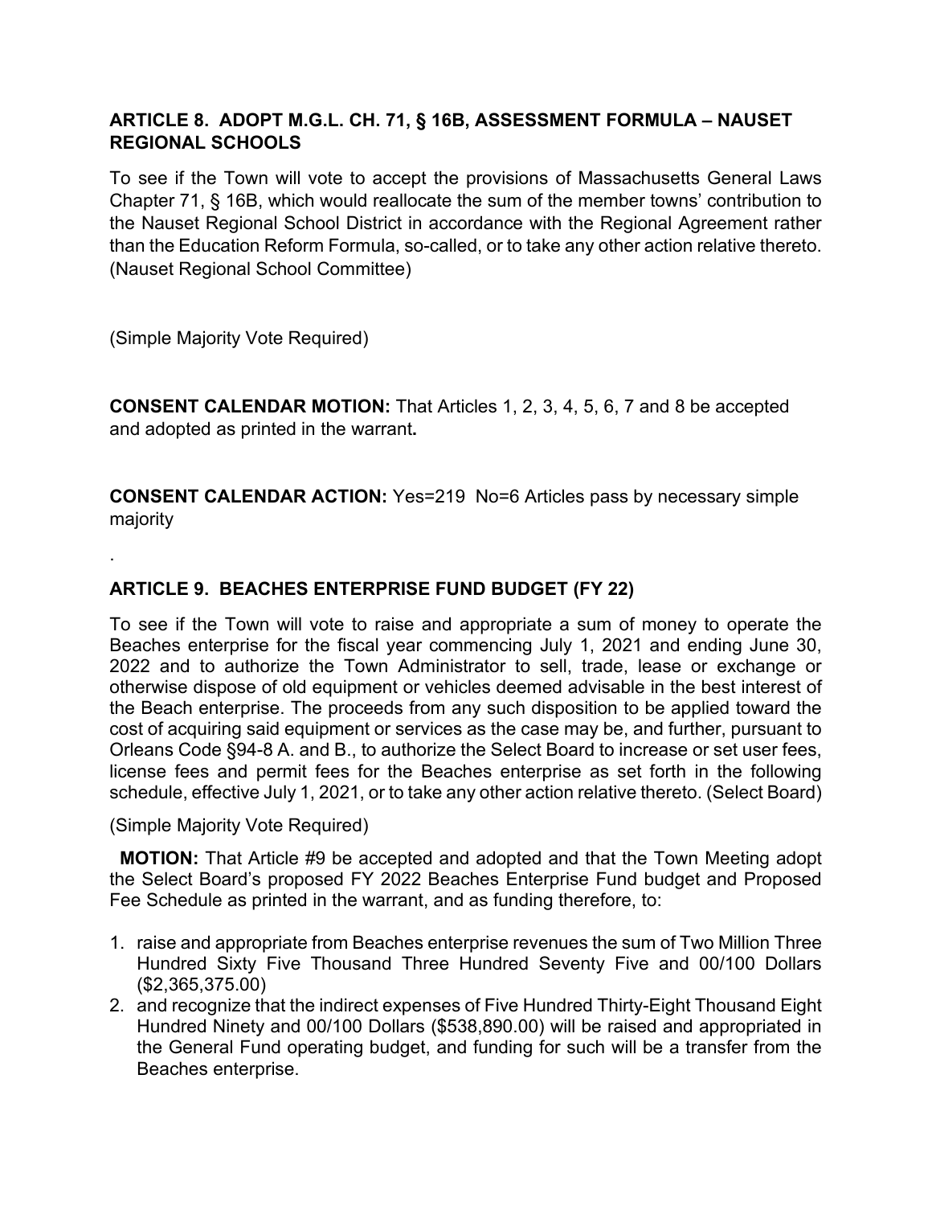### ARTICLE 8. ADOPT M.G.L. CH. 71, § 16B, ASSESSMENT FORMULA – NAUSET REGIONAL SCHOOLS

To see if the Town will vote to accept the provisions of Massachusetts General Laws Chapter 71, § 16B, which would reallocate the sum of the member towns' contribution to the Nauset Regional School District in accordance with the Regional Agreement rather than the Education Reform Formula, so-called, or to take any other action relative thereto. (Nauset Regional School Committee)

(Simple Majority Vote Required)

**CONSENT CALENDAR MOTION:** That Articles 1, 2, 3, 4, 5, 6, 7 and 8 be accepted and adopted as printed in the warrant**.**

**CONSENT CALENDAR ACTION:** Yes=219 No=6 Articles pass by necessary simple majority

.

### ARTICLE 9. BEACHES ENTERPRISE FUND BUDGET (FY 22)

To see if the Town will vote to raise and appropriate a sum of money to operate the Beaches enterprise for the fiscal year commencing July 1, 2021 and ending June 30, 2022 and to authorize the Town Administrator to sell, trade, lease or exchange or otherwise dispose of old equipment or vehicles deemed advisable in the best interest of the Beach enterprise. The proceeds from any such disposition to be applied toward the cost of acquiring said equipment or services as the case may be, and further, pursuant to Orleans Code §94-8 A. and B., to authorize the Select Board to increase or set user fees, license fees and permit fees for the Beaches enterprise as set forth in the following schedule, effective July 1, 2021, or to take any other action relative thereto. (Select Board)

(Simple Majority Vote Required)

**MOTION:** That Article #9 be accepted and adopted and that the Town Meeting adopt the Select Board's proposed FY 2022 Beaches Enterprise Fund budget and Proposed Fee Schedule as printed in the warrant, and as funding therefore, to:

1. raise and appropriate from Beaches enterprise revenues the sum of Two Million Three Hundred Sixty Five Thousand Three Hundred Seventy Five and 00/100 Dollars ($2,365,375.00)
2. and recognize that the indirect expenses of Five Hundred Thirty-Eight Thousand Eight Hundred Ninety and 00/100 Dollars ($538,890.00) will be raised and appropriated in the General Fund operating budget, and funding for such will be a transfer from the Beaches enterprise.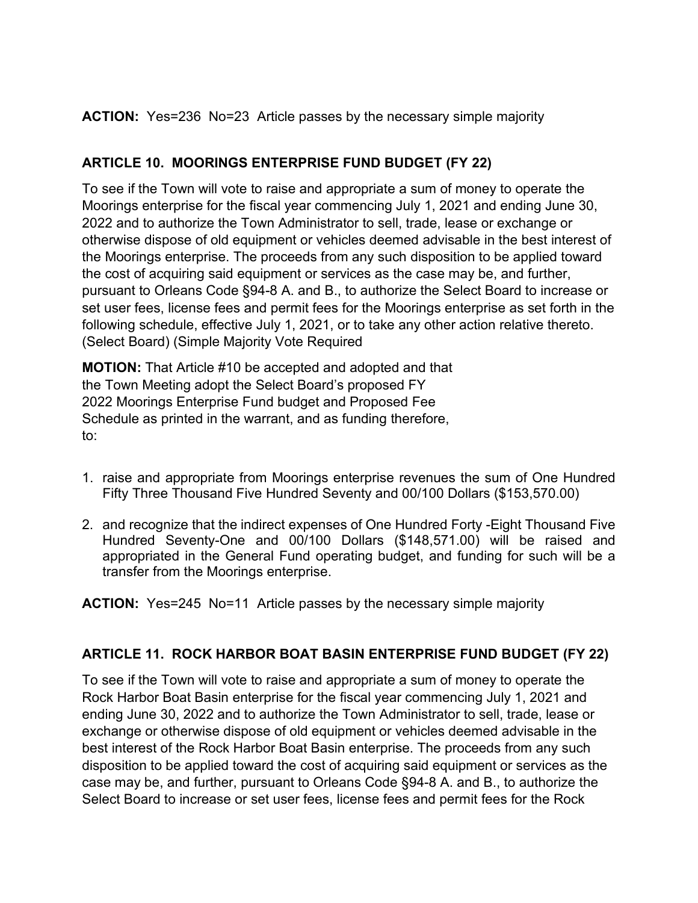**ACTION:** Yes=236 No=23 Article passes by the necessary simple majority

## ARTICLE 10. MOORINGS ENTERPRISE FUND BUDGET (FY 22)

To see if the Town will vote to raise and appropriate a sum of money to operate the Moorings enterprise for the fiscal year commencing July 1, 2021 and ending June 30, 2022 and to authorize the Town Administrator to sell, trade, lease or exchange or otherwise dispose of old equipment or vehicles deemed advisable in the best interest of the Moorings enterprise. The proceeds from any such disposition to be applied toward the cost of acquiring said equipment or services as the case may be, and further, pursuant to Orleans Code §94-8 A. and B., to authorize the Select Board to increase or set user fees, license fees and permit fees for the Moorings enterprise as set forth in the following schedule, effective July 1, 2021, or to take any other action relative thereto. (Select Board) (Simple Majority Vote Required

**MOTION:** That Article #10 be accepted and adopted and that the Town Meeting adopt the Select Board's proposed FY 2022 Moorings Enterprise Fund budget and Proposed Fee Schedule as printed in the warrant, and as funding therefore, to:

1. raise and appropriate from Moorings enterprise revenues the sum of One Hundred Fifty Three Thousand Five Hundred Seventy and 00/100 Dollars ($153,570.00)
2. and recognize that the indirect expenses of One Hundred Forty -Eight Thousand Five Hundred Seventy-One and 00/100 Dollars ($148,571.00) will be raised and appropriated in the General Fund operating budget, and funding for such will be a transfer from the Moorings enterprise.

**ACTION:** Yes=245 No=11 Article passes by the necessary simple majority

## ARTICLE 11. ROCK HARBOR BOAT BASIN ENTERPRISE FUND BUDGET (FY 22)

To see if the Town will vote to raise and appropriate a sum of money to operate the Rock Harbor Boat Basin enterprise for the fiscal year commencing July 1, 2021 and ending June 30, 2022 and to authorize the Town Administrator to sell, trade, lease or exchange or otherwise dispose of old equipment or vehicles deemed advisable in the best interest of the Rock Harbor Boat Basin enterprise. The proceeds from any such disposition to be applied toward the cost of acquiring said equipment or services as the case may be, and further, pursuant to Orleans Code §94-8 A. and B., to authorize the Select Board to increase or set user fees, license fees and permit fees for the Rock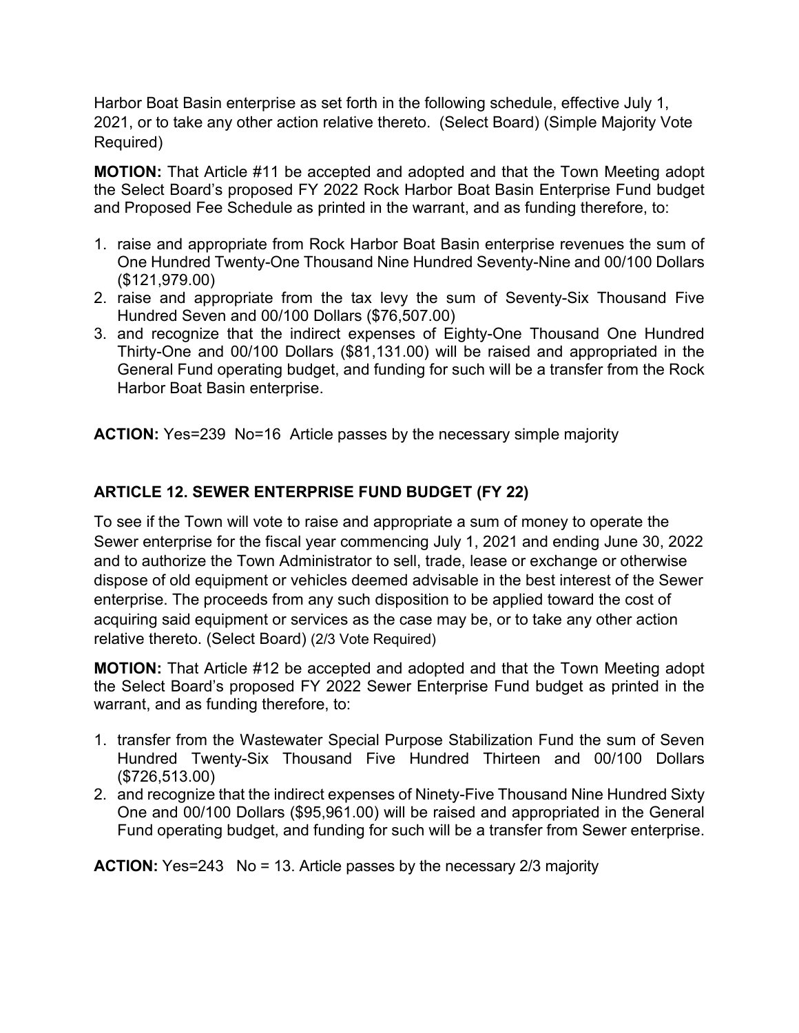Harbor Boat Basin enterprise as set forth in the following schedule, effective July 1, 2021, or to take any other action relative thereto. (Select Board) (Simple Majority Vote Required)

**MOTION:** That Article #11 be accepted and adopted and that the Town Meeting adopt the Select Board's proposed FY 2022 Rock Harbor Boat Basin Enterprise Fund budget and Proposed Fee Schedule as printed in the warrant, and as funding therefore, to:

1. raise and appropriate from Rock Harbor Boat Basin enterprise revenues the sum of One Hundred Twenty-One Thousand Nine Hundred Seventy-Nine and 00/100 Dollars ($121,979.00)
2. raise and appropriate from the tax levy the sum of Seventy-Six Thousand Five Hundred Seven and 00/100 Dollars ($76,507.00)
3. and recognize that the indirect expenses of Eighty-One Thousand One Hundred Thirty-One and 00/100 Dollars ($81,131.00) will be raised and appropriated in the General Fund operating budget, and funding for such will be a transfer from the Rock Harbor Boat Basin enterprise.

**ACTION:** Yes=239 No=16 Article passes by the necessary simple majority

## ARTICLE 12. SEWER ENTERPRISE FUND BUDGET (FY 22)

To see if the Town will vote to raise and appropriate a sum of money to operate the Sewer enterprise for the fiscal year commencing July 1, 2021 and ending June 30, 2022 and to authorize the Town Administrator to sell, trade, lease or exchange or otherwise dispose of old equipment or vehicles deemed advisable in the best interest of the Sewer enterprise. The proceeds from any such disposition to be applied toward the cost of acquiring said equipment or services as the case may be, or to take any other action relative thereto. (Select Board) (2/3 Vote Required)

**MOTION:** That Article #12 be accepted and adopted and that the Town Meeting adopt the Select Board's proposed FY 2022 Sewer Enterprise Fund budget as printed in the warrant, and as funding therefore, to:

1. transfer from the Wastewater Special Purpose Stabilization Fund the sum of Seven Hundred Twenty-Six Thousand Five Hundred Thirteen and 00/100 Dollars ($726,513.00)
2. and recognize that the indirect expenses of Ninety-Five Thousand Nine Hundred Sixty One and 00/100 Dollars ($95,961.00) will be raised and appropriated in the General Fund operating budget, and funding for such will be a transfer from Sewer enterprise.

**ACTION:** Yes=243 No = 13. Article passes by the necessary 2/3 majority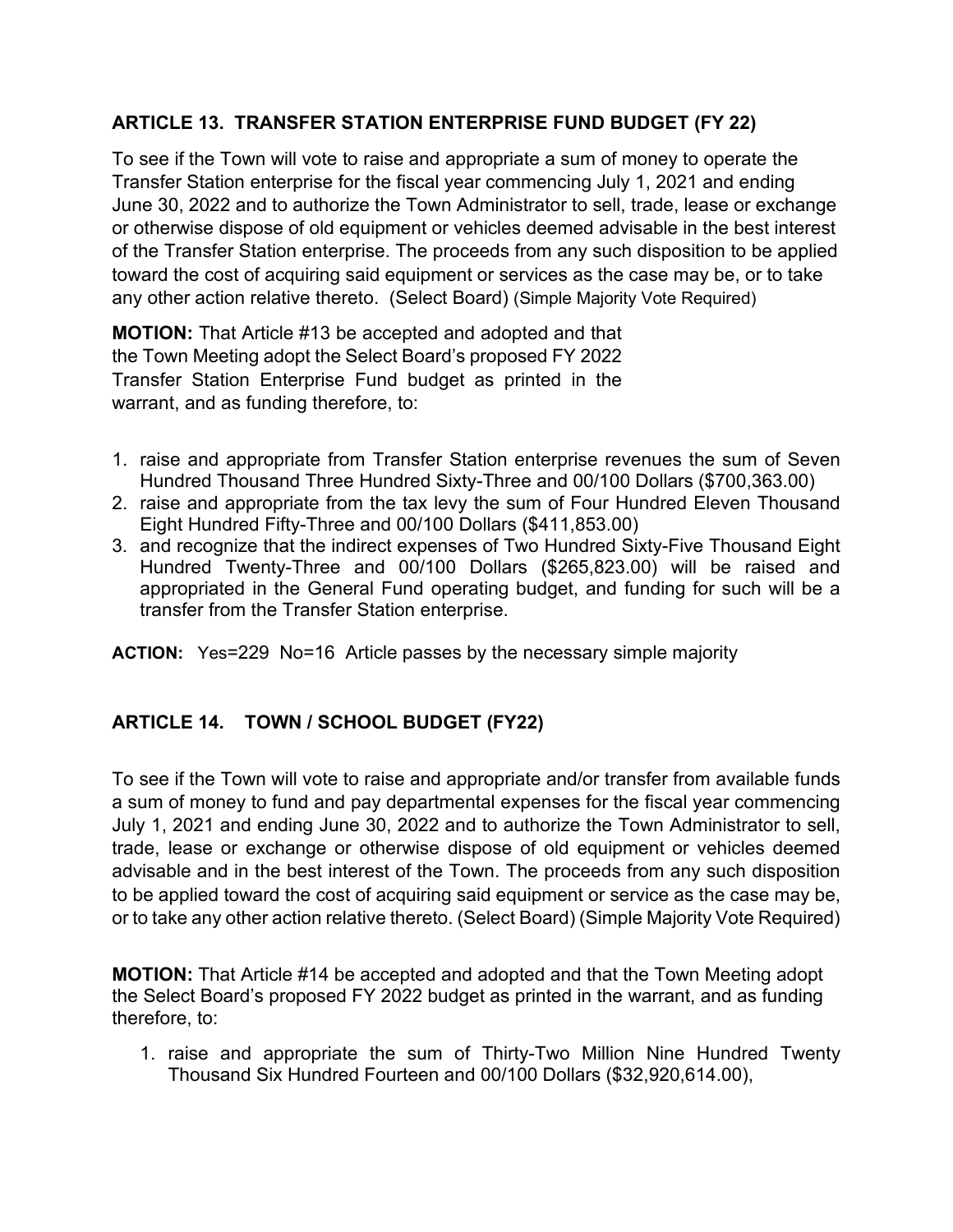### ARTICLE 13. TRANSFER STATION ENTERPRISE FUND BUDGET (FY 22)

To see if the Town will vote to raise and appropriate a sum of money to operate the Transfer Station enterprise for the fiscal year commencing July 1, 2021 and ending June 30, 2022 and to authorize the Town Administrator to sell, trade, lease or exchange or otherwise dispose of old equipment or vehicles deemed advisable in the best interest of the Transfer Station enterprise. The proceeds from any such disposition to be applied toward the cost of acquiring said equipment or services as the case may be, or to take any other action relative thereto. (Select Board) (Simple Majority Vote Required)

**MOTION:** That Article #13 be accepted and adopted and that the Town Meeting adopt the Select Board's proposed FY 2022 Transfer Station Enterprise Fund budget as printed in the warrant, and as funding therefore, to:

1. raise and appropriate from Transfer Station enterprise revenues the sum of Seven Hundred Thousand Three Hundred Sixty-Three and 00/100 Dollars ($700,363.00)
2. raise and appropriate from the tax levy the sum of Four Hundred Eleven Thousand Eight Hundred Fifty-Three and 00/100 Dollars ($411,853.00)
3. and recognize that the indirect expenses of Two Hundred Sixty-Five Thousand Eight Hundred Twenty-Three and 00/100 Dollars ($265,823.00) will be raised and appropriated in the General Fund operating budget, and funding for such will be a transfer from the Transfer Station enterprise.

**ACTION:** Yes=229 No=16 Article passes by the necessary simple majority

### ARTICLE 14. TOWN / SCHOOL BUDGET (FY22)

To see if the Town will vote to raise and appropriate and/or transfer from available funds a sum of money to fund and pay departmental expenses for the fiscal year commencing July 1, 2021 and ending June 30, 2022 and to authorize the Town Administrator to sell, trade, lease or exchange or otherwise dispose of old equipment or vehicles deemed advisable and in the best interest of the Town. The proceeds from any such disposition to be applied toward the cost of acquiring said equipment or service as the case may be, or to take any other action relative thereto. (Select Board) (Simple Majority Vote Required)

**MOTION:** That Article #14 be accepted and adopted and that the Town Meeting adopt the Select Board's proposed FY 2022 budget as printed in the warrant, and as funding therefore, to:

1. raise and appropriate the sum of Thirty-Two Million Nine Hundred Twenty Thousand Six Hundred Fourteen and 00/100 Dollars ($32,920,614.00),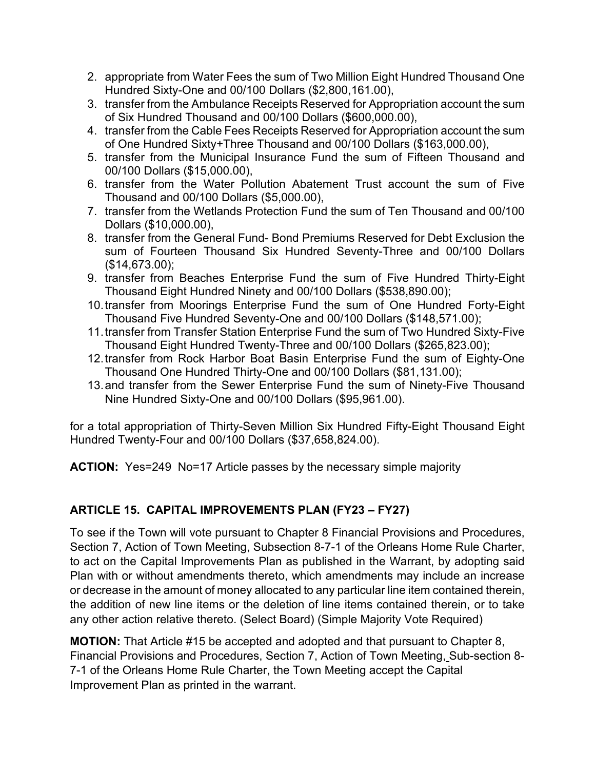2. appropriate from Water Fees the sum of Two Million Eight Hundred Thousand One Hundred Sixty-One and 00/100 Dollars ($2,800,161.00),
3. transfer from the Ambulance Receipts Reserved for Appropriation account the sum of Six Hundred Thousand and 00/100 Dollars ($600,000.00),
4. transfer from the Cable Fees Receipts Reserved for Appropriation account the sum of One Hundred Sixty+Three Thousand and 00/100 Dollars ($163,000.00),
5. transfer from the Municipal Insurance Fund the sum of Fifteen Thousand and 00/100 Dollars ($15,000.00),
6. transfer from the Water Pollution Abatement Trust account the sum of Five Thousand and 00/100 Dollars ($5,000.00),
7. transfer from the Wetlands Protection Fund the sum of Ten Thousand and 00/100 Dollars ($10,000.00),
8. transfer from the General Fund- Bond Premiums Reserved for Debt Exclusion the sum of Fourteen Thousand Six Hundred Seventy-Three and 00/100 Dollars ($14,673.00);
9. transfer from Beaches Enterprise Fund the sum of Five Hundred Thirty-Eight Thousand Eight Hundred Ninety and 00/100 Dollars ($538,890.00);
10. transfer from Moorings Enterprise Fund the sum of One Hundred Forty-Eight Thousand Five Hundred Seventy-One and 00/100 Dollars ($148,571.00);
11. transfer from Transfer Station Enterprise Fund the sum of Two Hundred Sixty-Five Thousand Eight Hundred Twenty-Three and 00/100 Dollars ($265,823.00);
12. transfer from Rock Harbor Boat Basin Enterprise Fund the sum of Eighty-One Thousand One Hundred Thirty-One and 00/100 Dollars ($81,131.00);
13. and transfer from the Sewer Enterprise Fund the sum of Ninety-Five Thousand Nine Hundred Sixty-One and 00/100 Dollars ($95,961.00).

for a total appropriation of Thirty-Seven Million Six Hundred Fifty-Eight Thousand Eight Hundred Twenty-Four and 00/100 Dollars ($37,658,824.00).

**ACTION:** Yes=249 No=17 Article passes by the necessary simple majority

## ARTICLE 15. CAPITAL IMPROVEMENTS PLAN (FY23 – FY27)

To see if the Town will vote pursuant to Chapter 8 Financial Provisions and Procedures, Section 7, Action of Town Meeting, Subsection 8-7-1 of the Orleans Home Rule Charter, to act on the Capital Improvements Plan as published in the Warrant, by adopting said Plan with or without amendments thereto, which amendments may include an increase or decrease in the amount of money allocated to any particular line item contained therein, the addition of new line items or the deletion of line items contained therein, or to take any other action relative thereto. (Select Board) (Simple Majority Vote Required)

**MOTION:** That Article #15 be accepted and adopted and that pursuant to Chapter 8, Financial Provisions and Procedures, Section 7, Action of Town Meeting, Sub-section 8-7-1 of the Orleans Home Rule Charter, the Town Meeting accept the Capital Improvement Plan as printed in the warrant.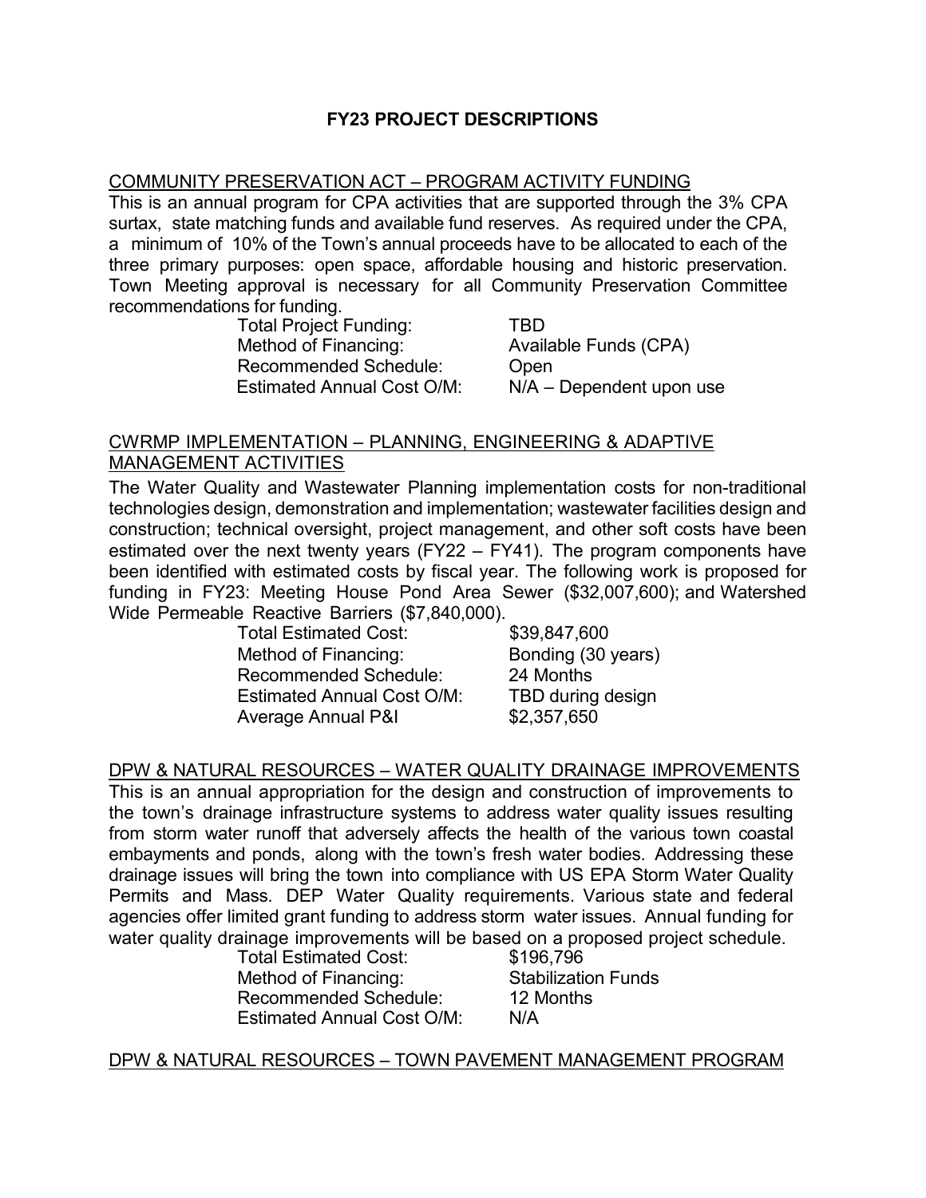# FY23 PROJECT DESCRIPTIONS

## COMMUNITY PRESERVATION ACT – PROGRAM ACTIVITY FUNDING

This is an annual program for CPA activities that are supported through the 3% CPA surtax, state matching funds and available fund reserves. As required under the CPA, a minimum of 10% of the Town's annual proceeds have to be allocated to each of the three primary purposes: open space, affordable housing and historic preservation. Town Meeting approval is necessary for all Community Preservation Committee recommendations for funding.

| | |
|---|---|
| Total Project Funding: | TBD |
| Method of Financing: | Available Funds (CPA) |
| Recommended Schedule: | Open |
| Estimated Annual Cost O/M: | N/A – Dependent upon use |

## CWRMP IMPLEMENTATION – PLANNING, ENGINEERING & ADAPTIVE MANAGEMENT ACTIVITIES

The Water Quality and Wastewater Planning implementation costs for non-traditional technologies design, demonstration and implementation; wastewater facilities design and construction; technical oversight, project management, and other soft costs have been estimated over the next twenty years (FY22 – FY41). The program components have been identified with estimated costs by fiscal year. The following work is proposed for funding in FY23: Meeting House Pond Area Sewer ($32,007,600); and Watershed Wide Permeable Reactive Barriers ($7,840,000).

| | |
|---|---|
| Total Estimated Cost: | $39,847,600 |
| Method of Financing: | Bonding (30 years) |
| Recommended Schedule: | 24 Months |
| Estimated Annual Cost O/M: | TBD during design |
| Average Annual P&I | $2,357,650 |

## DPW & NATURAL RESOURCES – WATER QUALITY DRAINAGE IMPROVEMENTS

This is an annual appropriation for the design and construction of improvements to the town's drainage infrastructure systems to address water quality issues resulting from storm water runoff that adversely affects the health of the various town coastal embayments and ponds, along with the town's fresh water bodies. Addressing these drainage issues will bring the town into compliance with US EPA Storm Water Quality Permits and Mass. DEP Water Quality requirements. Various state and federal agencies offer limited grant funding to address storm water issues. Annual funding for water quality drainage improvements will be based on a proposed project schedule.

| | |
|---|---|
| Total Estimated Cost: | $196,796 |
| Method of Financing: | Stabilization Funds |
| Recommended Schedule: | 12 Months |
| Estimated Annual Cost O/M: | N/A |

## DPW & NATURAL RESOURCES – TOWN PAVEMENT MANAGEMENT PROGRAM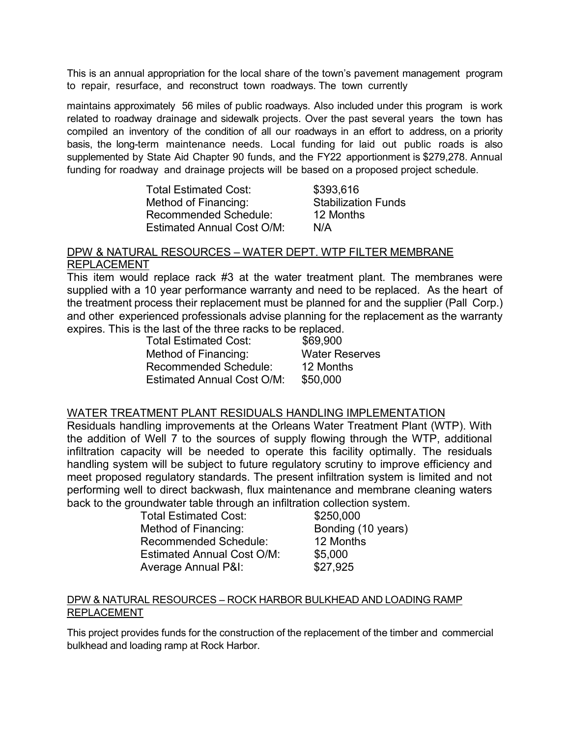This is an annual appropriation for the local share of the town's pavement management program to repair, resurface, and reconstruct town roadways. The town currently

maintains approximately 56 miles of public roadways. Also included under this program is work related to roadway drainage and sidewalk projects. Over the past several years the town has compiled an inventory of the condition of all our roadways in an effort to address, on a priority basis, the long-term maintenance needs. Local funding for laid out public roads is also supplemented by State Aid Chapter 90 funds, and the FY22 apportionment is $279,278. Annual funding for roadway and drainage projects will be based on a proposed project schedule.

| | |
|---|---|
| Total Estimated Cost: | $393,616 |
| Method of Financing: | Stabilization Funds |
| Recommended Schedule: | 12 Months |
| Estimated Annual Cost O/M: | N/A |

DPW & NATURAL RESOURCES – WATER DEPT. WTP FILTER MEMBRANE REPLACEMENT

This item would replace rack #3 at the water treatment plant. The membranes were supplied with a 10 year performance warranty and need to be replaced. As the heart of the treatment process their replacement must be planned for and the supplier (Pall Corp.) and other experienced professionals advise planning for the replacement as the warranty expires. This is the last of the three racks to be replaced.

| | |
|---|---|
| Total Estimated Cost: | $69,900 |
| Method of Financing: | Water Reserves |
| Recommended Schedule: | 12 Months |
| Estimated Annual Cost O/M: | $50,000 |

WATER TREATMENT PLANT RESIDUALS HANDLING IMPLEMENTATION

Residuals handling improvements at the Orleans Water Treatment Plant (WTP). With the addition of Well 7 to the sources of supply flowing through the WTP, additional infiltration capacity will be needed to operate this facility optimally. The residuals handling system will be subject to future regulatory scrutiny to improve efficiency and meet proposed regulatory standards. The present infiltration system is limited and not performing well to direct backwash, flux maintenance and membrane cleaning waters back to the groundwater table through an infiltration collection system.

| | |
|---|---|
| Total Estimated Cost: | $250,000 |
| Method of Financing: | Bonding (10 years) |
| Recommended Schedule: | 12 Months |
| Estimated Annual Cost O/M: | $5,000 |
| Average Annual P&I: | $27,925 |

DPW & NATURAL RESOURCES – ROCK HARBOR BULKHEAD AND LOADING RAMP REPLACEMENT

This project provides funds for the construction of the replacement of the timber and commercial bulkhead and loading ramp at Rock Harbor.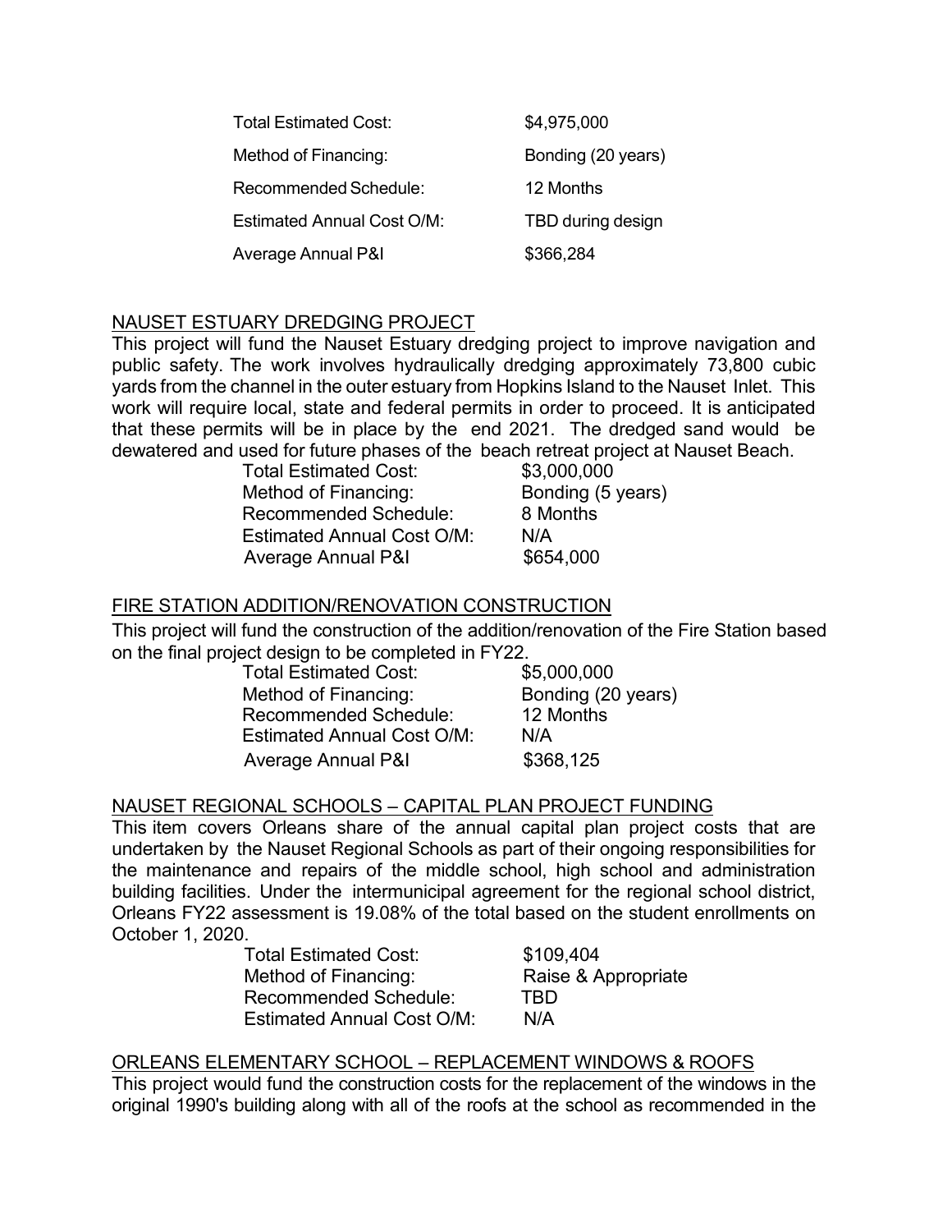| | |
|---|---|
| Total Estimated Cost: | $4,975,000 |
| Method of Financing: | Bonding (20 years) |
| Recommended Schedule: | 12 Months |
| Estimated Annual Cost O/M: | TBD during design |
| Average Annual P&I | $366,284 |

<u>NAUSET ESTUARY DREDGING PROJECT</u>

This project will fund the Nauset Estuary dredging project to improve navigation and public safety. The work involves hydraulically dredging approximately 73,800 cubic yards from the channel in the outer estuary from Hopkins Island to the Nauset Inlet. This work will require local, state and federal permits in order to proceed. It is anticipated that these permits will be in place by the end 2021. The dredged sand would be dewatered and used for future phases of the beach retreat project at Nauset Beach.

| | |
|---|---|
| Total Estimated Cost: | $3,000,000 |
| Method of Financing: | Bonding (5 years) |
| Recommended Schedule: | 8 Months |
| Estimated Annual Cost O/M: | N/A |
| Average Annual P&I | $654,000 |

<u>FIRE STATION ADDITION/RENOVATION CONSTRUCTION</u>

This project will fund the construction of the addition/renovation of the Fire Station based on the final project design to be completed in FY22.

| | |
|---|---|
| Total Estimated Cost: | $5,000,000 |
| Method of Financing: | Bonding (20 years) |
| Recommended Schedule: | 12 Months |
| Estimated Annual Cost O/M: | N/A |
| Average Annual P&I | $368,125 |

<u>NAUSET REGIONAL SCHOOLS – CAPITAL PLAN PROJECT FUNDING</u>

This item covers Orleans share of the annual capital plan project costs that are undertaken by the Nauset Regional Schools as part of their ongoing responsibilities for the maintenance and repairs of the middle school, high school and administration building facilities. Under the intermunicipal agreement for the regional school district, Orleans FY22 assessment is 19.08% of the total based on the student enrollments on October 1, 2020.

| | |
|---|---|
| Total Estimated Cost: | $109,404 |
| Method of Financing: | Raise & Appropriate |
| Recommended Schedule: | TBD |
| Estimated Annual Cost O/M: | N/A |

<u>ORLEANS ELEMENTARY SCHOOL – REPLACEMENT WINDOWS & ROOFS</u>

This project would fund the construction costs for the replacement of the windows in the original 1990's building along with all of the roofs at the school as recommended in the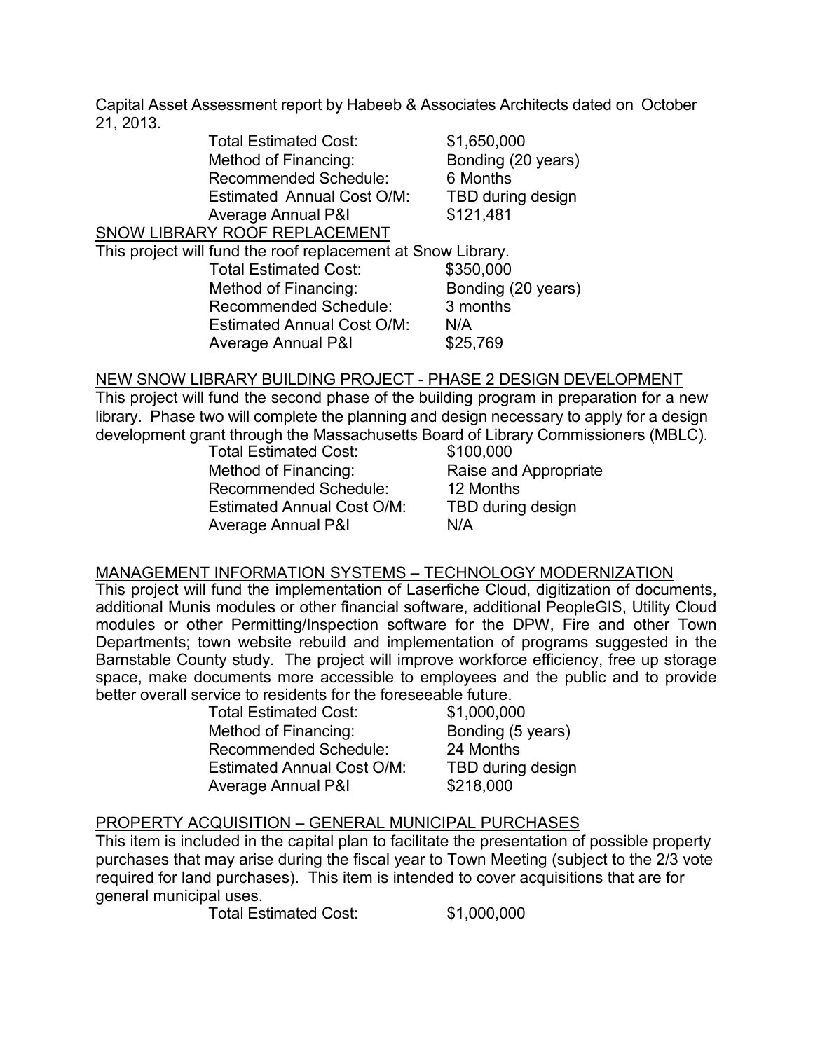Capital Asset Assessment report by Habeeb & Associates Architects dated on October 21, 2013.

| | |
|---|---|
| Total Estimated Cost: | $1,650,000 |
| Method of Financing: | Bonding (20 years) |
| Recommended Schedule: | 6 Months |
| Estimated Annual Cost O/M: | TBD during design |
| Average Annual P&I | $121,481 |

<u>SNOW LIBRARY ROOF REPLACEMENT</u>

This project will fund the roof replacement at Snow Library.

| | |
|---|---|
| Total Estimated Cost: | $350,000 |
| Method of Financing: | Bonding (20 years) |
| Recommended Schedule: | 3 months |
| Estimated Annual Cost O/M: | N/A |
| Average Annual P&I | $25,769 |

<u>NEW SNOW LIBRARY BUILDING PROJECT - PHASE 2 DESIGN DEVELOPMENT</u>

This project will fund the second phase of the building program in preparation for a new library. Phase two will complete the planning and design necessary to apply for a design development grant through the Massachusetts Board of Library Commissioners (MBLC).

| | |
|---|---|
| Total Estimated Cost: | $100,000 |
| Method of Financing: | Raise and Appropriate |
| Recommended Schedule: | 12 Months |
| Estimated Annual Cost O/M: | TBD during design |
| Average Annual P&I | N/A |

<u>MANAGEMENT INFORMATION SYSTEMS – TECHNOLOGY MODERNIZATION</u>

This project will fund the implementation of Laserfiche Cloud, digitization of documents, additional Munis modules or other financial software, additional PeopleGIS, Utility Cloud modules or other Permitting/Inspection software for the DPW, Fire and other Town Departments; town website rebuild and implementation of programs suggested in the Barnstable County study. The project will improve workforce efficiency, free up storage space, make documents more accessible to employees and the public and to provide better overall service to residents for the foreseeable future.

| | |
|---|---|
| Total Estimated Cost: | $1,000,000 |
| Method of Financing: | Bonding (5 years) |
| Recommended Schedule: | 24 Months |
| Estimated Annual Cost O/M: | TBD during design |
| Average Annual P&I | $218,000 |

<u>PROPERTY ACQUISITION – GENERAL MUNICIPAL PURCHASES</u>

This item is included in the capital plan to facilitate the presentation of possible property purchases that may arise during the fiscal year to Town Meeting (subject to the 2/3 vote required for land purchases). This item is intended to cover acquisitions that are for general municipal uses.

| | |
|---|---|
| Total Estimated Cost: | $1,000,000 |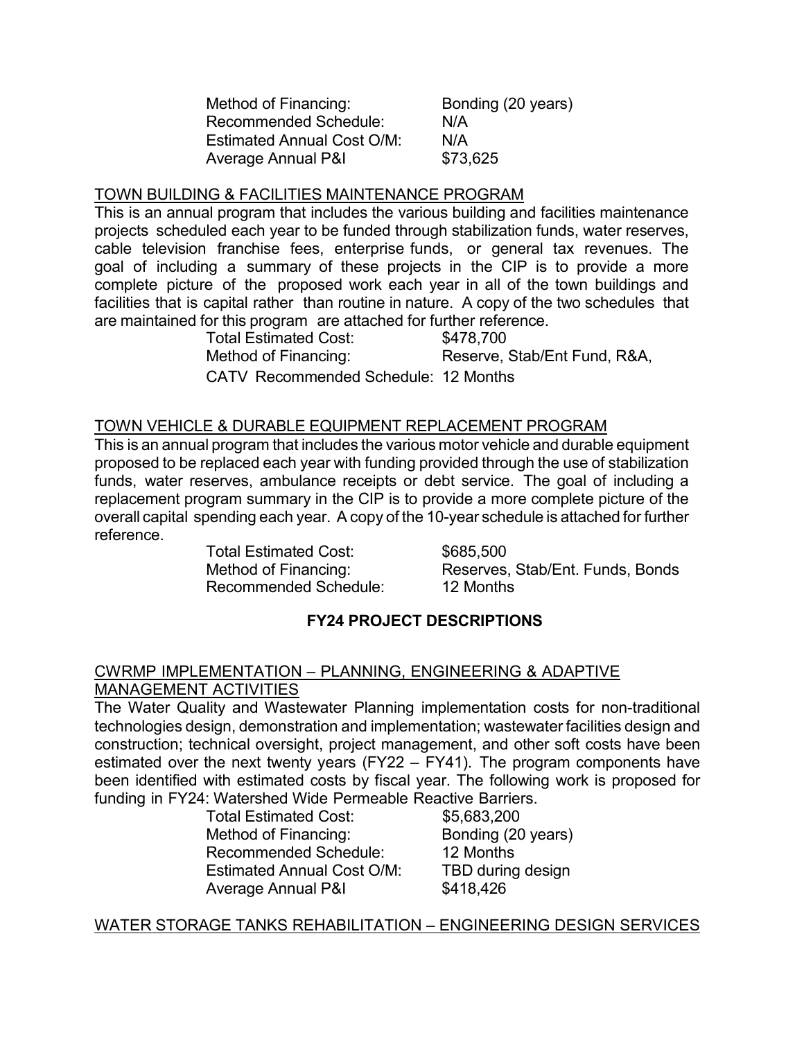Method of Financing: Bonding (20 years)
Recommended Schedule: N/A
Estimated Annual Cost O/M: N/A
Average Annual P&I $73,625

TOWN BUILDING & FACILITIES MAINTENANCE PROGRAM

This is an annual program that includes the various building and facilities maintenance projects scheduled each year to be funded through stabilization funds, water reserves, cable television franchise fees, enterprise funds, or general tax revenues. The goal of including a summary of these projects in the CIP is to provide a more complete picture of the proposed work each year in all of the town buildings and facilities that is capital rather than routine in nature. A copy of the two schedules that are maintained for this program are attached for further reference.

Total Estimated Cost: $478,700
Method of Financing: Reserve, Stab/Ent Fund, R&A,
CATV Recommended Schedule: 12 Months

TOWN VEHICLE & DURABLE EQUIPMENT REPLACEMENT PROGRAM

This is an annual program that includes the various motor vehicle and durable equipment proposed to be replaced each year with funding provided through the use of stabilization funds, water reserves, ambulance receipts or debt service. The goal of including a replacement program summary in the CIP is to provide a more complete picture of the overall capital spending each year. A copy of the 10-year schedule is attached for further reference.

Total Estimated Cost: $685,500
Method of Financing: Reserves, Stab/Ent. Funds, Bonds
Recommended Schedule: 12 Months

**FY24 PROJECT DESCRIPTIONS**

CWRMP IMPLEMENTATION – PLANNING, ENGINEERING & ADAPTIVE MANAGEMENT ACTIVITIES

The Water Quality and Wastewater Planning implementation costs for non-traditional technologies design, demonstration and implementation; wastewater facilities design and construction; technical oversight, project management, and other soft costs have been estimated over the next twenty years (FY22 – FY41). The program components have been identified with estimated costs by fiscal year. The following work is proposed for funding in FY24: Watershed Wide Permeable Reactive Barriers.

Total Estimated Cost: $5,683,200
Method of Financing: Bonding (20 years)
Recommended Schedule: 12 Months
Estimated Annual Cost O/M: TBD during design
Average Annual P&I $418,426

WATER STORAGE TANKS REHABILITATION – ENGINEERING DESIGN SERVICES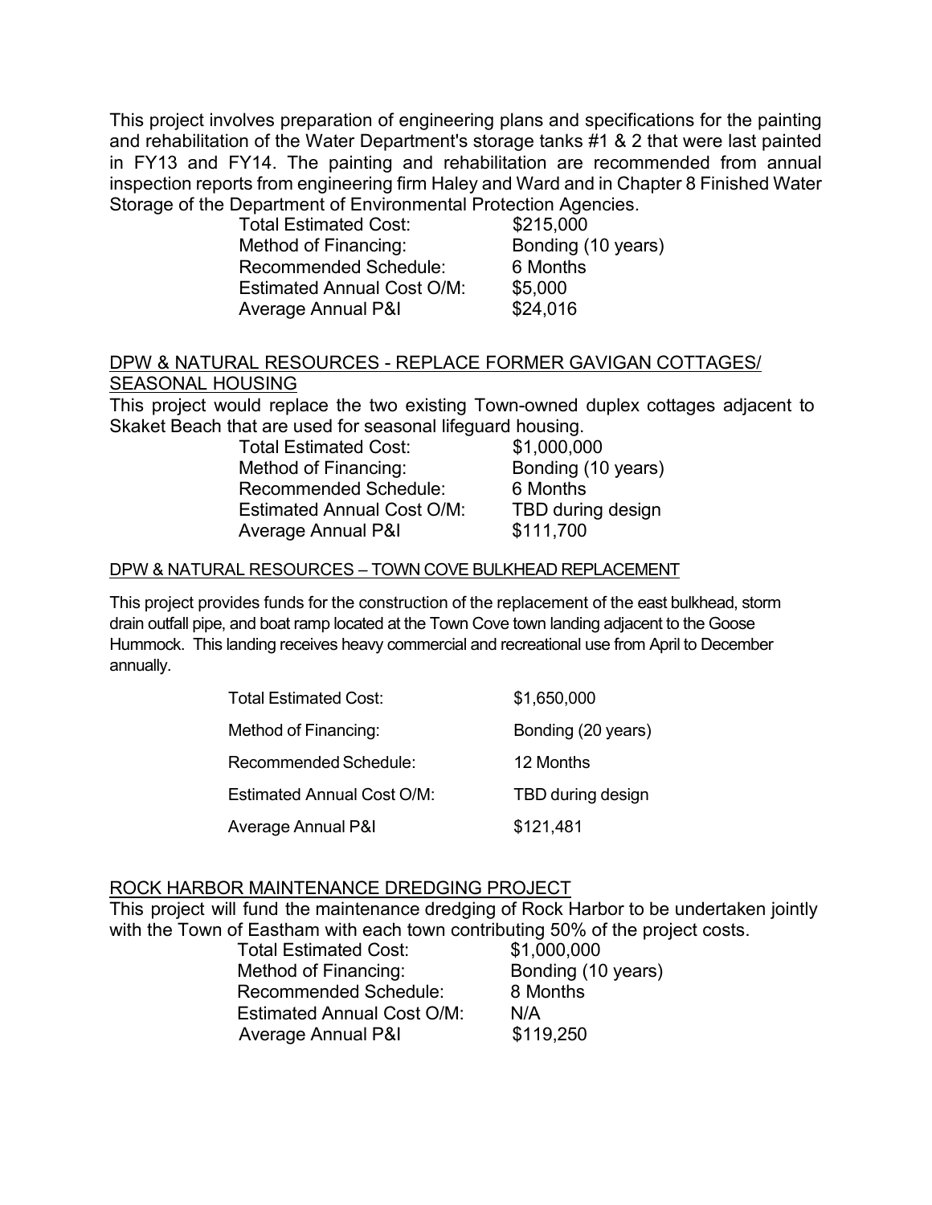This project involves preparation of engineering plans and specifications for the painting and rehabilitation of the Water Department's storage tanks #1 & 2 that were last painted in FY13 and FY14. The painting and rehabilitation are recommended from annual inspection reports from engineering firm Haley and Ward and in Chapter 8 Finished Water Storage of the Department of Environmental Protection Agencies.

| | |
|---|---|
| Total Estimated Cost: | $215,000 |
| Method of Financing: | Bonding (10 years) |
| Recommended Schedule: | 6 Months |
| Estimated Annual Cost O/M: | $5,000 |
| Average Annual P&I | $24,016 |

## DPW & NATURAL RESOURCES - REPLACE FORMER GAVIGAN COTTAGES/ SEASONAL HOUSING

This project would replace the two existing Town-owned duplex cottages adjacent to Skaket Beach that are used for seasonal lifeguard housing.

| | |
|---|---|
| Total Estimated Cost: | $1,000,000 |
| Method of Financing: | Bonding (10 years) |
| Recommended Schedule: | 6 Months |
| Estimated Annual Cost O/M: | TBD during design |
| Average Annual P&I | $111,700 |

## DPW & NATURAL RESOURCES – TOWN COVE BULKHEAD REPLACEMENT

This project provides funds for the construction of the replacement of the east bulkhead, storm drain outfall pipe, and boat ramp located at the Town Cove town landing adjacent to the Goose Hummock. This landing receives heavy commercial and recreational use from April to December annually.

| | |
|---|---|
| Total Estimated Cost: | $1,650,000 |
| Method of Financing: | Bonding (20 years) |
| Recommended Schedule: | 12 Months |
| Estimated Annual Cost O/M: | TBD during design |
| Average Annual P&I | $121,481 |

## ROCK HARBOR MAINTENANCE DREDGING PROJECT

This project will fund the maintenance dredging of Rock Harbor to be undertaken jointly with the Town of Eastham with each town contributing 50% of the project costs.

| | |
|---|---|
| Total Estimated Cost: | $1,000,000 |
| Method of Financing: | Bonding (10 years) |
| Recommended Schedule: | 8 Months |
| Estimated Annual Cost O/M: | N/A |
| Average Annual P&I | $119,250 |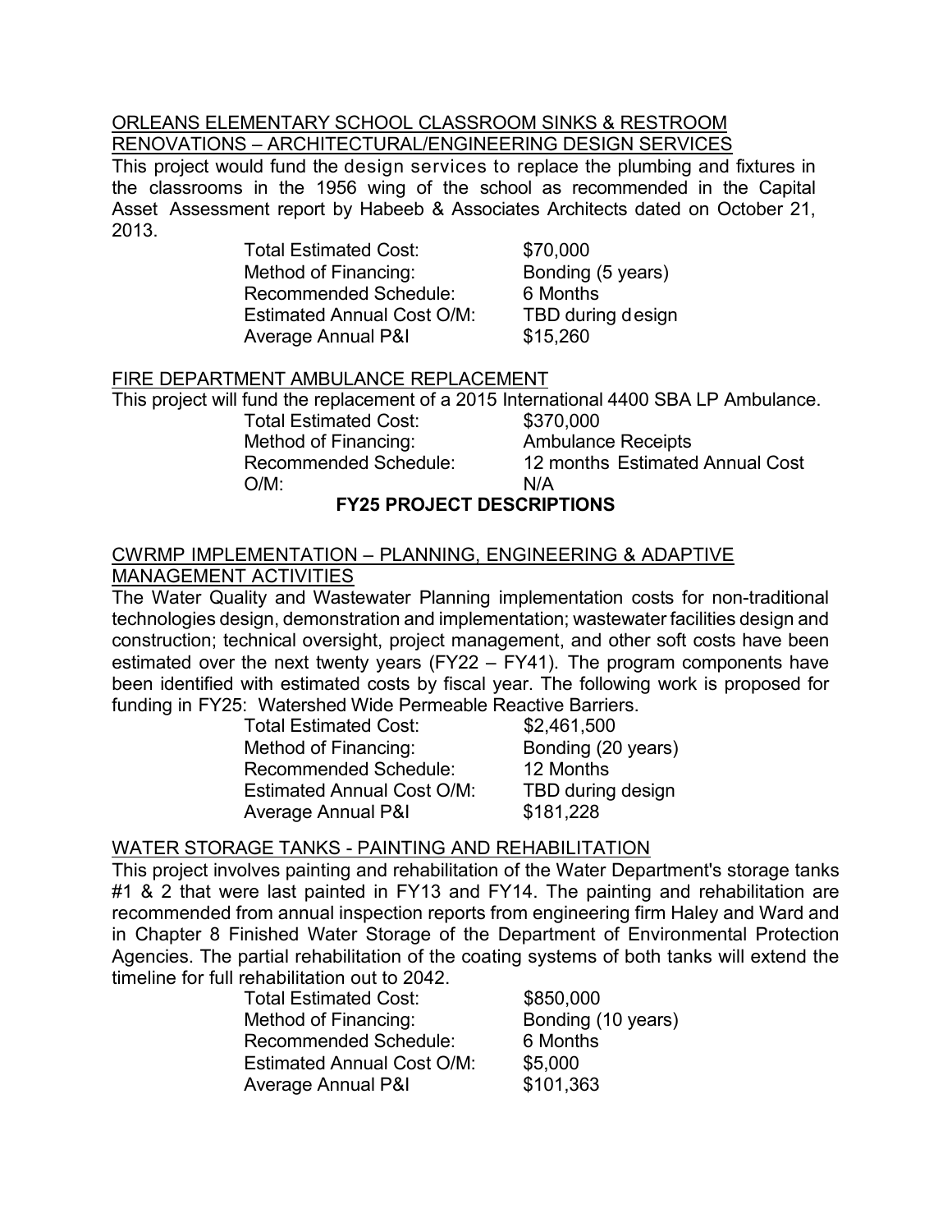<u>ORLEANS ELEMENTARY SCHOOL CLASSROOM SINKS & RESTROOM RENOVATIONS – ARCHITECTURAL/ENGINEERING DESIGN SERVICES</u>

This project would fund the design services to replace the plumbing and fixtures in the classrooms in the 1956 wing of the school as recommended in the Capital Asset Assessment report by Habeeb & Associates Architects dated on October 21, 2013.

| | |
|---|---|
| Total Estimated Cost: | $70,000 |
| Method of Financing: | Bonding (5 years) |
| Recommended Schedule: | 6 Months |
| Estimated Annual Cost O/M: | TBD during design |
| Average Annual P&I | $15,260 |

<u>FIRE DEPARTMENT AMBULANCE REPLACEMENT</u>

This project will fund the replacement of a 2015 International 4400 SBA LP Ambulance.

| | |
|---|---|
| Total Estimated Cost: | $370,000 |
| Method of Financing: | Ambulance Receipts |
| Recommended Schedule: | 12 months |
| Estimated Annual Cost O/M: | N/A |

## FY25 PROJECT DESCRIPTIONS

<u>CWRMP IMPLEMENTATION – PLANNING, ENGINEERING & ADAPTIVE MANAGEMENT ACTIVITIES</u>

The Water Quality and Wastewater Planning implementation costs for non-traditional technologies design, demonstration and implementation; wastewater facilities design and construction; technical oversight, project management, and other soft costs have been estimated over the next twenty years (FY22 – FY41). The program components have been identified with estimated costs by fiscal year. The following work is proposed for funding in FY25: Watershed Wide Permeable Reactive Barriers.

| | |
|---|---|
| Total Estimated Cost: | $2,461,500 |
| Method of Financing: | Bonding (20 years) |
| Recommended Schedule: | 12 Months |
| Estimated Annual Cost O/M: | TBD during design |
| Average Annual P&I | $181,228 |

<u>WATER STORAGE TANKS - PAINTING AND REHABILITATION</u>

This project involves painting and rehabilitation of the Water Department's storage tanks #1 & 2 that were last painted in FY13 and FY14. The painting and rehabilitation are recommended from annual inspection reports from engineering firm Haley and Ward and in Chapter 8 Finished Water Storage of the Department of Environmental Protection Agencies. The partial rehabilitation of the coating systems of both tanks will extend the timeline for full rehabilitation out to 2042.

| | |
|---|---|
| Total Estimated Cost: | $850,000 |
| Method of Financing: | Bonding (10 years) |
| Recommended Schedule: | 6 Months |
| Estimated Annual Cost O/M: | $5,000 |
| Average Annual P&I | $101,363 |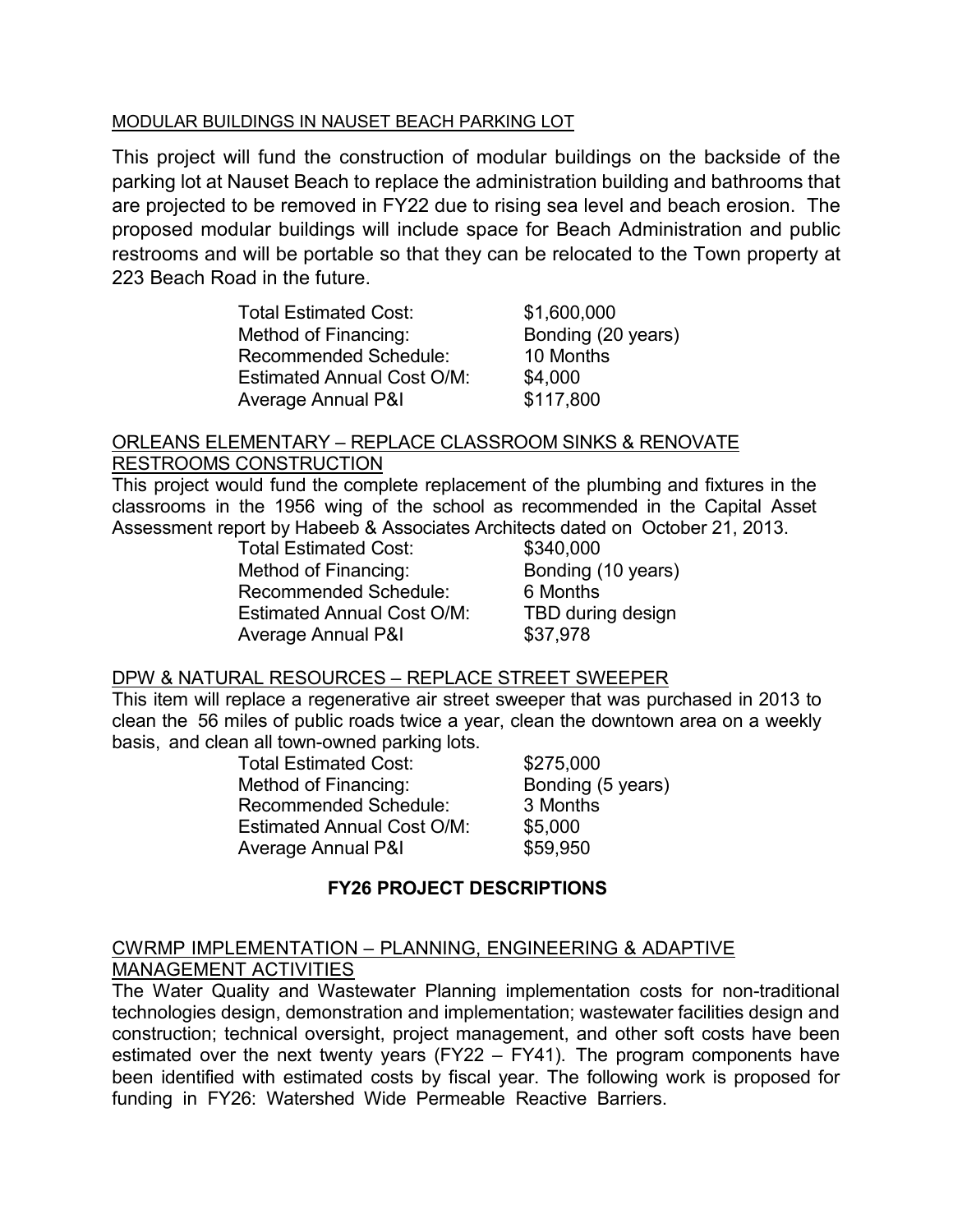MODULAR BUILDINGS IN NAUSET BEACH PARKING LOT

This project will fund the construction of modular buildings on the backside of the parking lot at Nauset Beach to replace the administration building and bathrooms that are projected to be removed in FY22 due to rising sea level and beach erosion. The proposed modular buildings will include space for Beach Administration and public restrooms and will be portable so that they can be relocated to the Town property at 223 Beach Road in the future.

| | |
|---|---|
| Total Estimated Cost: | $1,600,000 |
| Method of Financing: | Bonding (20 years) |
| Recommended Schedule: | 10 Months |
| Estimated Annual Cost O/M: | $4,000 |
| Average Annual P&I | $117,800 |

ORLEANS ELEMENTARY – REPLACE CLASSROOM SINKS & RENOVATE RESTROOMS CONSTRUCTION

This project would fund the complete replacement of the plumbing and fixtures in the classrooms in the 1956 wing of the school as recommended in the Capital Asset Assessment report by Habeeb & Associates Architects dated on October 21, 2013.

| | |
|---|---|
| Total Estimated Cost: | $340,000 |
| Method of Financing: | Bonding (10 years) |
| Recommended Schedule: | 6 Months |
| Estimated Annual Cost O/M: | TBD during design |
| Average Annual P&I | $37,978 |

DPW & NATURAL RESOURCES – REPLACE STREET SWEEPER

This item will replace a regenerative air street sweeper that was purchased in 2013 to clean the 56 miles of public roads twice a year, clean the downtown area on a weekly basis, and clean all town-owned parking lots.

| | |
|---|---|
| Total Estimated Cost: | $275,000 |
| Method of Financing: | Bonding (5 years) |
| Recommended Schedule: | 3 Months |
| Estimated Annual Cost O/M: | $5,000 |
| Average Annual P&I | $59,950 |

## FY26 PROJECT DESCRIPTIONS

CWRMP IMPLEMENTATION – PLANNING, ENGINEERING & ADAPTIVE MANAGEMENT ACTIVITIES

The Water Quality and Wastewater Planning implementation costs for non-traditional technologies design, demonstration and implementation; wastewater facilities design and construction; technical oversight, project management, and other soft costs have been estimated over the next twenty years (FY22 – FY41). The program components have been identified with estimated costs by fiscal year. The following work is proposed for funding in FY26: Watershed Wide Permeable Reactive Barriers.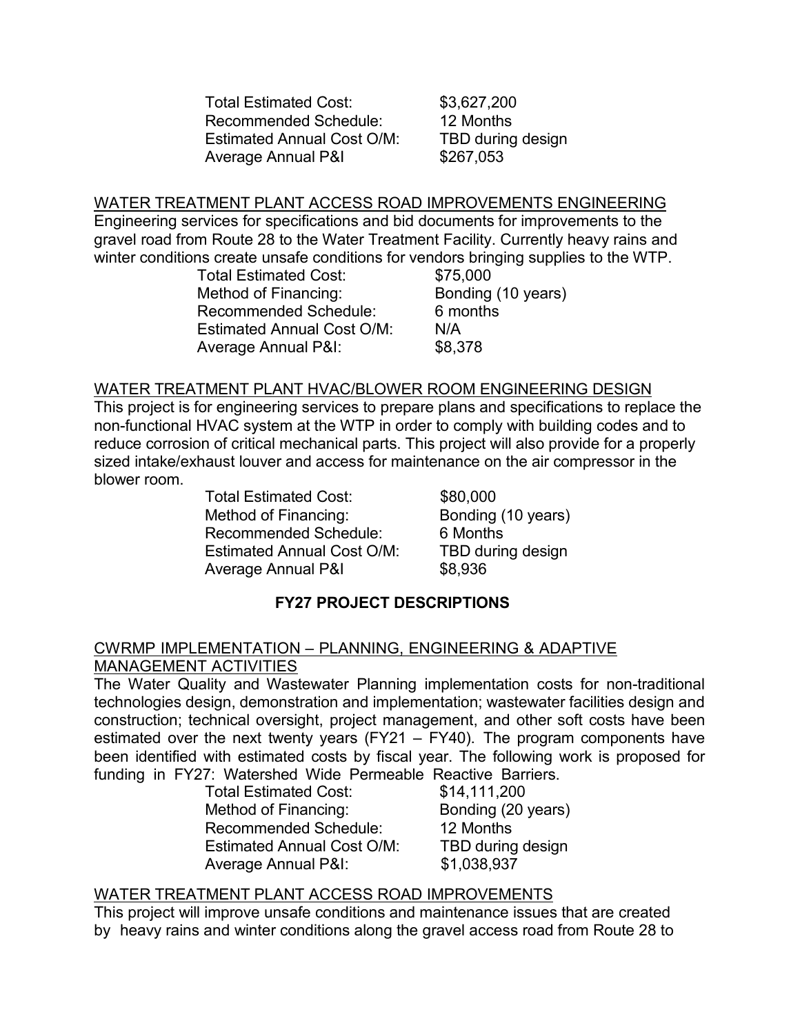Total Estimated Cost: $3,627,200
Recommended Schedule: 12 Months
Estimated Annual Cost O/M: TBD during design
Average Annual P&I $267,053

<u>WATER TREATMENT PLANT ACCESS ROAD IMPROVEMENTS ENGINEERING</u>

Engineering services for specifications and bid documents for improvements to the gravel road from Route 28 to the Water Treatment Facility. Currently heavy rains and winter conditions create unsafe conditions for vendors bringing supplies to the WTP.

Total Estimated Cost: $75,000
Method of Financing: Bonding (10 years)
Recommended Schedule: 6 months
Estimated Annual Cost O/M: N/A
Average Annual P&I: $8,378

<u>WATER TREATMENT PLANT HVAC/BLOWER ROOM ENGINEERING DESIGN</u>

This project is for engineering services to prepare plans and specifications to replace the non-functional HVAC system at the WTP in order to comply with building codes and to reduce corrosion of critical mechanical parts. This project will also provide for a properly sized intake/exhaust louver and access for maintenance on the air compressor in the blower room.

Total Estimated Cost: $80,000
Method of Financing: Bonding (10 years)
Recommended Schedule: 6 Months
Estimated Annual Cost O/M: TBD during design
Average Annual P&I $8,936

## FY27 PROJECT DESCRIPTIONS

<u>CWRMP IMPLEMENTATION – PLANNING, ENGINEERING & ADAPTIVE MANAGEMENT ACTIVITIES</u>

The Water Quality and Wastewater Planning implementation costs for non-traditional technologies design, demonstration and implementation; wastewater facilities design and construction; technical oversight, project management, and other soft costs have been estimated over the next twenty years (FY21 – FY40). The program components have been identified with estimated costs by fiscal year. The following work is proposed for funding in FY27: Watershed Wide Permeable Reactive Barriers.

Total Estimated Cost: $14,111,200
Method of Financing: Bonding (20 years)
Recommended Schedule: 12 Months
Estimated Annual Cost O/M: TBD during design
Average Annual P&I: $1,038,937

<u>WATER TREATMENT PLANT ACCESS ROAD IMPROVEMENTS</u>

This project will improve unsafe conditions and maintenance issues that are created by heavy rains and winter conditions along the gravel access road from Route 28 to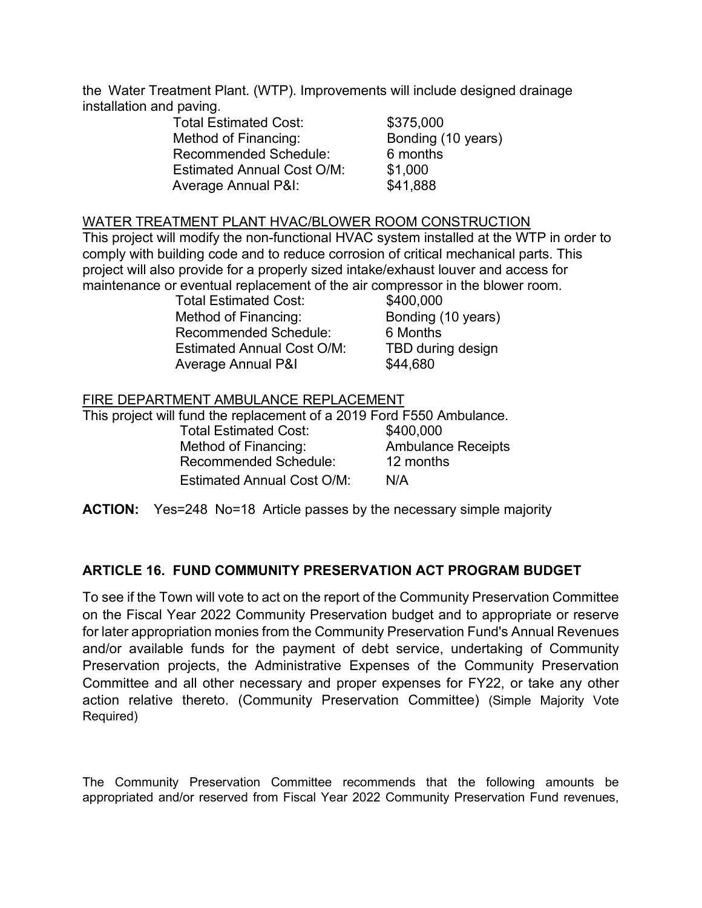the Water Treatment Plant. (WTP). Improvements will include designed drainage installation and paving.

| | |
|---|---|
| Total Estimated Cost: | $375,000 |
| Method of Financing: | Bonding (10 years) |
| Recommended Schedule: | 6 months |
| Estimated Annual Cost O/M: | $1,000 |
| Average Annual P&I: | $41,888 |

WATER TREATMENT PLANT HVAC/BLOWER ROOM CONSTRUCTION

This project will modify the non-functional HVAC system installed at the WTP in order to comply with building code and to reduce corrosion of critical mechanical parts. This project will also provide for a properly sized intake/exhaust louver and access for maintenance or eventual replacement of the air compressor in the blower room.

| | |
|---|---|
| Total Estimated Cost: | $400,000 |
| Method of Financing: | Bonding (10 years) |
| Recommended Schedule: | 6 Months |
| Estimated Annual Cost O/M: | TBD during design |
| Average Annual P&I | $44,680 |

FIRE DEPARTMENT AMBULANCE REPLACEMENT

This project will fund the replacement of a 2019 Ford F550 Ambulance.

| | |
|---|---|
| Total Estimated Cost: | $400,000 |
| Method of Financing: | Ambulance Receipts |
| Recommended Schedule: | 12 months |
| Estimated Annual Cost O/M: | N/A |

**ACTION:** Yes=248 No=18 Article passes by the necessary simple majority

## ARTICLE 16. FUND COMMUNITY PRESERVATION ACT PROGRAM BUDGET

To see if the Town will vote to act on the report of the Community Preservation Committee on the Fiscal Year 2022 Community Preservation budget and to appropriate or reserve for later appropriation monies from the Community Preservation Fund's Annual Revenues and/or available funds for the payment of debt service, undertaking of Community Preservation projects, the Administrative Expenses of the Community Preservation Committee and all other necessary and proper expenses for FY22, or take any other action relative thereto. (Community Preservation Committee) (Simple Majority Vote Required)

The Community Preservation Committee recommends that the following amounts be appropriated and/or reserved from Fiscal Year 2022 Community Preservation Fund revenues,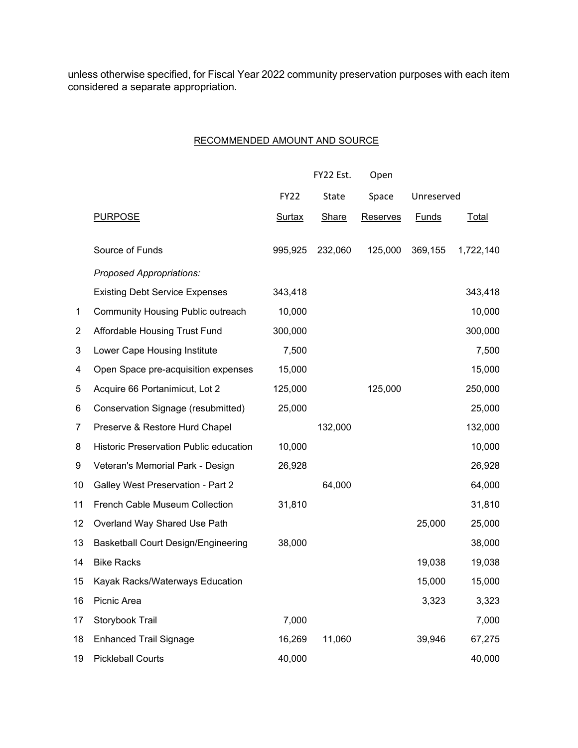unless otherwise specified, for Fiscal Year 2022 community preservation purposes with each item considered a separate appropriation.

RECOMMENDED AMOUNT AND SOURCE

| | PURPOSE | FY22 Surtax | FY22 Est. State Share | Open Space Reserves | Unreserved Funds | Total |
|---|---|---|---|---|---|---|
| | Source of Funds | 995,925 | 232,060 | 125,000 | 369,155 | 1,722,140 |
| | *Proposed Appropriations:* | | | | | |
| | Existing Debt Service Expenses | 343,418 | | | | 343,418 |
| 1 | Community Housing Public outreach | 10,000 | | | | 10,000 |
| 2 | Affordable Housing Trust Fund | 300,000 | | | | 300,000 |
| 3 | Lower Cape Housing Institute | 7,500 | | | | 7,500 |
| 4 | Open Space pre-acquisition expenses | 15,000 | | | | 15,000 |
| 5 | Acquire 66 Portanimicut, Lot 2 | 125,000 | | 125,000 | | 250,000 |
| 6 | Conservation Signage (resubmitted) | 25,000 | | | | 25,000 |
| 7 | Preserve & Restore Hurd Chapel | | 132,000 | | | 132,000 |
| 8 | Historic Preservation Public education | 10,000 | | | | 10,000 |
| 9 | Veteran's Memorial Park - Design | 26,928 | | | | 26,928 |
| 10 | Galley West Preservation - Part 2 | | 64,000 | | | 64,000 |
| 11 | French Cable Museum Collection | 31,810 | | | | 31,810 |
| 12 | Overland Way Shared Use Path | | | | 25,000 | 25,000 |
| 13 | Basketball Court Design/Engineering | 38,000 | | | | 38,000 |
| 14 | Bike Racks | | | | 19,038 | 19,038 |
| 15 | Kayak Racks/Waterways Education | | | | 15,000 | 15,000 |
| 16 | Picnic Area | | | | 3,323 | 3,323 |
| 17 | Storybook Trail | 7,000 | | | | 7,000 |
| 18 | Enhanced Trail Signage | 16,269 | 11,060 | | 39,946 | 67,275 |
| 19 | Pickleball Courts | 40,000 | | | | 40,000 |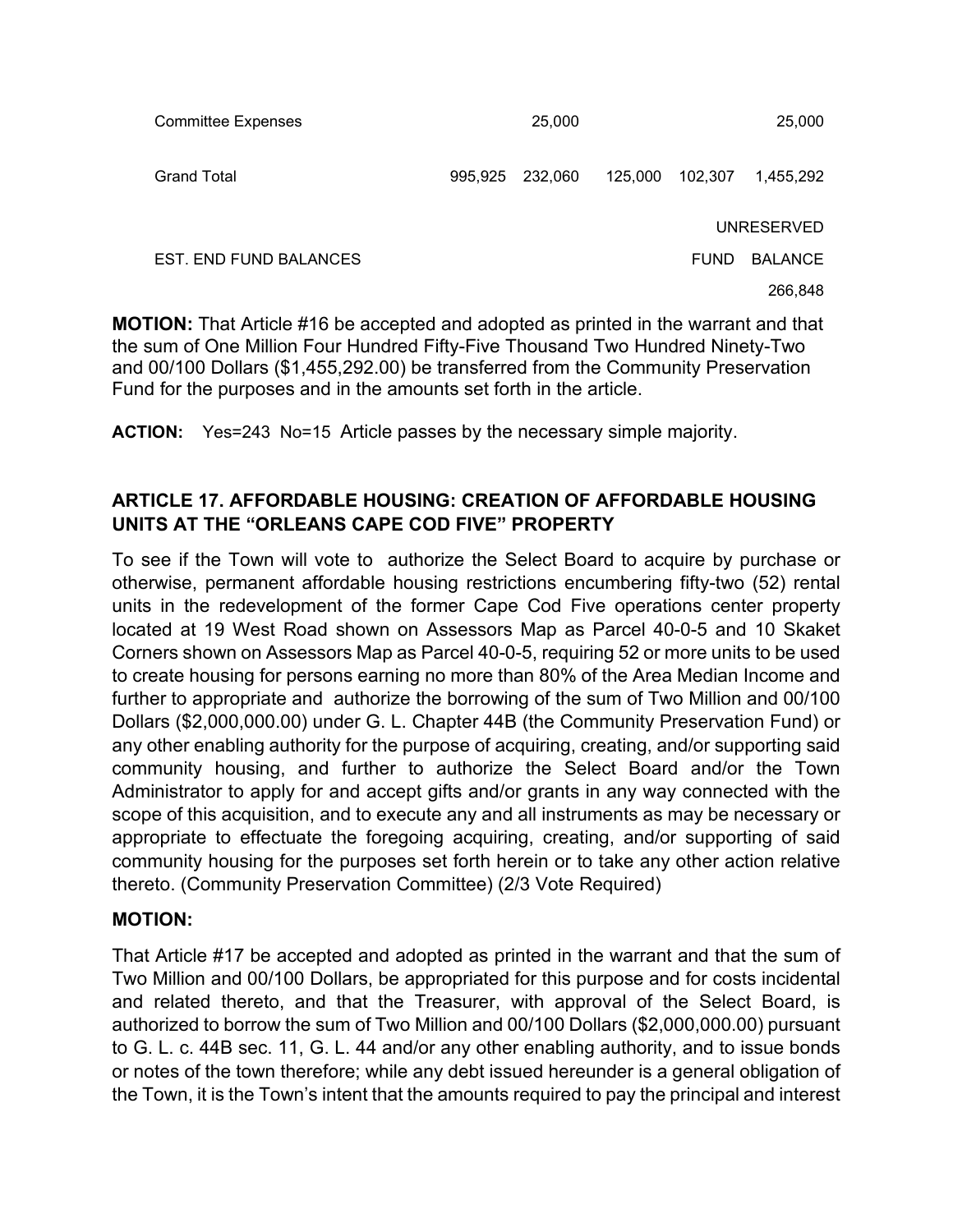| | | | | | |
|---|---|---|---|---|---|
| Committee Expenses | | 25,000 | | | 25,000 |
| Grand Total | 995,925 | 232,060 | 125,000 | 102,307 | 1,455,292 |
| | | | | | UNRESERVED |
| EST. END FUND BALANCES | | | | FUND | BALANCE |
| | | | | | 266,848 |

**MOTION:** That Article #16 be accepted and adopted as printed in the warrant and that the sum of One Million Four Hundred Fifty-Five Thousand Two Hundred Ninety-Two and 00/100 Dollars ($1,455,292.00) be transferred from the Community Preservation Fund for the purposes and in the amounts set forth in the article.

**ACTION:** Yes=243 No=15 Article passes by the necessary simple majority.

## ARTICLE 17. AFFORDABLE HOUSING: CREATION OF AFFORDABLE HOUSING UNITS AT THE "ORLEANS CAPE COD FIVE" PROPERTY

To see if the Town will vote to authorize the Select Board to acquire by purchase or otherwise, permanent affordable housing restrictions encumbering fifty-two (52) rental units in the redevelopment of the former Cape Cod Five operations center property located at 19 West Road shown on Assessors Map as Parcel 40-0-5 and 10 Skaket Corners shown on Assessors Map as Parcel 40-0-5, requiring 52 or more units to be used to create housing for persons earning no more than 80% of the Area Median Income and further to appropriate and authorize the borrowing of the sum of Two Million and 00/100 Dollars ($2,000,000.00) under G. L. Chapter 44B (the Community Preservation Fund) or any other enabling authority for the purpose of acquiring, creating, and/or supporting said community housing, and further to authorize the Select Board and/or the Town Administrator to apply for and accept gifts and/or grants in any way connected with the scope of this acquisition, and to execute any and all instruments as may be necessary or appropriate to effectuate the foregoing acquiring, creating, and/or supporting of said community housing for the purposes set forth herein or to take any other action relative thereto. (Community Preservation Committee) (2/3 Vote Required)

**MOTION:**

That Article #17 be accepted and adopted as printed in the warrant and that the sum of Two Million and 00/100 Dollars, be appropriated for this purpose and for costs incidental and related thereto, and that the Treasurer, with approval of the Select Board, is authorized to borrow the sum of Two Million and 00/100 Dollars ($2,000,000.00) pursuant to G. L. c. 44B sec. 11, G. L. 44 and/or any other enabling authority, and to issue bonds or notes of the town therefore; while any debt issued hereunder is a general obligation of the Town, it is the Town's intent that the amounts required to pay the principal and interest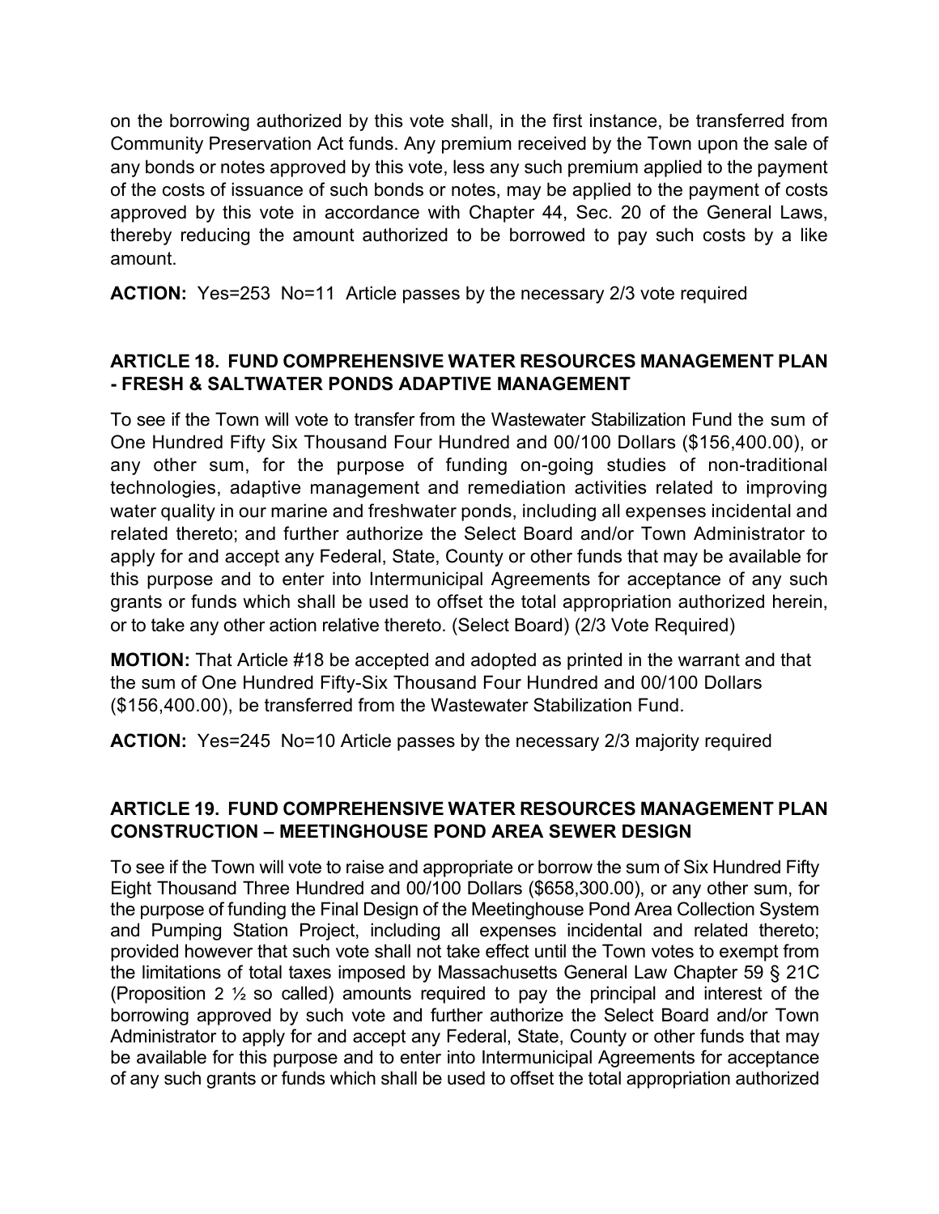on the borrowing authorized by this vote shall, in the first instance, be transferred from Community Preservation Act funds. Any premium received by the Town upon the sale of any bonds or notes approved by this vote, less any such premium applied to the payment of the costs of issuance of such bonds or notes, may be applied to the payment of costs approved by this vote in accordance with Chapter 44, Sec. 20 of the General Laws, thereby reducing the amount authorized to be borrowed to pay such costs by a like amount.

**ACTION:** Yes=253 No=11 Article passes by the necessary 2/3 vote required

## ARTICLE 18. FUND COMPREHENSIVE WATER RESOURCES MANAGEMENT PLAN - FRESH & SALTWATER PONDS ADAPTIVE MANAGEMENT

To see if the Town will vote to transfer from the Wastewater Stabilization Fund the sum of One Hundred Fifty Six Thousand Four Hundred and 00/100 Dollars ($156,400.00), or any other sum, for the purpose of funding on-going studies of non-traditional technologies, adaptive management and remediation activities related to improving water quality in our marine and freshwater ponds, including all expenses incidental and related thereto; and further authorize the Select Board and/or Town Administrator to apply for and accept any Federal, State, County or other funds that may be available for this purpose and to enter into Intermunicipal Agreements for acceptance of any such grants or funds which shall be used to offset the total appropriation authorized herein, or to take any other action relative thereto. (Select Board) (2/3 Vote Required)

**MOTION:** That Article #18 be accepted and adopted as printed in the warrant and that the sum of One Hundred Fifty-Six Thousand Four Hundred and 00/100 Dollars ($156,400.00), be transferred from the Wastewater Stabilization Fund.

**ACTION:** Yes=245 No=10 Article passes by the necessary 2/3 majority required

## ARTICLE 19. FUND COMPREHENSIVE WATER RESOURCES MANAGEMENT PLAN CONSTRUCTION – MEETINGHOUSE POND AREA SEWER DESIGN

To see if the Town will vote to raise and appropriate or borrow the sum of Six Hundred Fifty Eight Thousand Three Hundred and 00/100 Dollars ($658,300.00), or any other sum, for the purpose of funding the Final Design of the Meetinghouse Pond Area Collection System and Pumping Station Project, including all expenses incidental and related thereto; provided however that such vote shall not take effect until the Town votes to exempt from the limitations of total taxes imposed by Massachusetts General Law Chapter 59 § 21C (Proposition 2 ½ so called) amounts required to pay the principal and interest of the borrowing approved by such vote and further authorize the Select Board and/or Town Administrator to apply for and accept any Federal, State, County or other funds that may be available for this purpose and to enter into Intermunicipal Agreements for acceptance of any such grants or funds which shall be used to offset the total appropriation authorized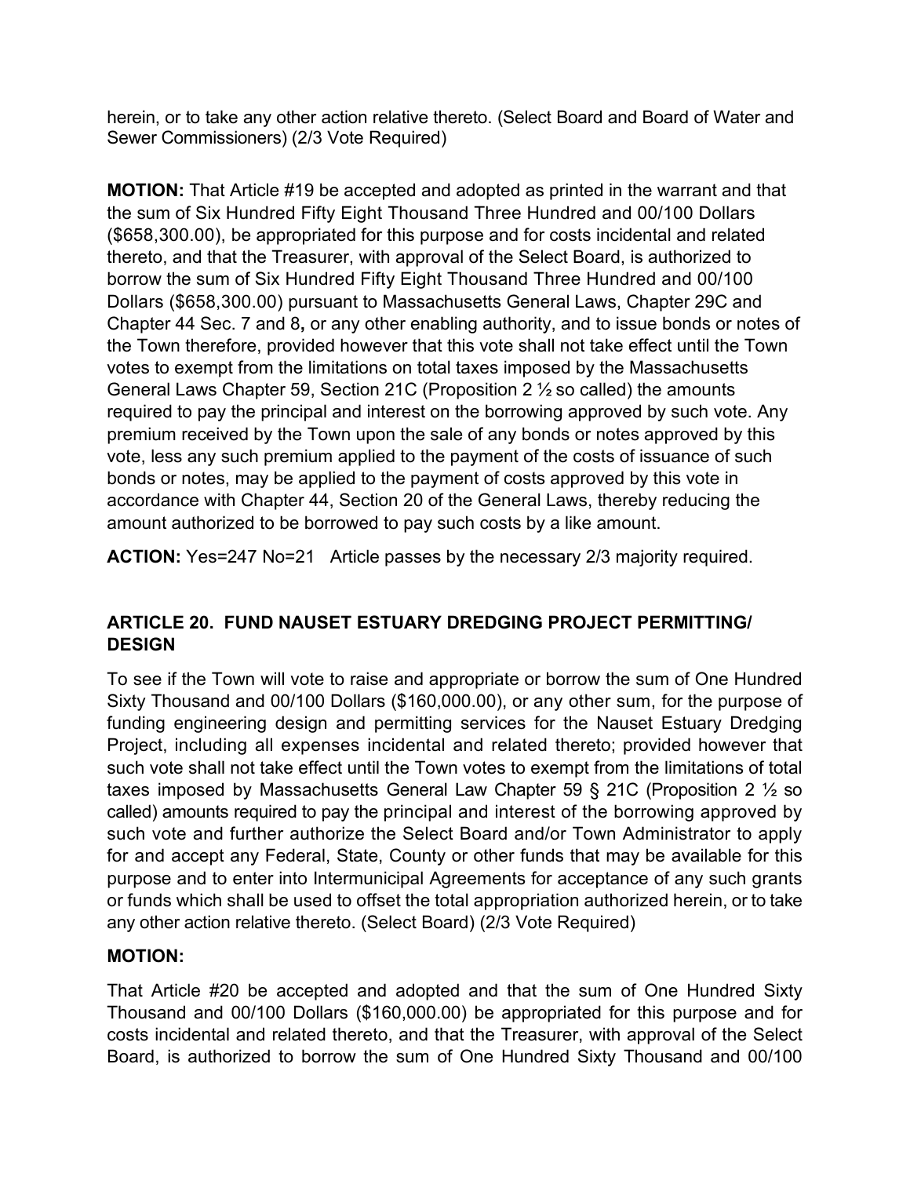herein, or to take any other action relative thereto. (Select Board and Board of Water and Sewer Commissioners) (2/3 Vote Required)

**MOTION:** That Article #19 be accepted and adopted as printed in the warrant and that the sum of Six Hundred Fifty Eight Thousand Three Hundred and 00/100 Dollars ($658,300.00), be appropriated for this purpose and for costs incidental and related thereto, and that the Treasurer, with approval of the Select Board, is authorized to borrow the sum of Six Hundred Fifty Eight Thousand Three Hundred and 00/100 Dollars ($658,300.00) pursuant to Massachusetts General Laws, Chapter 29C and Chapter 44 Sec. 7 and 8**,** or any other enabling authority, and to issue bonds or notes of the Town therefore, provided however that this vote shall not take effect until the Town votes to exempt from the limitations on total taxes imposed by the Massachusetts General Laws Chapter 59, Section 21C (Proposition 2 ½ so called) the amounts required to pay the principal and interest on the borrowing approved by such vote. Any premium received by the Town upon the sale of any bonds or notes approved by this vote, less any such premium applied to the payment of the costs of issuance of such bonds or notes, may be applied to the payment of costs approved by this vote in accordance with Chapter 44, Section 20 of the General Laws, thereby reducing the amount authorized to be borrowed to pay such costs by a like amount.

**ACTION:** Yes=247 No=21 Article passes by the necessary 2/3 majority required.

## ARTICLE 20. FUND NAUSET ESTUARY DREDGING PROJECT PERMITTING/ DESIGN

To see if the Town will vote to raise and appropriate or borrow the sum of One Hundred Sixty Thousand and 00/100 Dollars ($160,000.00), or any other sum, for the purpose of funding engineering design and permitting services for the Nauset Estuary Dredging Project, including all expenses incidental and related thereto; provided however that such vote shall not take effect until the Town votes to exempt from the limitations of total taxes imposed by Massachusetts General Law Chapter 59 § 21C (Proposition 2 ½ so called) amounts required to pay the principal and interest of the borrowing approved by such vote and further authorize the Select Board and/or Town Administrator to apply for and accept any Federal, State, County or other funds that may be available for this purpose and to enter into Intermunicipal Agreements for acceptance of any such grants or funds which shall be used to offset the total appropriation authorized herein, or to take any other action relative thereto. (Select Board) (2/3 Vote Required)

**MOTION:**

That Article #20 be accepted and adopted and that the sum of One Hundred Sixty Thousand and 00/100 Dollars ($160,000.00) be appropriated for this purpose and for costs incidental and related thereto, and that the Treasurer, with approval of the Select Board, is authorized to borrow the sum of One Hundred Sixty Thousand and 00/100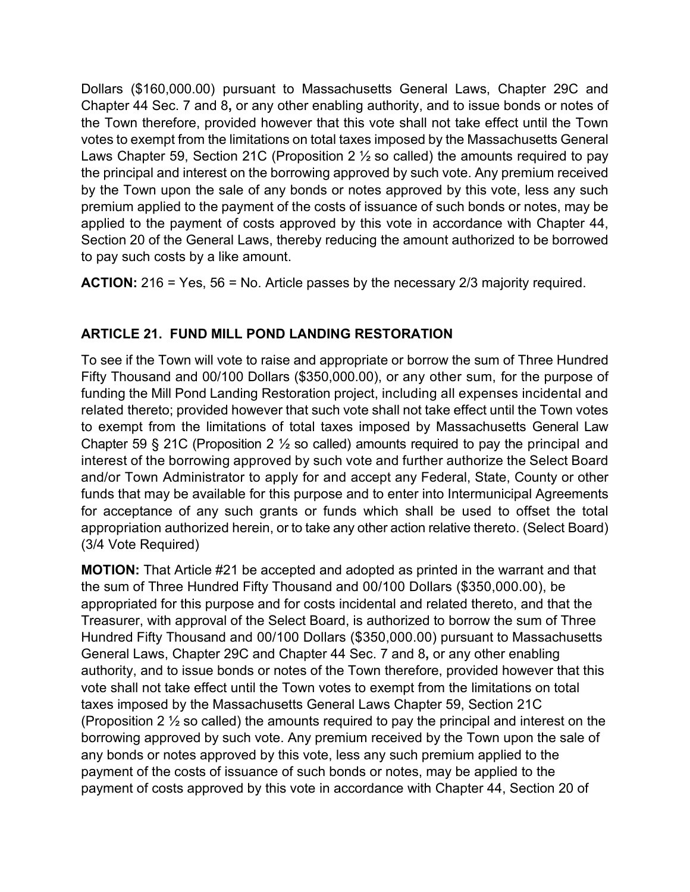Dollars ($160,000.00) pursuant to Massachusetts General Laws, Chapter 29C and Chapter 44 Sec. 7 and 8**,** or any other enabling authority, and to issue bonds or notes of the Town therefore, provided however that this vote shall not take effect until the Town votes to exempt from the limitations on total taxes imposed by the Massachusetts General Laws Chapter 59, Section 21C (Proposition 2 ½ so called) the amounts required to pay the principal and interest on the borrowing approved by such vote. Any premium received by the Town upon the sale of any bonds or notes approved by this vote, less any such premium applied to the payment of the costs of issuance of such bonds or notes, may be applied to the payment of costs approved by this vote in accordance with Chapter 44, Section 20 of the General Laws, thereby reducing the amount authorized to be borrowed to pay such costs by a like amount.

**ACTION:** 216 = Yes, 56 = No. Article passes by the necessary 2/3 majority required.

## ARTICLE 21. FUND MILL POND LANDING RESTORATION

To see if the Town will vote to raise and appropriate or borrow the sum of Three Hundred Fifty Thousand and 00/100 Dollars ($350,000.00), or any other sum, for the purpose of funding the Mill Pond Landing Restoration project, including all expenses incidental and related thereto; provided however that such vote shall not take effect until the Town votes to exempt from the limitations of total taxes imposed by Massachusetts General Law Chapter 59 § 21C (Proposition 2 ½ so called) amounts required to pay the principal and interest of the borrowing approved by such vote and further authorize the Select Board and/or Town Administrator to apply for and accept any Federal, State, County or other funds that may be available for this purpose and to enter into Intermunicipal Agreements for acceptance of any such grants or funds which shall be used to offset the total appropriation authorized herein, or to take any other action relative thereto. (Select Board) (3/4 Vote Required)

**MOTION:** That Article #21 be accepted and adopted as printed in the warrant and that the sum of Three Hundred Fifty Thousand and 00/100 Dollars ($350,000.00), be appropriated for this purpose and for costs incidental and related thereto, and that the Treasurer, with approval of the Select Board, is authorized to borrow the sum of Three Hundred Fifty Thousand and 00/100 Dollars ($350,000.00) pursuant to Massachusetts General Laws, Chapter 29C and Chapter 44 Sec. 7 and 8**,** or any other enabling authority, and to issue bonds or notes of the Town therefore, provided however that this vote shall not take effect until the Town votes to exempt from the limitations on total taxes imposed by the Massachusetts General Laws Chapter 59, Section 21C (Proposition 2 ½ so called) the amounts required to pay the principal and interest on the borrowing approved by such vote. Any premium received by the Town upon the sale of any bonds or notes approved by this vote, less any such premium applied to the payment of the costs of issuance of such bonds or notes, may be applied to the payment of costs approved by this vote in accordance with Chapter 44, Section 20 of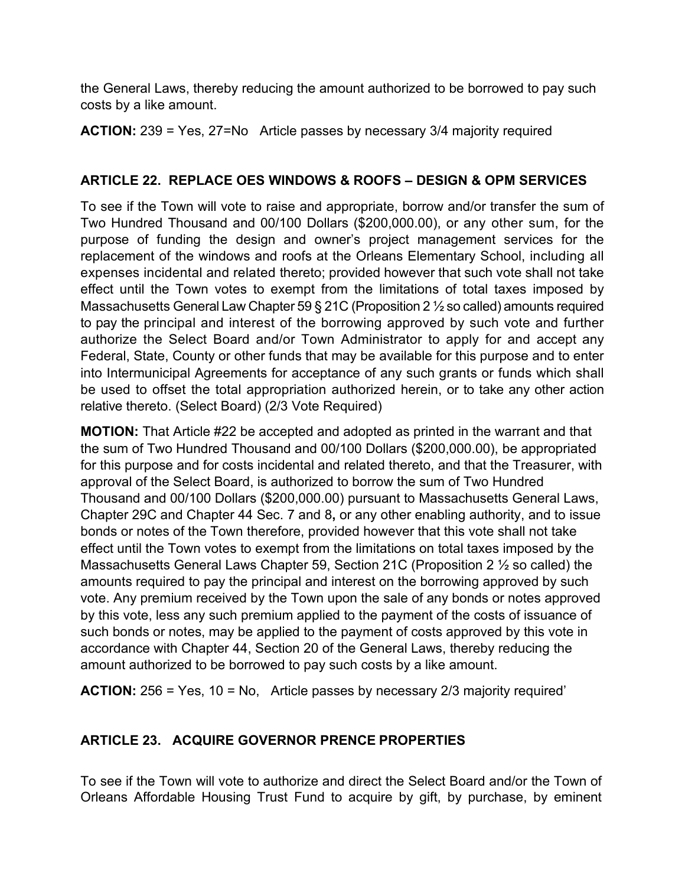the General Laws, thereby reducing the amount authorized to be borrowed to pay such costs by a like amount.

**ACTION:** 239 = Yes, 27=No   Article passes by necessary 3/4 majority required

### ARTICLE 22. REPLACE OES WINDOWS & ROOFS – DESIGN & OPM SERVICES

To see if the Town will vote to raise and appropriate, borrow and/or transfer the sum of Two Hundred Thousand and 00/100 Dollars ($200,000.00), or any other sum, for the purpose of funding the design and owner's project management services for the replacement of the windows and roofs at the Orleans Elementary School, including all expenses incidental and related thereto; provided however that such vote shall not take effect until the Town votes to exempt from the limitations of total taxes imposed by Massachusetts General Law Chapter 59 § 21C (Proposition 2 ½ so called) amounts required to pay the principal and interest of the borrowing approved by such vote and further authorize the Select Board and/or Town Administrator to apply for and accept any Federal, State, County or other funds that may be available for this purpose and to enter into Intermunicipal Agreements for acceptance of any such grants or funds which shall be used to offset the total appropriation authorized herein, or to take any other action relative thereto. (Select Board) (2/3 Vote Required)

**MOTION:** That Article #22 be accepted and adopted as printed in the warrant and that the sum of Two Hundred Thousand and 00/100 Dollars ($200,000.00), be appropriated for this purpose and for costs incidental and related thereto, and that the Treasurer, with approval of the Select Board, is authorized to borrow the sum of Two Hundred Thousand and 00/100 Dollars ($200,000.00) pursuant to Massachusetts General Laws, Chapter 29C and Chapter 44 Sec. 7 and 8**,** or any other enabling authority, and to issue bonds or notes of the Town therefore, provided however that this vote shall not take effect until the Town votes to exempt from the limitations on total taxes imposed by the Massachusetts General Laws Chapter 59, Section 21C (Proposition 2 ½ so called) the amounts required to pay the principal and interest on the borrowing approved by such vote. Any premium received by the Town upon the sale of any bonds or notes approved by this vote, less any such premium applied to the payment of the costs of issuance of such bonds or notes, may be applied to the payment of costs approved by this vote in accordance with Chapter 44, Section 20 of the General Laws, thereby reducing the amount authorized to be borrowed to pay such costs by a like amount.

**ACTION:** 256 = Yes, 10 = No,   Article passes by necessary 2/3 majority required'

### ARTICLE 23. ACQUIRE GOVERNOR PRENCE PROPERTIES

To see if the Town will vote to authorize and direct the Select Board and/or the Town of Orleans Affordable Housing Trust Fund to acquire by gift, by purchase, by eminent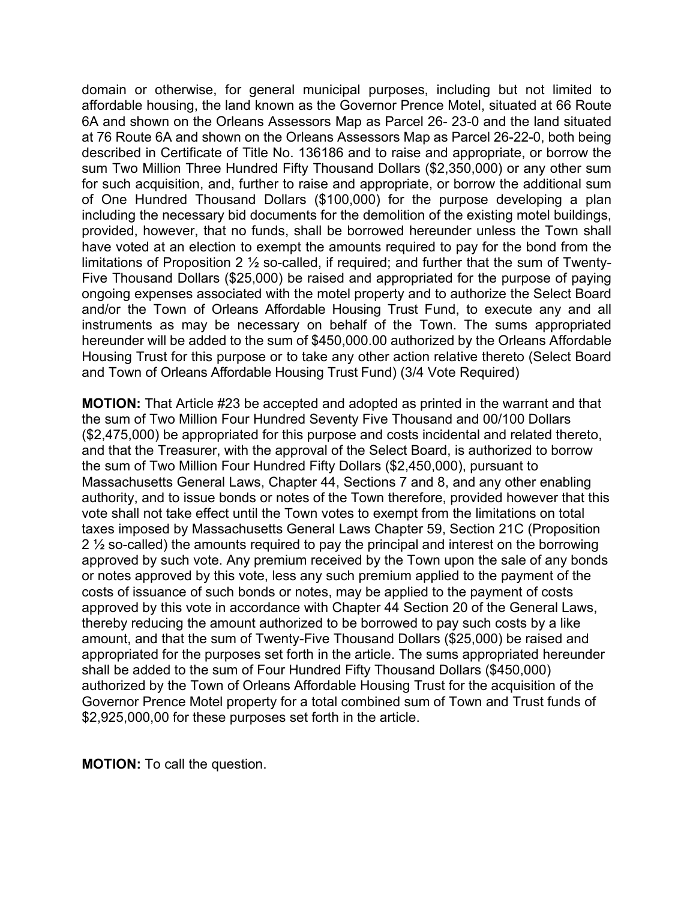domain or otherwise, for general municipal purposes, including but not limited to affordable housing, the land known as the Governor Prence Motel, situated at 66 Route 6A and shown on the Orleans Assessors Map as Parcel 26- 23-0 and the land situated at 76 Route 6A and shown on the Orleans Assessors Map as Parcel 26-22-0, both being described in Certificate of Title No. 136186 and to raise and appropriate, or borrow the sum Two Million Three Hundred Fifty Thousand Dollars ($2,350,000) or any other sum for such acquisition, and, further to raise and appropriate, or borrow the additional sum of One Hundred Thousand Dollars ($100,000) for the purpose developing a plan including the necessary bid documents for the demolition of the existing motel buildings, provided, however, that no funds, shall be borrowed hereunder unless the Town shall have voted at an election to exempt the amounts required to pay for the bond from the limitations of Proposition 2 ½ so-called, if required; and further that the sum of Twenty-Five Thousand Dollars ($25,000) be raised and appropriated for the purpose of paying ongoing expenses associated with the motel property and to authorize the Select Board and/or the Town of Orleans Affordable Housing Trust Fund, to execute any and all instruments as may be necessary on behalf of the Town. The sums appropriated hereunder will be added to the sum of $450,000.00 authorized by the Orleans Affordable Housing Trust for this purpose or to take any other action relative thereto (Select Board and Town of Orleans Affordable Housing Trust Fund) (3/4 Vote Required)

**MOTION:** That Article #23 be accepted and adopted as printed in the warrant and that the sum of Two Million Four Hundred Seventy Five Thousand and 00/100 Dollars ($2,475,000) be appropriated for this purpose and costs incidental and related thereto, and that the Treasurer, with the approval of the Select Board, is authorized to borrow the sum of Two Million Four Hundred Fifty Dollars ($2,450,000), pursuant to Massachusetts General Laws, Chapter 44, Sections 7 and 8, and any other enabling authority, and to issue bonds or notes of the Town therefore, provided however that this vote shall not take effect until the Town votes to exempt from the limitations on total taxes imposed by Massachusetts General Laws Chapter 59, Section 21C (Proposition 2 ½ so-called) the amounts required to pay the principal and interest on the borrowing approved by such vote. Any premium received by the Town upon the sale of any bonds or notes approved by this vote, less any such premium applied to the payment of the costs of issuance of such bonds or notes, may be applied to the payment of costs approved by this vote in accordance with Chapter 44 Section 20 of the General Laws, thereby reducing the amount authorized to be borrowed to pay such costs by a like amount, and that the sum of Twenty-Five Thousand Dollars ($25,000) be raised and appropriated for the purposes set forth in the article. The sums appropriated hereunder shall be added to the sum of Four Hundred Fifty Thousand Dollars ($450,000) authorized by the Town of Orleans Affordable Housing Trust for the acquisition of the Governor Prence Motel property for a total combined sum of Town and Trust funds of $2,925,000,00 for these purposes set forth in the article.

**MOTION:** To call the question.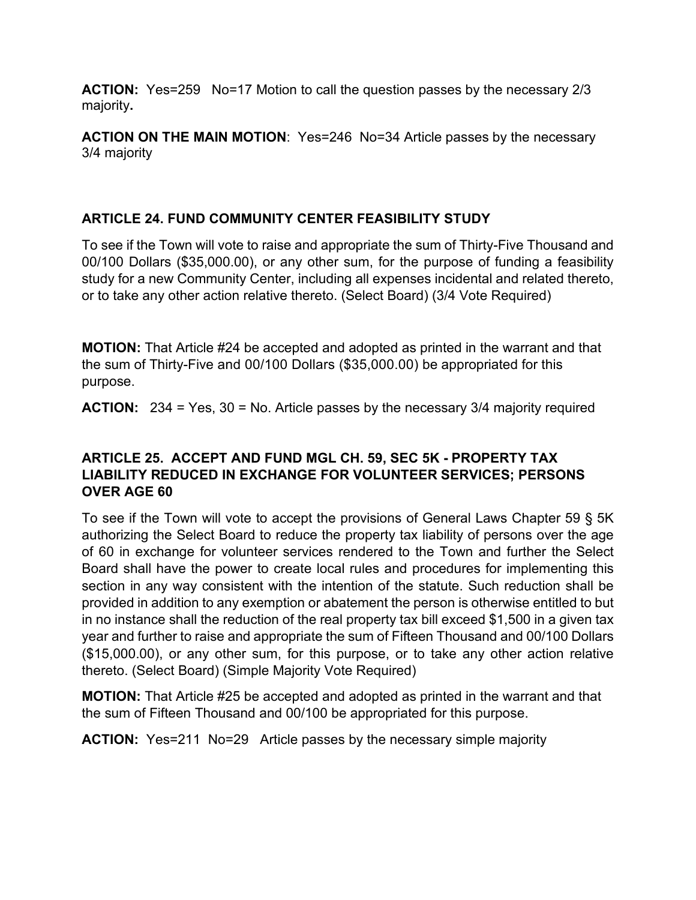**ACTION:** Yes=259 No=17 Motion to call the question passes by the necessary 2/3 majority**.**

**ACTION ON THE MAIN MOTION**: Yes=246 No=34 Article passes by the necessary 3/4 majority

### ARTICLE 24. FUND COMMUNITY CENTER FEASIBILITY STUDY

To see if the Town will vote to raise and appropriate the sum of Thirty-Five Thousand and 00/100 Dollars ($35,000.00), or any other sum, for the purpose of funding a feasibility study for a new Community Center, including all expenses incidental and related thereto, or to take any other action relative thereto. (Select Board) (3/4 Vote Required)

**MOTION:** That Article #24 be accepted and adopted as printed in the warrant and that the sum of Thirty-Five and 00/100 Dollars ($35,000.00) be appropriated for this purpose.

**ACTION:** 234 = Yes, 30 = No. Article passes by the necessary 3/4 majority required

### ARTICLE 25. ACCEPT AND FUND MGL CH. 59, SEC 5K - PROPERTY TAX LIABILITY REDUCED IN EXCHANGE FOR VOLUNTEER SERVICES; PERSONS OVER AGE 60

To see if the Town will vote to accept the provisions of General Laws Chapter 59 § 5K authorizing the Select Board to reduce the property tax liability of persons over the age of 60 in exchange for volunteer services rendered to the Town and further the Select Board shall have the power to create local rules and procedures for implementing this section in any way consistent with the intention of the statute. Such reduction shall be provided in addition to any exemption or abatement the person is otherwise entitled to but in no instance shall the reduction of the real property tax bill exceed $1,500 in a given tax year and further to raise and appropriate the sum of Fifteen Thousand and 00/100 Dollars ($15,000.00), or any other sum, for this purpose, or to take any other action relative thereto. (Select Board) (Simple Majority Vote Required)

**MOTION:** That Article #25 be accepted and adopted as printed in the warrant and that the sum of Fifteen Thousand and 00/100 be appropriated for this purpose.

**ACTION:** Yes=211 No=29 Article passes by the necessary simple majority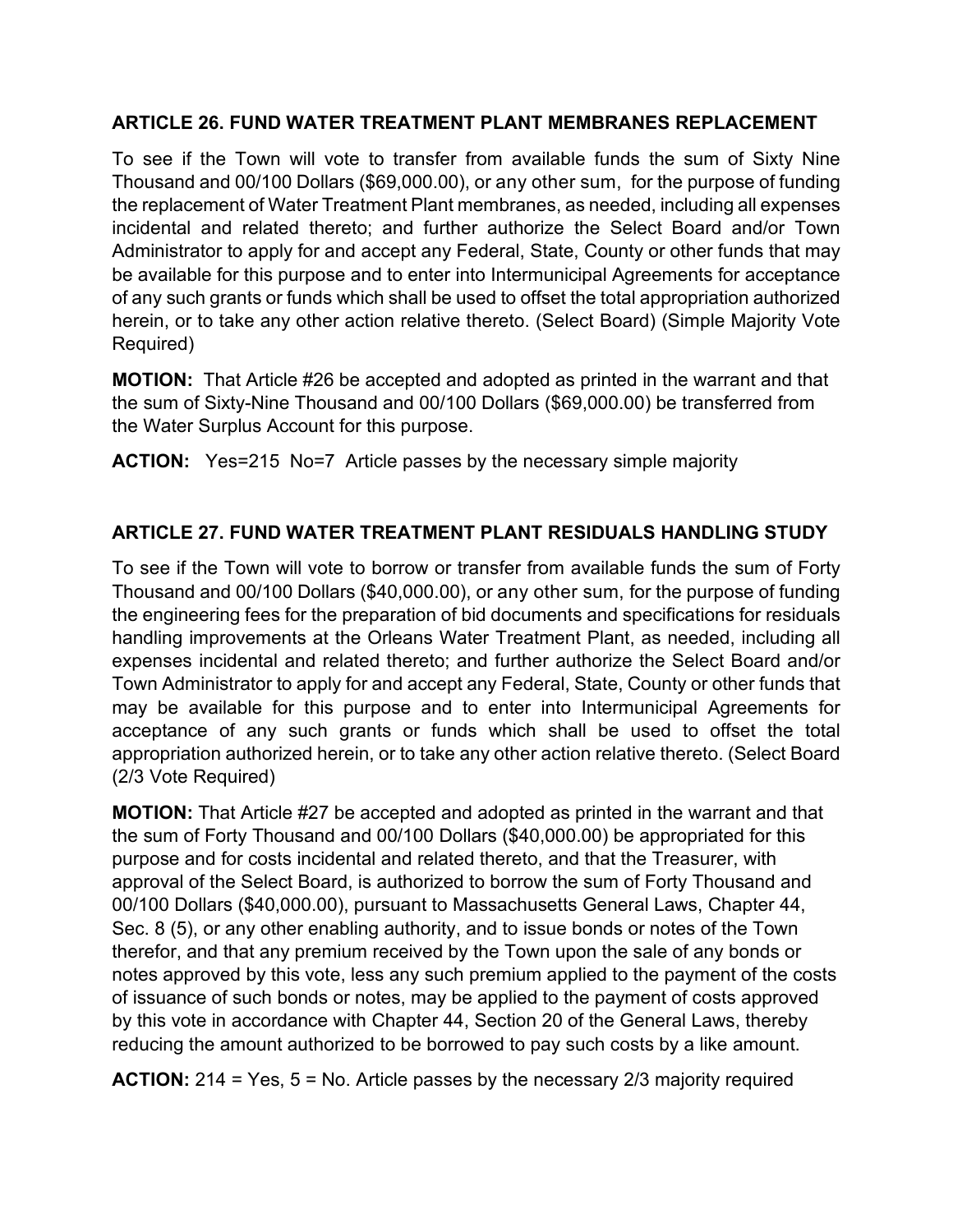### ARTICLE 26. FUND WATER TREATMENT PLANT MEMBRANES REPLACEMENT

To see if the Town will vote to transfer from available funds the sum of Sixty Nine Thousand and 00/100 Dollars ($69,000.00), or any other sum, for the purpose of funding the replacement of Water Treatment Plant membranes, as needed, including all expenses incidental and related thereto; and further authorize the Select Board and/or Town Administrator to apply for and accept any Federal, State, County or other funds that may be available for this purpose and to enter into Intermunicipal Agreements for acceptance of any such grants or funds which shall be used to offset the total appropriation authorized herein, or to take any other action relative thereto. (Select Board) (Simple Majority Vote Required)

**MOTION:** That Article #26 be accepted and adopted as printed in the warrant and that the sum of Sixty-Nine Thousand and 00/100 Dollars ($69,000.00) be transferred from the Water Surplus Account for this purpose.

**ACTION:** Yes=215 No=7 Article passes by the necessary simple majority

### ARTICLE 27. FUND WATER TREATMENT PLANT RESIDUALS HANDLING STUDY

To see if the Town will vote to borrow or transfer from available funds the sum of Forty Thousand and 00/100 Dollars ($40,000.00), or any other sum, for the purpose of funding the engineering fees for the preparation of bid documents and specifications for residuals handling improvements at the Orleans Water Treatment Plant, as needed, including all expenses incidental and related thereto; and further authorize the Select Board and/or Town Administrator to apply for and accept any Federal, State, County or other funds that may be available for this purpose and to enter into Intermunicipal Agreements for acceptance of any such grants or funds which shall be used to offset the total appropriation authorized herein, or to take any other action relative thereto. (Select Board (2/3 Vote Required)

**MOTION:** That Article #27 be accepted and adopted as printed in the warrant and that the sum of Forty Thousand and 00/100 Dollars ($40,000.00) be appropriated for this purpose and for costs incidental and related thereto, and that the Treasurer, with approval of the Select Board, is authorized to borrow the sum of Forty Thousand and 00/100 Dollars ($40,000.00), pursuant to Massachusetts General Laws, Chapter 44, Sec. 8 (5), or any other enabling authority, and to issue bonds or notes of the Town therefor, and that any premium received by the Town upon the sale of any bonds or notes approved by this vote, less any such premium applied to the payment of the costs of issuance of such bonds or notes, may be applied to the payment of costs approved by this vote in accordance with Chapter 44, Section 20 of the General Laws, thereby reducing the amount authorized to be borrowed to pay such costs by a like amount.

**ACTION:** 214 = Yes, 5 = No. Article passes by the necessary 2/3 majority required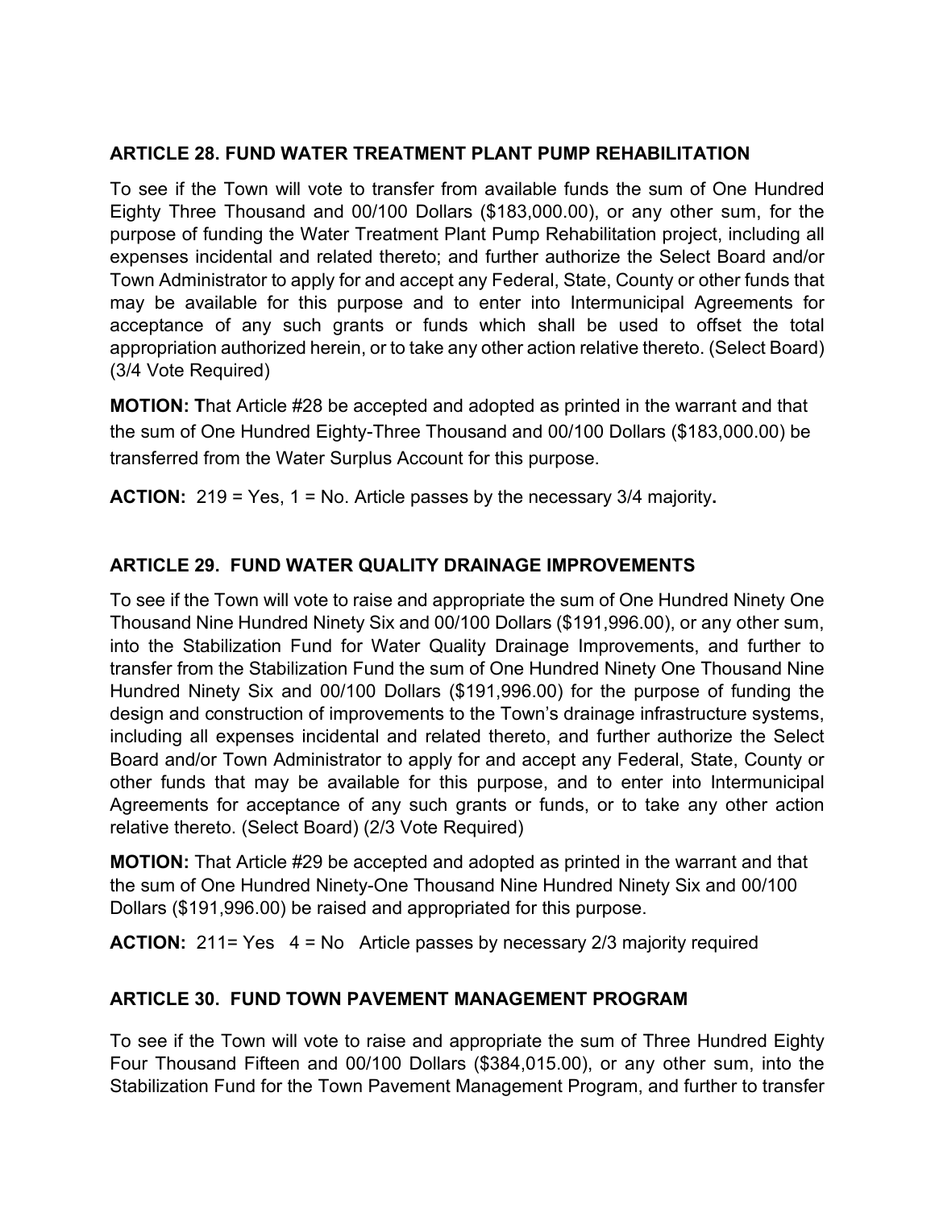### ARTICLE 28. FUND WATER TREATMENT PLANT PUMP REHABILITATION

To see if the Town will vote to transfer from available funds the sum of One Hundred Eighty Three Thousand and 00/100 Dollars ($183,000.00), or any other sum, for the purpose of funding the Water Treatment Plant Pump Rehabilitation project, including all expenses incidental and related thereto; and further authorize the Select Board and/or Town Administrator to apply for and accept any Federal, State, County or other funds that may be available for this purpose and to enter into Intermunicipal Agreements for acceptance of any such grants or funds which shall be used to offset the total appropriation authorized herein, or to take any other action relative thereto. (Select Board) (3/4 Vote Required)

**MOTION: T**hat Article #28 be accepted and adopted as printed in the warrant and that the sum of One Hundred Eighty-Three Thousand and 00/100 Dollars ($183,000.00) be transferred from the Water Surplus Account for this purpose.

**ACTION:** 219 = Yes, 1 = No. Article passes by the necessary 3/4 majority**.**

### ARTICLE 29. FUND WATER QUALITY DRAINAGE IMPROVEMENTS

To see if the Town will vote to raise and appropriate the sum of One Hundred Ninety One Thousand Nine Hundred Ninety Six and 00/100 Dollars ($191,996.00), or any other sum, into the Stabilization Fund for Water Quality Drainage Improvements, and further to transfer from the Stabilization Fund the sum of One Hundred Ninety One Thousand Nine Hundred Ninety Six and 00/100 Dollars ($191,996.00) for the purpose of funding the design and construction of improvements to the Town's drainage infrastructure systems, including all expenses incidental and related thereto, and further authorize the Select Board and/or Town Administrator to apply for and accept any Federal, State, County or other funds that may be available for this purpose, and to enter into Intermunicipal Agreements for acceptance of any such grants or funds, or to take any other action relative thereto. (Select Board) (2/3 Vote Required)

**MOTION:** That Article #29 be accepted and adopted as printed in the warrant and that the sum of One Hundred Ninety-One Thousand Nine Hundred Ninety Six and 00/100 Dollars ($191,996.00) be raised and appropriated for this purpose.

**ACTION:** 211= Yes 4 = No Article passes by necessary 2/3 majority required

### ARTICLE 30. FUND TOWN PAVEMENT MANAGEMENT PROGRAM

To see if the Town will vote to raise and appropriate the sum of Three Hundred Eighty Four Thousand Fifteen and 00/100 Dollars ($384,015.00), or any other sum, into the Stabilization Fund for the Town Pavement Management Program, and further to transfer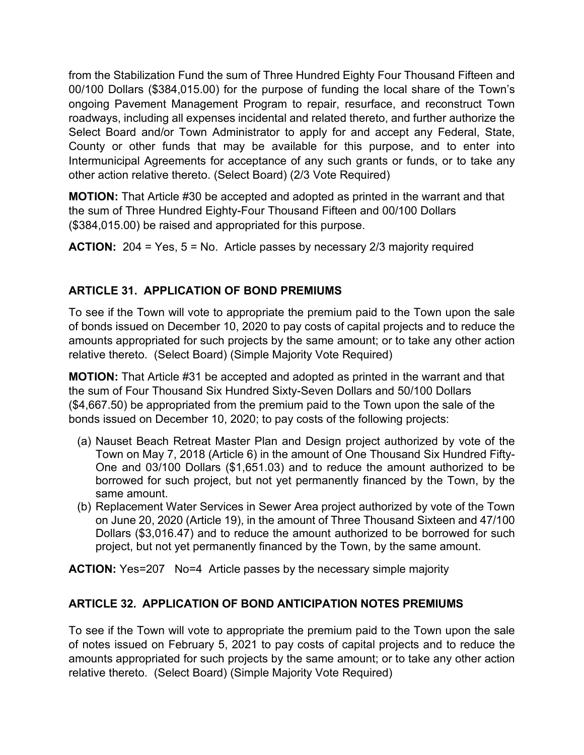from the Stabilization Fund the sum of Three Hundred Eighty Four Thousand Fifteen and 00/100 Dollars ($384,015.00) for the purpose of funding the local share of the Town's ongoing Pavement Management Program to repair, resurface, and reconstruct Town roadways, including all expenses incidental and related thereto, and further authorize the Select Board and/or Town Administrator to apply for and accept any Federal, State, County or other funds that may be available for this purpose, and to enter into Intermunicipal Agreements for acceptance of any such grants or funds, or to take any other action relative thereto. (Select Board) (2/3 Vote Required)

**MOTION:** That Article #30 be accepted and adopted as printed in the warrant and that the sum of Three Hundred Eighty-Four Thousand Fifteen and 00/100 Dollars ($384,015.00) be raised and appropriated for this purpose.

**ACTION:** 204 = Yes, 5 = No. Article passes by necessary 2/3 majority required

## ARTICLE 31. APPLICATION OF BOND PREMIUMS

To see if the Town will vote to appropriate the premium paid to the Town upon the sale of bonds issued on December 10, 2020 to pay costs of capital projects and to reduce the amounts appropriated for such projects by the same amount; or to take any other action relative thereto. (Select Board) (Simple Majority Vote Required)

**MOTION:** That Article #31 be accepted and adopted as printed in the warrant and that the sum of Four Thousand Six Hundred Sixty-Seven Dollars and 50/100 Dollars ($4,667.50) be appropriated from the premium paid to the Town upon the sale of the bonds issued on December 10, 2020; to pay costs of the following projects:

(a) Nauset Beach Retreat Master Plan and Design project authorized by vote of the Town on May 7, 2018 (Article 6) in the amount of One Thousand Six Hundred Fifty-One and 03/100 Dollars ($1,651.03) and to reduce the amount authorized to be borrowed for such project, but not yet permanently financed by the Town, by the same amount.

(b) Replacement Water Services in Sewer Area project authorized by vote of the Town on June 20, 2020 (Article 19), in the amount of Three Thousand Sixteen and 47/100 Dollars ($3,016.47) and to reduce the amount authorized to be borrowed for such project, but not yet permanently financed by the Town, by the same amount.

**ACTION:** Yes=207 No=4 Article passes by the necessary simple majority

## ARTICLE 32. APPLICATION OF BOND ANTICIPATION NOTES PREMIUMS

To see if the Town will vote to appropriate the premium paid to the Town upon the sale of notes issued on February 5, 2021 to pay costs of capital projects and to reduce the amounts appropriated for such projects by the same amount; or to take any other action relative thereto. (Select Board) (Simple Majority Vote Required)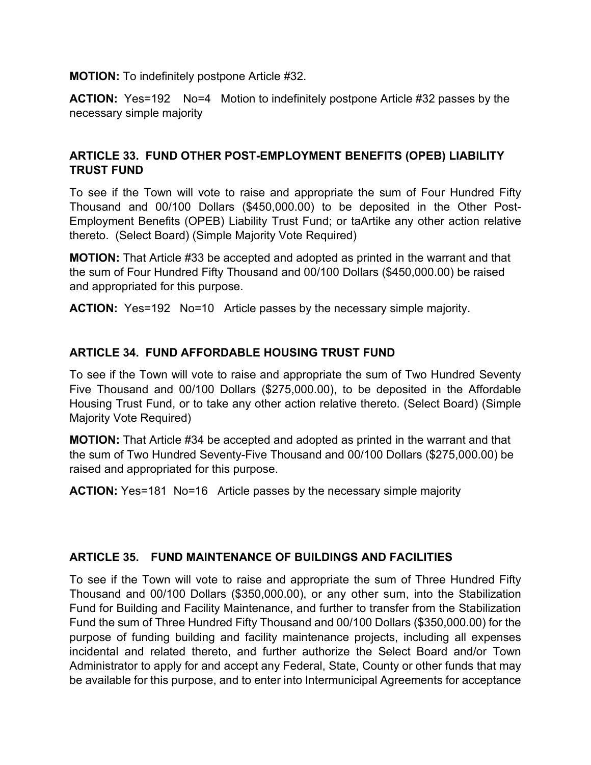**MOTION:** To indefinitely postpone Article #32.

**ACTION:** Yes=192 No=4 Motion to indefinitely postpone Article #32 passes by the necessary simple majority

### ARTICLE 33. FUND OTHER POST-EMPLOYMENT BENEFITS (OPEB) LIABILITY TRUST FUND

To see if the Town will vote to raise and appropriate the sum of Four Hundred Fifty Thousand and 00/100 Dollars ($450,000.00) to be deposited in the Other Post-Employment Benefits (OPEB) Liability Trust Fund; or taArtike any other action relative thereto. (Select Board) (Simple Majority Vote Required)

**MOTION:** That Article #33 be accepted and adopted as printed in the warrant and that the sum of Four Hundred Fifty Thousand and 00/100 Dollars ($450,000.00) be raised and appropriated for this purpose.

**ACTION:** Yes=192 No=10 Article passes by the necessary simple majority.

### ARTICLE 34. FUND AFFORDABLE HOUSING TRUST FUND

To see if the Town will vote to raise and appropriate the sum of Two Hundred Seventy Five Thousand and 00/100 Dollars ($275,000.00), to be deposited in the Affordable Housing Trust Fund, or to take any other action relative thereto. (Select Board) (Simple Majority Vote Required)

**MOTION:** That Article #34 be accepted and adopted as printed in the warrant and that the sum of Two Hundred Seventy-Five Thousand and 00/100 Dollars ($275,000.00) be raised and appropriated for this purpose.

**ACTION:** Yes=181 No=16 Article passes by the necessary simple majority

### ARTICLE 35. FUND MAINTENANCE OF BUILDINGS AND FACILITIES

To see if the Town will vote to raise and appropriate the sum of Three Hundred Fifty Thousand and 00/100 Dollars ($350,000.00), or any other sum, into the Stabilization Fund for Building and Facility Maintenance, and further to transfer from the Stabilization Fund the sum of Three Hundred Fifty Thousand and 00/100 Dollars ($350,000.00) for the purpose of funding building and facility maintenance projects, including all expenses incidental and related thereto, and further authorize the Select Board and/or Town Administrator to apply for and accept any Federal, State, County or other funds that may be available for this purpose, and to enter into Intermunicipal Agreements for acceptance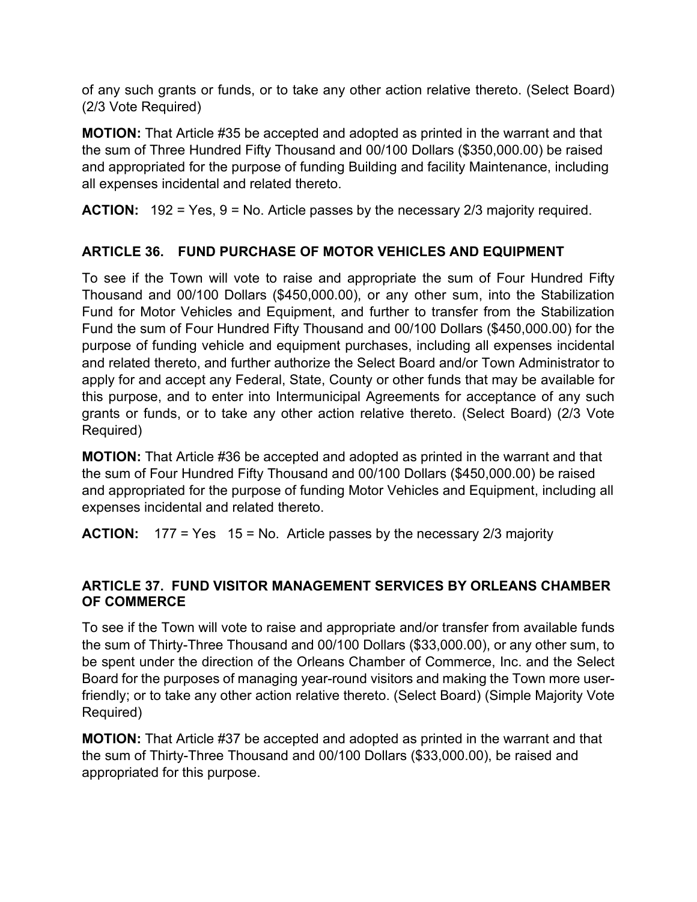of any such grants or funds, or to take any other action relative thereto. (Select Board) (2/3 Vote Required)

**MOTION:** That Article #35 be accepted and adopted as printed in the warrant and that the sum of Three Hundred Fifty Thousand and 00/100 Dollars ($350,000.00) be raised and appropriated for the purpose of funding Building and facility Maintenance, including all expenses incidental and related thereto.

**ACTION:** 192 = Yes, 9 = No. Article passes by the necessary 2/3 majority required.

## ARTICLE 36. FUND PURCHASE OF MOTOR VEHICLES AND EQUIPMENT

To see if the Town will vote to raise and appropriate the sum of Four Hundred Fifty Thousand and 00/100 Dollars ($450,000.00), or any other sum, into the Stabilization Fund for Motor Vehicles and Equipment, and further to transfer from the Stabilization Fund the sum of Four Hundred Fifty Thousand and 00/100 Dollars ($450,000.00) for the purpose of funding vehicle and equipment purchases, including all expenses incidental and related thereto, and further authorize the Select Board and/or Town Administrator to apply for and accept any Federal, State, County or other funds that may be available for this purpose, and to enter into Intermunicipal Agreements for acceptance of any such grants or funds, or to take any other action relative thereto. (Select Board) (2/3 Vote Required)

**MOTION:** That Article #36 be accepted and adopted as printed in the warrant and that the sum of Four Hundred Fifty Thousand and 00/100 Dollars ($450,000.00) be raised and appropriated for the purpose of funding Motor Vehicles and Equipment, including all expenses incidental and related thereto.

**ACTION:** 177 = Yes 15 = No. Article passes by the necessary 2/3 majority

## ARTICLE 37. FUND VISITOR MANAGEMENT SERVICES BY ORLEANS CHAMBER OF COMMERCE

To see if the Town will vote to raise and appropriate and/or transfer from available funds the sum of Thirty-Three Thousand and 00/100 Dollars ($33,000.00), or any other sum, to be spent under the direction of the Orleans Chamber of Commerce, Inc. and the Select Board for the purposes of managing year-round visitors and making the Town more user-friendly; or to take any other action relative thereto. (Select Board) (Simple Majority Vote Required)

**MOTION:** That Article #37 be accepted and adopted as printed in the warrant and that the sum of Thirty-Three Thousand and 00/100 Dollars ($33,000.00), be raised and appropriated for this purpose.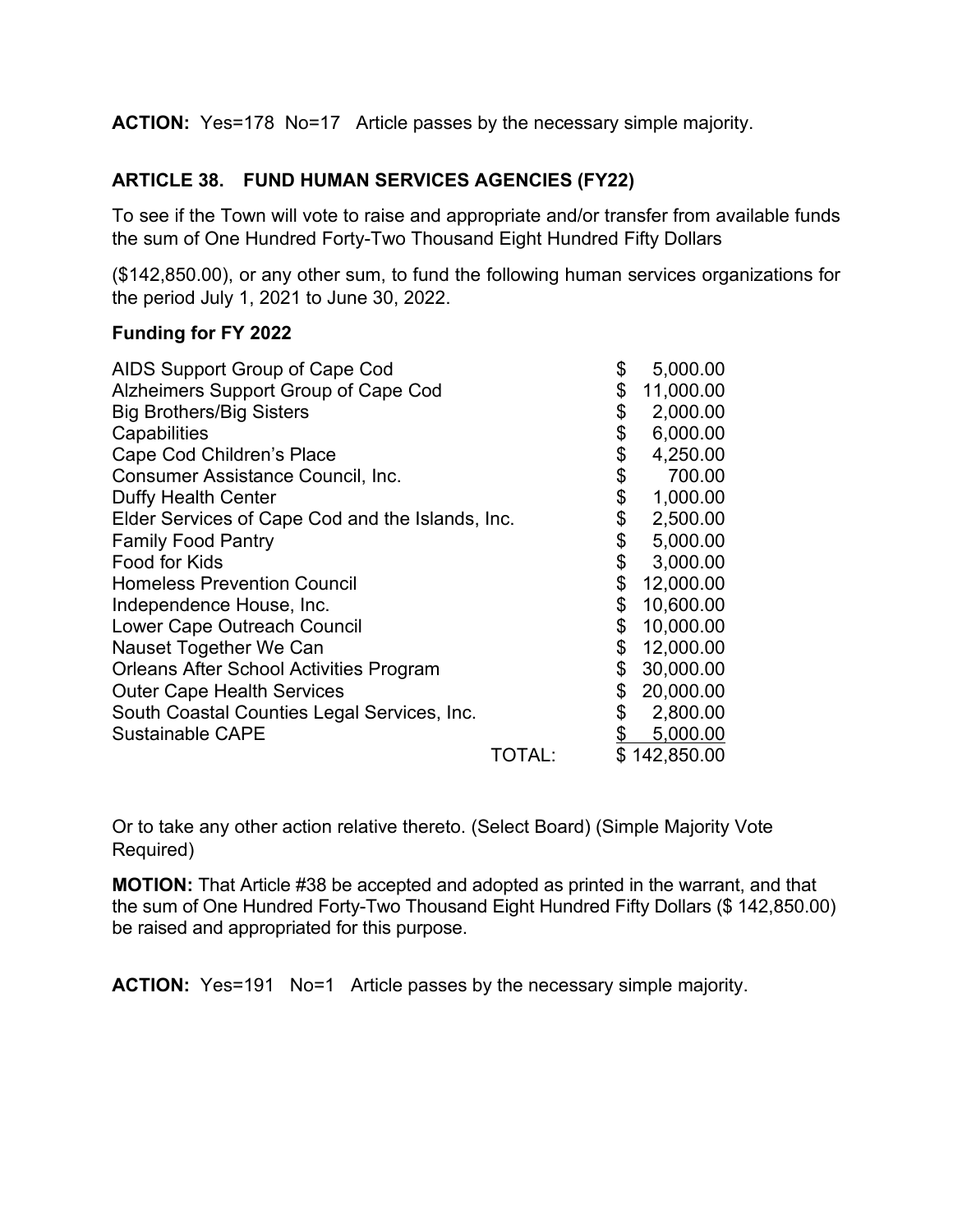**ACTION:** Yes=178 No=17 Article passes by the necessary simple majority.

## ARTICLE 38. FUND HUMAN SERVICES AGENCIES (FY22)

To see if the Town will vote to raise and appropriate and/or transfer from available funds the sum of One Hundred Forty-Two Thousand Eight Hundred Fifty Dollars

($142,850.00), or any other sum, to fund the following human services organizations for the period July 1, 2021 to June 30, 2022.

**Funding for FY 2022**

| Organization | Amount |
|---|---|
| AIDS Support Group of Cape Cod | $ 5,000.00 |
| Alzheimers Support Group of Cape Cod | $ 11,000.00 |
| Big Brothers/Big Sisters | $ 2,000.00 |
| Capabilities | $ 6,000.00 |
| Cape Cod Children's Place | $ 4,250.00 |
| Consumer Assistance Council, Inc. | $ 700.00 |
| Duffy Health Center | $ 1,000.00 |
| Elder Services of Cape Cod and the Islands, Inc. | $ 2,500.00 |
| Family Food Pantry | $ 5,000.00 |
| Food for Kids | $ 3,000.00 |
| Homeless Prevention Council | $ 12,000.00 |
| Independence House, Inc. | $ 10,600.00 |
| Lower Cape Outreach Council | $ 10,000.00 |
| Nauset Together We Can | $ 12,000.00 |
| Orleans After School Activities Program | $ 30,000.00 |
| Outer Cape Health Services | $ 20,000.00 |
| South Coastal Counties Legal Services, Inc. | $ 2,800.00 |
| Sustainable CAPE | $ 5,000.00 |
| TOTAL: | $ 142,850.00 |

Or to take any other action relative thereto. (Select Board) (Simple Majority Vote Required)

**MOTION:** That Article #38 be accepted and adopted as printed in the warrant, and that the sum of One Hundred Forty-Two Thousand Eight Hundred Fifty Dollars ($ 142,850.00) be raised and appropriated for this purpose.

**ACTION:** Yes=191 No=1 Article passes by the necessary simple majority.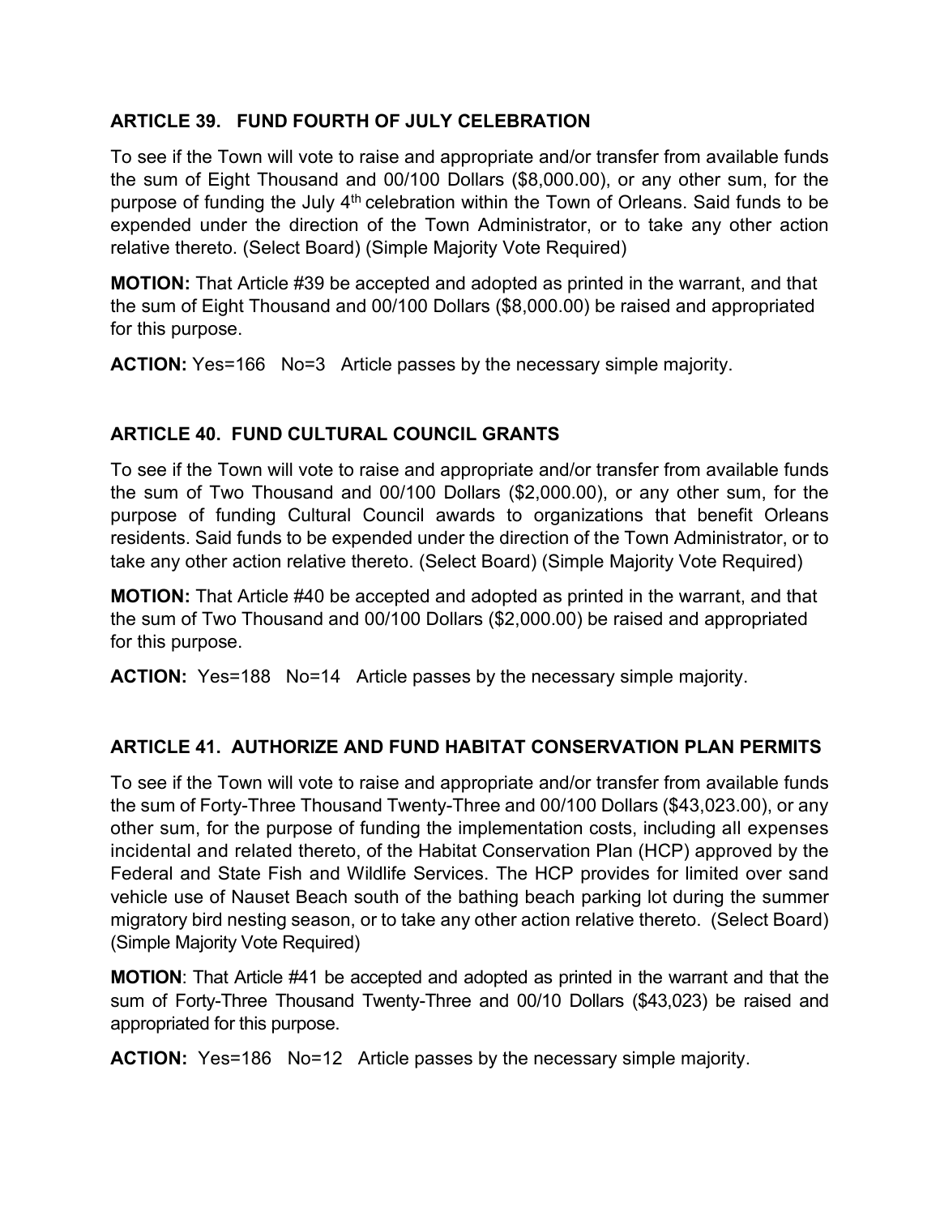### ARTICLE 39. FUND FOURTH OF JULY CELEBRATION

To see if the Town will vote to raise and appropriate and/or transfer from available funds the sum of Eight Thousand and 00/100 Dollars ($8,000.00), or any other sum, for the purpose of funding the July 4th celebration within the Town of Orleans. Said funds to be expended under the direction of the Town Administrator, or to take any other action relative thereto. (Select Board) (Simple Majority Vote Required)

**MOTION:** That Article #39 be accepted and adopted as printed in the warrant, and that the sum of Eight Thousand and 00/100 Dollars ($8,000.00) be raised and appropriated for this purpose.

**ACTION:** Yes=166 No=3 Article passes by the necessary simple majority.

### ARTICLE 40. FUND CULTURAL COUNCIL GRANTS

To see if the Town will vote to raise and appropriate and/or transfer from available funds the sum of Two Thousand and 00/100 Dollars ($2,000.00), or any other sum, for the purpose of funding Cultural Council awards to organizations that benefit Orleans residents. Said funds to be expended under the direction of the Town Administrator, or to take any other action relative thereto. (Select Board) (Simple Majority Vote Required)

**MOTION:** That Article #40 be accepted and adopted as printed in the warrant, and that the sum of Two Thousand and 00/100 Dollars ($2,000.00) be raised and appropriated for this purpose.

**ACTION:** Yes=188 No=14 Article passes by the necessary simple majority.

### ARTICLE 41. AUTHORIZE AND FUND HABITAT CONSERVATION PLAN PERMITS

To see if the Town will vote to raise and appropriate and/or transfer from available funds the sum of Forty-Three Thousand Twenty-Three and 00/100 Dollars ($43,023.00), or any other sum, for the purpose of funding the implementation costs, including all expenses incidental and related thereto, of the Habitat Conservation Plan (HCP) approved by the Federal and State Fish and Wildlife Services. The HCP provides for limited over sand vehicle use of Nauset Beach south of the bathing beach parking lot during the summer migratory bird nesting season, or to take any other action relative thereto. (Select Board) (Simple Majority Vote Required)

**MOTION**: That Article #41 be accepted and adopted as printed in the warrant and that the sum of Forty-Three Thousand Twenty-Three and 00/10 Dollars ($43,023) be raised and appropriated for this purpose.

**ACTION:** Yes=186 No=12 Article passes by the necessary simple majority.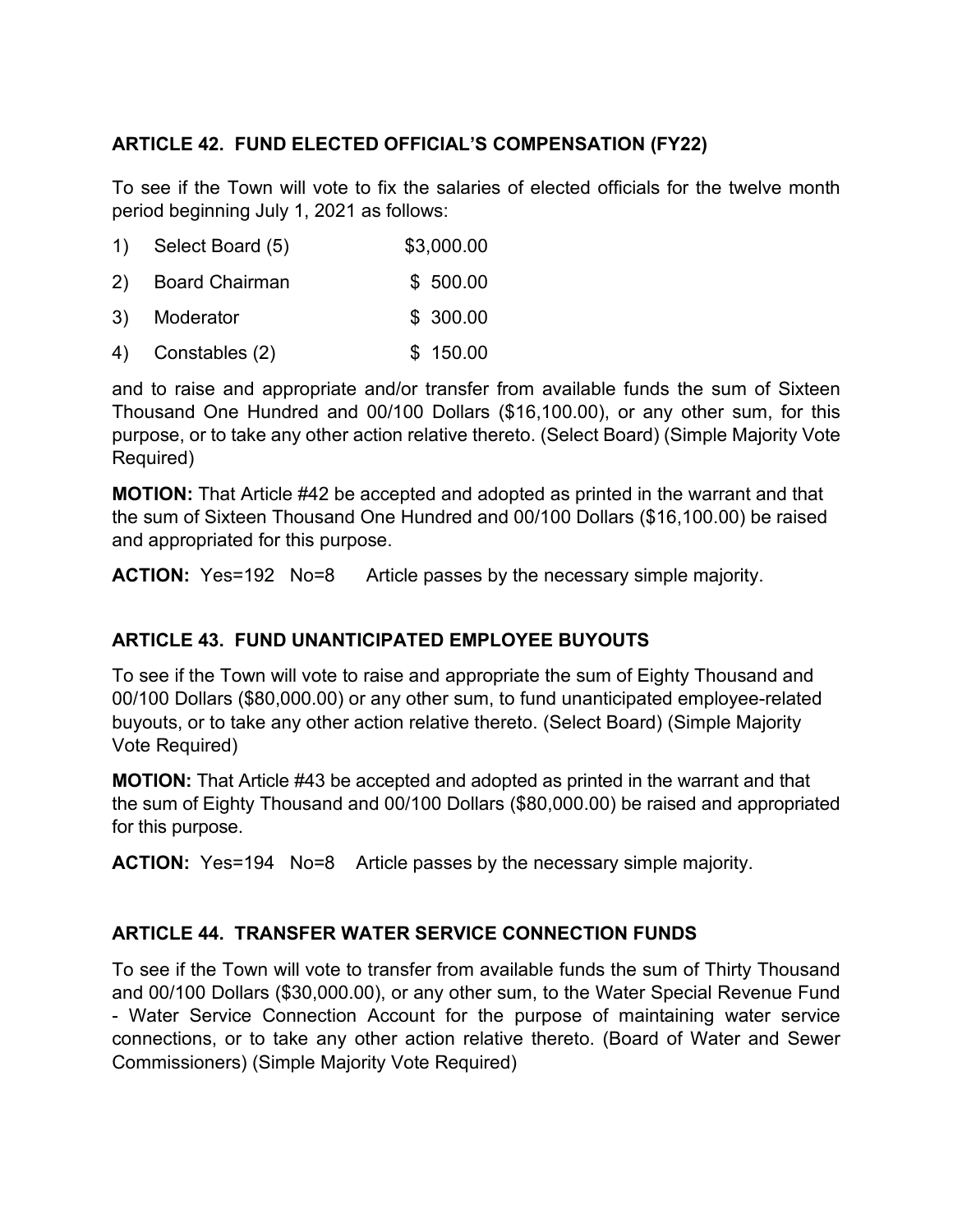### ARTICLE 42. FUND ELECTED OFFICIAL'S COMPENSATION (FY22)

To see if the Town will vote to fix the salaries of elected officials for the twelve month period beginning July 1, 2021 as follows:

| | | |
|---|---|---|
| 1) | Select Board (5) | $3,000.00 |
| 2) | Board Chairman | $ 500.00 |
| 3) | Moderator | $ 300.00 |
| 4) | Constables (2) | $ 150.00 |

and to raise and appropriate and/or transfer from available funds the sum of Sixteen Thousand One Hundred and 00/100 Dollars ($16,100.00), or any other sum, for this purpose, or to take any other action relative thereto. (Select Board) (Simple Majority Vote Required)

**MOTION:** That Article #42 be accepted and adopted as printed in the warrant and that the sum of Sixteen Thousand One Hundred and 00/100 Dollars ($16,100.00) be raised and appropriated for this purpose.

**ACTION:** Yes=192 No=8 Article passes by the necessary simple majority.

### ARTICLE 43. FUND UNANTICIPATED EMPLOYEE BUYOUTS

To see if the Town will vote to raise and appropriate the sum of Eighty Thousand and 00/100 Dollars ($80,000.00) or any other sum, to fund unanticipated employee-related buyouts, or to take any other action relative thereto. (Select Board) (Simple Majority Vote Required)

**MOTION:** That Article #43 be accepted and adopted as printed in the warrant and that the sum of Eighty Thousand and 00/100 Dollars ($80,000.00) be raised and appropriated for this purpose.

**ACTION:** Yes=194 No=8 Article passes by the necessary simple majority.

### ARTICLE 44. TRANSFER WATER SERVICE CONNECTION FUNDS

To see if the Town will vote to transfer from available funds the sum of Thirty Thousand and 00/100 Dollars ($30,000.00), or any other sum, to the Water Special Revenue Fund - Water Service Connection Account for the purpose of maintaining water service connections, or to take any other action relative thereto. (Board of Water and Sewer Commissioners) (Simple Majority Vote Required)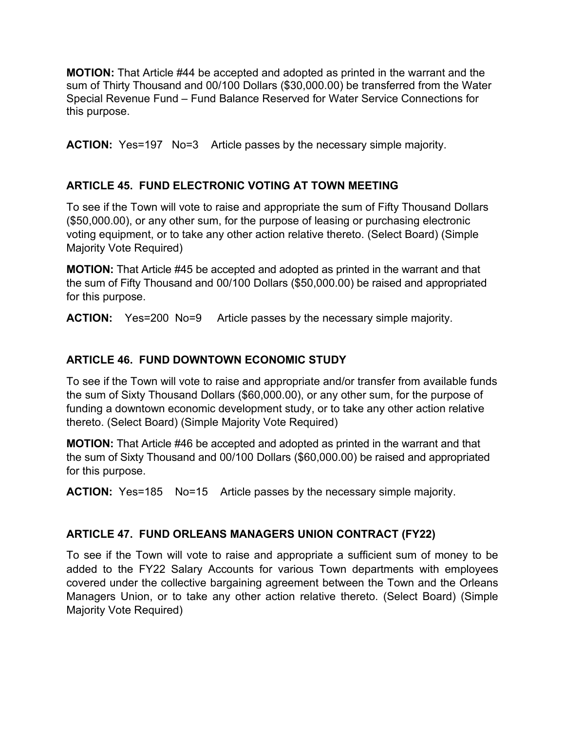**MOTION:** That Article #44 be accepted and adopted as printed in the warrant and the sum of Thirty Thousand and 00/100 Dollars ($30,000.00) be transferred from the Water Special Revenue Fund – Fund Balance Reserved for Water Service Connections for this purpose.

**ACTION:** Yes=197 No=3 Article passes by the necessary simple majority.

### ARTICLE 45. FUND ELECTRONIC VOTING AT TOWN MEETING

To see if the Town will vote to raise and appropriate the sum of Fifty Thousand Dollars ($50,000.00), or any other sum, for the purpose of leasing or purchasing electronic voting equipment, or to take any other action relative thereto. (Select Board) (Simple Majority Vote Required)

**MOTION:** That Article #45 be accepted and adopted as printed in the warrant and that the sum of Fifty Thousand and 00/100 Dollars ($50,000.00) be raised and appropriated for this purpose.

**ACTION:** Yes=200 No=9 Article passes by the necessary simple majority.

### ARTICLE 46. FUND DOWNTOWN ECONOMIC STUDY

To see if the Town will vote to raise and appropriate and/or transfer from available funds the sum of Sixty Thousand Dollars ($60,000.00), or any other sum, for the purpose of funding a downtown economic development study, or to take any other action relative thereto. (Select Board) (Simple Majority Vote Required)

**MOTION:** That Article #46 be accepted and adopted as printed in the warrant and that the sum of Sixty Thousand and 00/100 Dollars ($60,000.00) be raised and appropriated for this purpose.

**ACTION:** Yes=185 No=15 Article passes by the necessary simple majority.

### ARTICLE 47. FUND ORLEANS MANAGERS UNION CONTRACT (FY22)

To see if the Town will vote to raise and appropriate a sufficient sum of money to be added to the FY22 Salary Accounts for various Town departments with employees covered under the collective bargaining agreement between the Town and the Orleans Managers Union, or to take any other action relative thereto. (Select Board) (Simple Majority Vote Required)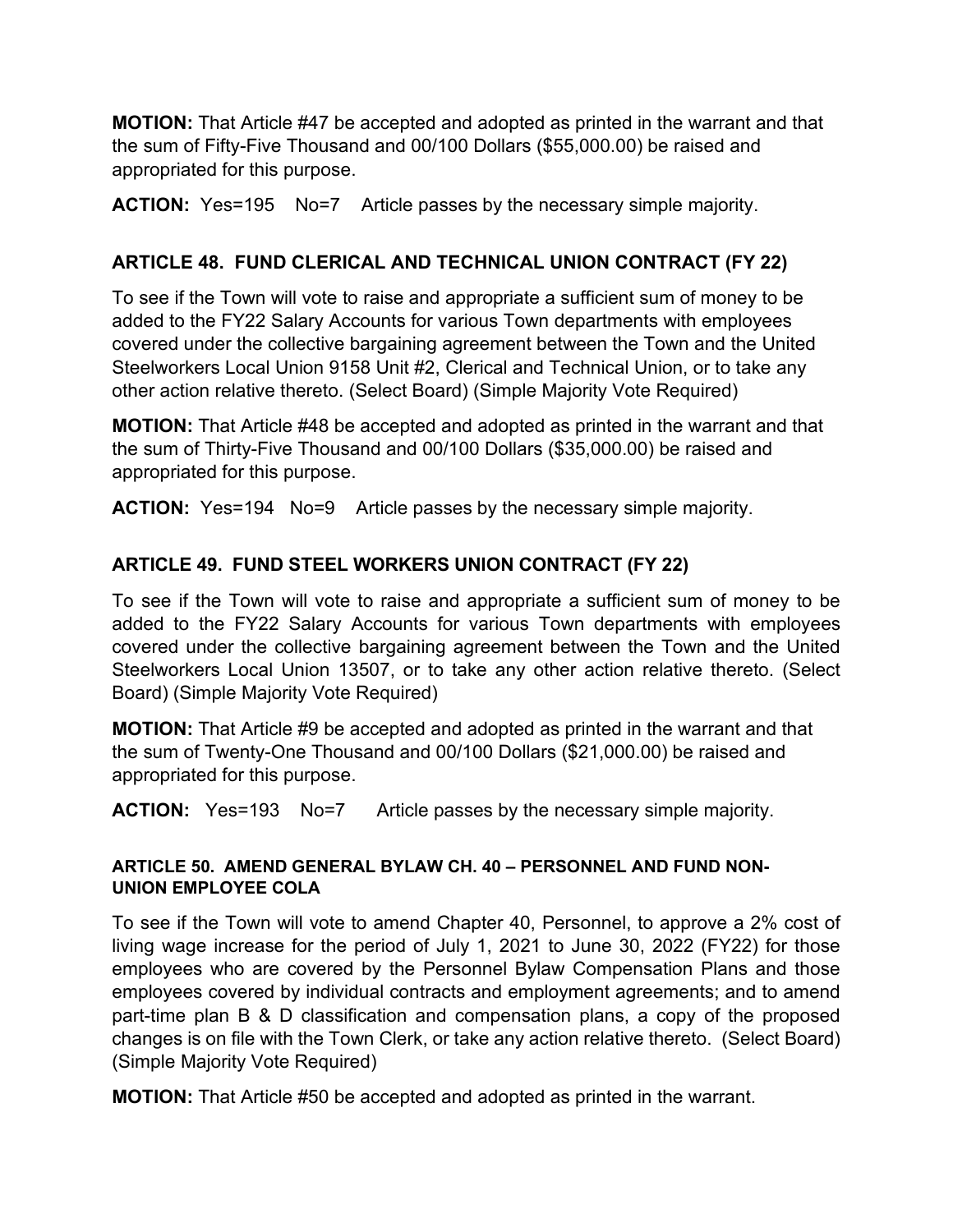**MOTION:** That Article #47 be accepted and adopted as printed in the warrant and that the sum of Fifty-Five Thousand and 00/100 Dollars ($55,000.00) be raised and appropriated for this purpose.

**ACTION:** Yes=195 No=7 Article passes by the necessary simple majority.

## ARTICLE 48. FUND CLERICAL AND TECHNICAL UNION CONTRACT (FY 22)

To see if the Town will vote to raise and appropriate a sufficient sum of money to be added to the FY22 Salary Accounts for various Town departments with employees covered under the collective bargaining agreement between the Town and the United Steelworkers Local Union 9158 Unit #2, Clerical and Technical Union, or to take any other action relative thereto. (Select Board) (Simple Majority Vote Required)

**MOTION:** That Article #48 be accepted and adopted as printed in the warrant and that the sum of Thirty-Five Thousand and 00/100 Dollars ($35,000.00) be raised and appropriated for this purpose.

**ACTION:** Yes=194 No=9 Article passes by the necessary simple majority.

## ARTICLE 49. FUND STEEL WORKERS UNION CONTRACT (FY 22)

To see if the Town will vote to raise and appropriate a sufficient sum of money to be added to the FY22 Salary Accounts for various Town departments with employees covered under the collective bargaining agreement between the Town and the United Steelworkers Local Union 13507, or to take any other action relative thereto. (Select Board) (Simple Majority Vote Required)

**MOTION:** That Article #9 be accepted and adopted as printed in the warrant and that the sum of Twenty-One Thousand and 00/100 Dollars ($21,000.00) be raised and appropriated for this purpose.

**ACTION:** Yes=193 No=7 Article passes by the necessary simple majority.

## ARTICLE 50. AMEND GENERAL BYLAW CH. 40 – PERSONNEL AND FUND NON-UNION EMPLOYEE COLA

To see if the Town will vote to amend Chapter 40, Personnel, to approve a 2% cost of living wage increase for the period of July 1, 2021 to June 30, 2022 (FY22) for those employees who are covered by the Personnel Bylaw Compensation Plans and those employees covered by individual contracts and employment agreements; and to amend part-time plan B & D classification and compensation plans, a copy of the proposed changes is on file with the Town Clerk, or take any action relative thereto. (Select Board) (Simple Majority Vote Required)

**MOTION:** That Article #50 be accepted and adopted as printed in the warrant.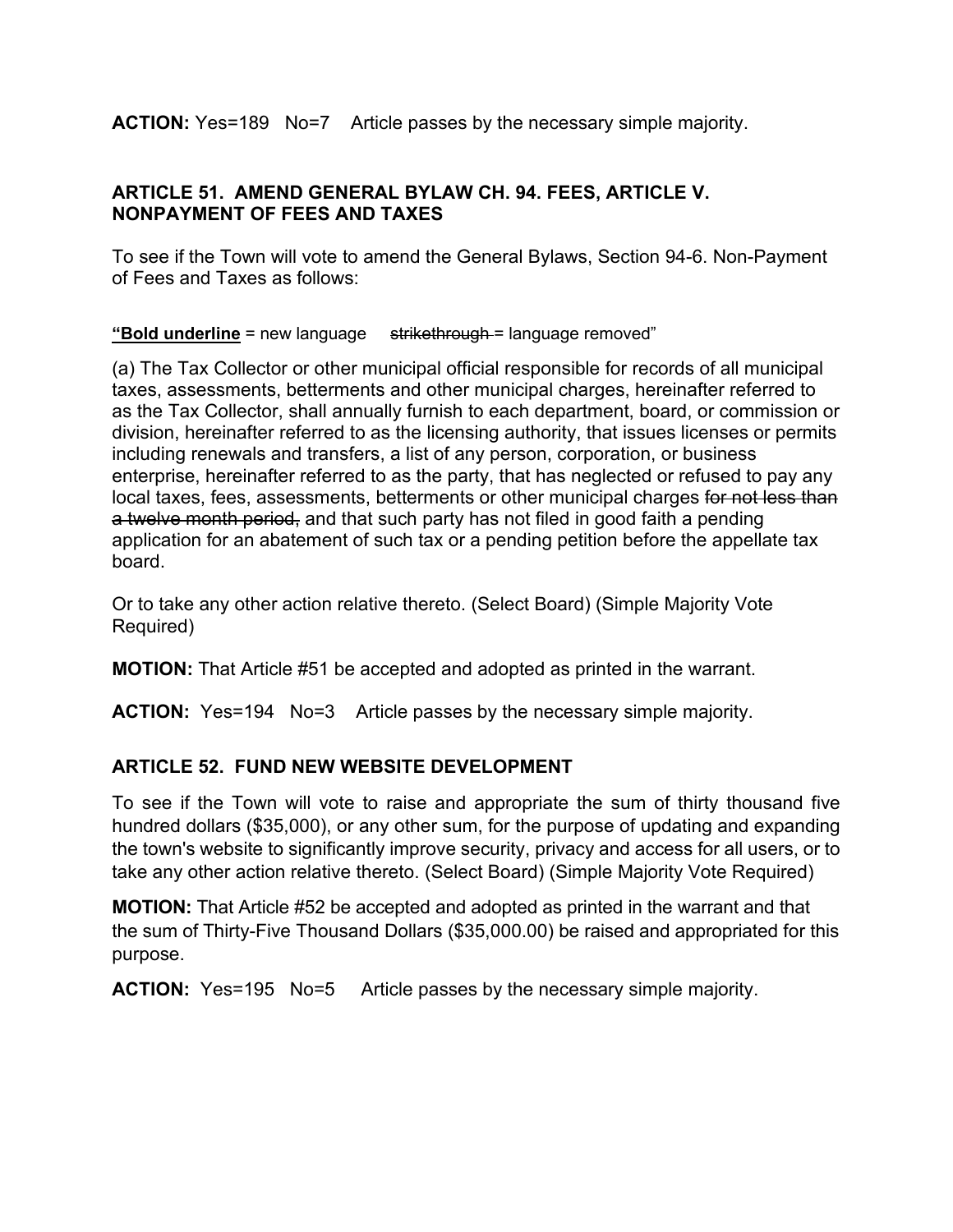**ACTION:** Yes=189 No=7 Article passes by the necessary simple majority.

### ARTICLE 51. AMEND GENERAL BYLAW CH. 94. FEES, ARTICLE V. NONPAYMENT OF FEES AND TAXES

To see if the Town will vote to amend the General Bylaws, Section 94-6. Non-Payment of Fees and Taxes as follows:

"**<u>Bold underline</u>** = new language ~~strikethrough~~ = language removed"

(a) The Tax Collector or other municipal official responsible for records of all municipal taxes, assessments, betterments and other municipal charges, hereinafter referred to as the Tax Collector, shall annually furnish to each department, board, or commission or division, hereinafter referred to as the licensing authority, that issues licenses or permits including renewals and transfers, a list of any person, corporation, or business enterprise, hereinafter referred to as the party, that has neglected or refused to pay any local taxes, fees, assessments, betterments or other municipal charges ~~for not less than a twelve month period,~~ and that such party has not filed in good faith a pending application for an abatement of such tax or a pending petition before the appellate tax board.

Or to take any other action relative thereto. (Select Board) (Simple Majority Vote Required)

**MOTION:** That Article #51 be accepted and adopted as printed in the warrant.

**ACTION:** Yes=194 No=3 Article passes by the necessary simple majority.

### ARTICLE 52. FUND NEW WEBSITE DEVELOPMENT

To see if the Town will vote to raise and appropriate the sum of thirty thousand five hundred dollars ($35,000), or any other sum, for the purpose of updating and expanding the town's website to significantly improve security, privacy and access for all users, or to take any other action relative thereto. (Select Board) (Simple Majority Vote Required)

**MOTION:** That Article #52 be accepted and adopted as printed in the warrant and that the sum of Thirty-Five Thousand Dollars ($35,000.00) be raised and appropriated for this purpose.

**ACTION:** Yes=195 No=5 Article passes by the necessary simple majority.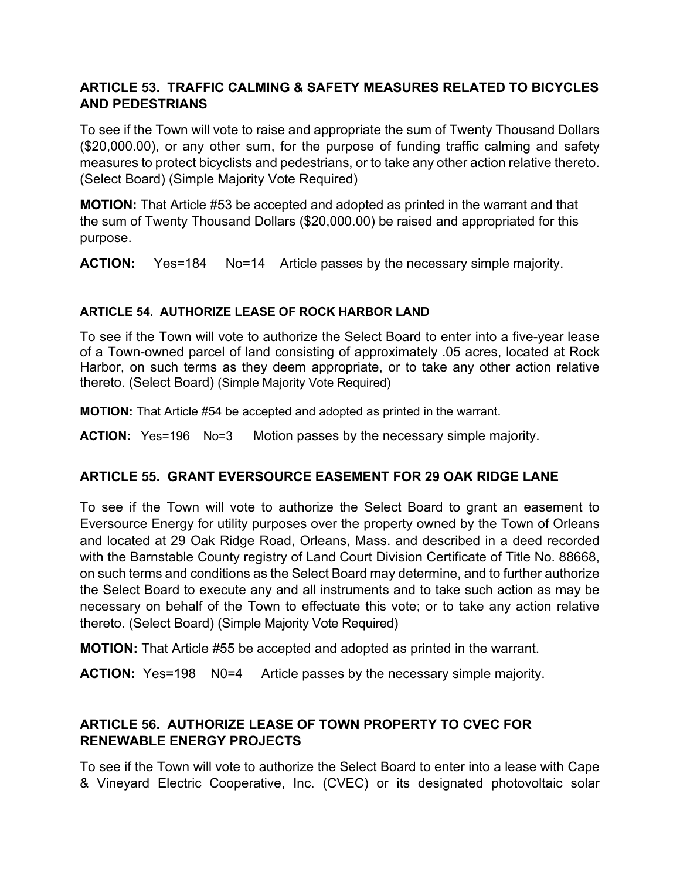### ARTICLE 53. TRAFFIC CALMING & SAFETY MEASURES RELATED TO BICYCLES AND PEDESTRIANS

To see if the Town will vote to raise and appropriate the sum of Twenty Thousand Dollars ($20,000.00), or any other sum, for the purpose of funding traffic calming and safety measures to protect bicyclists and pedestrians, or to take any other action relative thereto. (Select Board) (Simple Majority Vote Required)

**MOTION:** That Article #53 be accepted and adopted as printed in the warrant and that the sum of Twenty Thousand Dollars ($20,000.00) be raised and appropriated for this purpose.

**ACTION:** Yes=184 No=14 Article passes by the necessary simple majority.

### ARTICLE 54. AUTHORIZE LEASE OF ROCK HARBOR LAND

To see if the Town will vote to authorize the Select Board to enter into a five-year lease of a Town-owned parcel of land consisting of approximately .05 acres, located at Rock Harbor, on such terms as they deem appropriate, or to take any other action relative thereto. (Select Board) (Simple Majority Vote Required)

**MOTION:** That Article #54 be accepted and adopted as printed in the warrant.

**ACTION:** Yes=196 No=3 Motion passes by the necessary simple majority.

### ARTICLE 55. GRANT EVERSOURCE EASEMENT FOR 29 OAK RIDGE LANE

To see if the Town will vote to authorize the Select Board to grant an easement to Eversource Energy for utility purposes over the property owned by the Town of Orleans and located at 29 Oak Ridge Road, Orleans, Mass. and described in a deed recorded with the Barnstable County registry of Land Court Division Certificate of Title No. 88668, on such terms and conditions as the Select Board may determine, and to further authorize the Select Board to execute any and all instruments and to take such action as may be necessary on behalf of the Town to effectuate this vote; or to take any action relative thereto. (Select Board) (Simple Majority Vote Required)

**MOTION:** That Article #55 be accepted and adopted as printed in the warrant.

**ACTION:** Yes=198 N0=4 Article passes by the necessary simple majority.

### ARTICLE 56. AUTHORIZE LEASE OF TOWN PROPERTY TO CVEC FOR RENEWABLE ENERGY PROJECTS

To see if the Town will vote to authorize the Select Board to enter into a lease with Cape & Vineyard Electric Cooperative, Inc. (CVEC) or its designated photovoltaic solar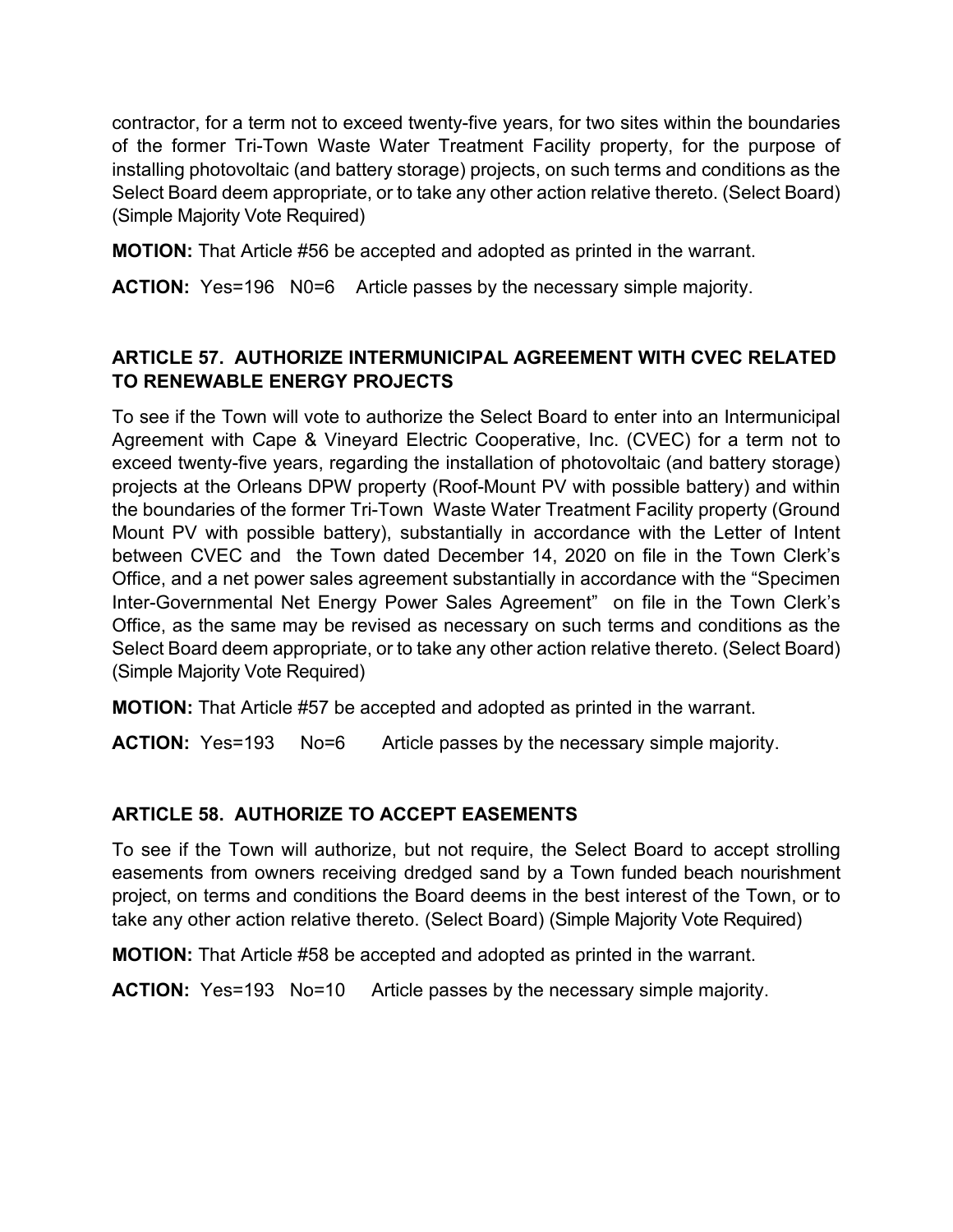contractor, for a term not to exceed twenty-five years, for two sites within the boundaries of the former Tri-Town Waste Water Treatment Facility property, for the purpose of installing photovoltaic (and battery storage) projects, on such terms and conditions as the Select Board deem appropriate, or to take any other action relative thereto. (Select Board) (Simple Majority Vote Required)

**MOTION:** That Article #56 be accepted and adopted as printed in the warrant.

**ACTION:** Yes=196 N0=6 Article passes by the necessary simple majority.

### ARTICLE 57. AUTHORIZE INTERMUNICIPAL AGREEMENT WITH CVEC RELATED TO RENEWABLE ENERGY PROJECTS

To see if the Town will vote to authorize the Select Board to enter into an Intermunicipal Agreement with Cape & Vineyard Electric Cooperative, Inc. (CVEC) for a term not to exceed twenty-five years, regarding the installation of photovoltaic (and battery storage) projects at the Orleans DPW property (Roof-Mount PV with possible battery) and within the boundaries of the former Tri-Town Waste Water Treatment Facility property (Ground Mount PV with possible battery), substantially in accordance with the Letter of Intent between CVEC and the Town dated December 14, 2020 on file in the Town Clerk's Office, and a net power sales agreement substantially in accordance with the "Specimen Inter-Governmental Net Energy Power Sales Agreement" on file in the Town Clerk's Office, as the same may be revised as necessary on such terms and conditions as the Select Board deem appropriate, or to take any other action relative thereto. (Select Board) (Simple Majority Vote Required)

**MOTION:** That Article #57 be accepted and adopted as printed in the warrant.

**ACTION:** Yes=193 No=6 Article passes by the necessary simple majority.

### ARTICLE 58. AUTHORIZE TO ACCEPT EASEMENTS

To see if the Town will authorize, but not require, the Select Board to accept strolling easements from owners receiving dredged sand by a Town funded beach nourishment project, on terms and conditions the Board deems in the best interest of the Town, or to take any other action relative thereto. (Select Board) (Simple Majority Vote Required)

**MOTION:** That Article #58 be accepted and adopted as printed in the warrant.

**ACTION:** Yes=193 No=10 Article passes by the necessary simple majority.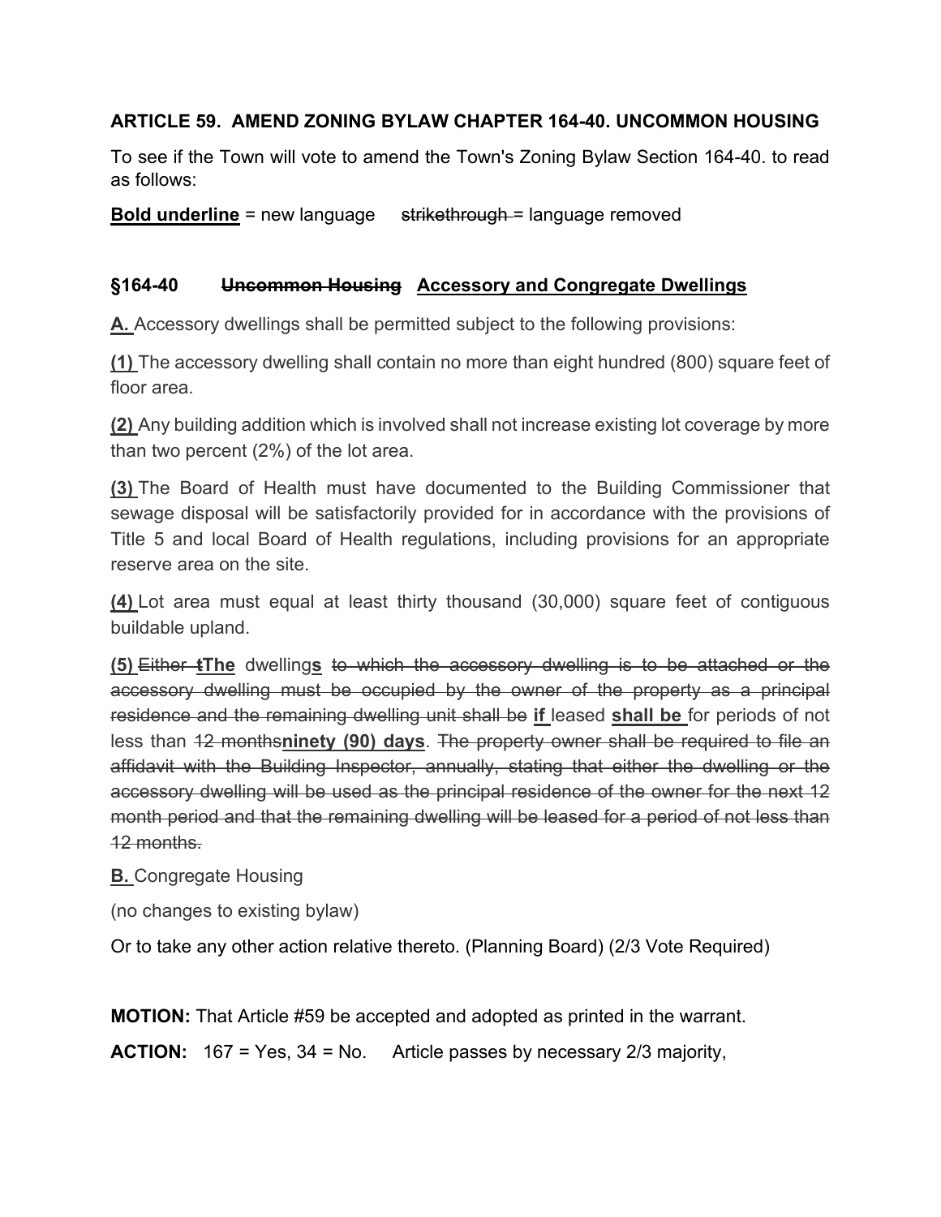**ARTICLE 59. AMEND ZONING BYLAW CHAPTER 164-40. UNCOMMON HOUSING**

To see if the Town will vote to amend the Town's Zoning Bylaw Section 164-40. to read as follows:

**<u>Bold underline</u>** = new language ~~strikethrough~~ = language removed

**§164-40 ~~Uncommon Housing~~ <u>Accessory and Congregate Dwellings</u>**

**<u>A.</u>** Accessory dwellings shall be permitted subject to the following provisions:

**<u>(1)</u>** The accessory dwelling shall contain no more than eight hundred (800) square feet of floor area.

**<u>(2)</u>** Any building addition which is involved shall not increase existing lot coverage by more than two percent (2%) of the lot area.

**<u>(3)</u>** The Board of Health must have documented to the Building Commissioner that sewage disposal will be satisfactorily provided for in accordance with the provisions of Title 5 and local Board of Health regulations, including provisions for an appropriate reserve area on the site.

**<u>(4)</u>** Lot area must equal at least thirty thousand (30,000) square feet of contiguous buildable upland.

**<u>(5)</u>** ~~Either t~~**<u>The</u>** dwelling**<u>s</u>** ~~to which the accessory dwelling is to be attached or the accessory dwelling must be occupied by the owner of the property as a principal residence and the remaining dwelling unit shall be~~ **<u>if</u>** leased **<u>shall be</u>** for periods of not less than ~~12 months~~**<u>ninety (90) days</u>**. ~~The property owner shall be required to file an affidavit with the Building Inspector, annually, stating that either the dwelling or the accessory dwelling will be used as the principal residence of the owner for the next 12 month period and that the remaining dwelling will be leased for a period of not less than 12 months.~~

**<u>B.</u>** Congregate Housing

(no changes to existing bylaw)

Or to take any other action relative thereto. (Planning Board) (2/3 Vote Required)

**MOTION:** That Article #59 be accepted and adopted as printed in the warrant.

**ACTION:** 167 = Yes, 34 = No. Article passes by necessary 2/3 majority,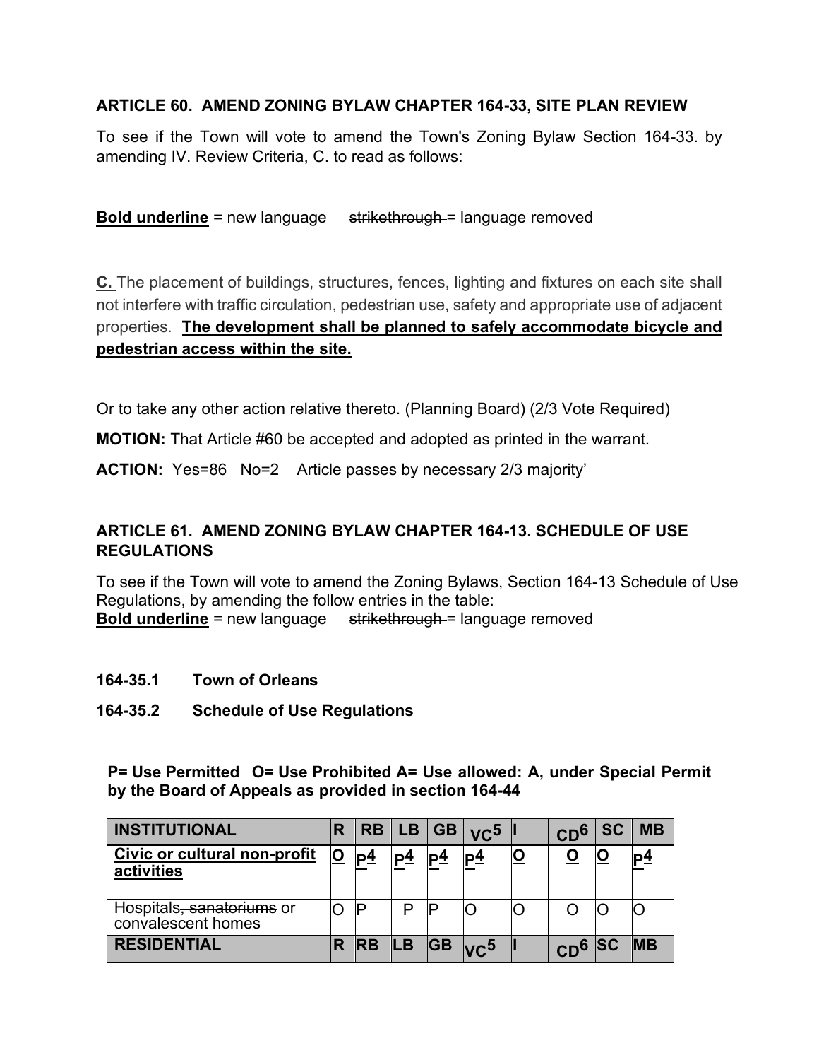### ARTICLE 60. AMEND ZONING BYLAW CHAPTER 164-33, SITE PLAN REVIEW

To see if the Town will vote to amend the Town's Zoning Bylaw Section 164-33. by amending IV. Review Criteria, C. to read as follows:

**<u>Bold underline</u>** = new language ~~strikethrough~~ = language removed

**<u>C.</u>** The placement of buildings, structures, fences, lighting and fixtures on each site shall not interfere with traffic circulation, pedestrian use, safety and appropriate use of adjacent properties. **<u>The development shall be planned to safely accommodate bicycle and pedestrian access within the site.</u>**

Or to take any other action relative thereto. (Planning Board) (2/3 Vote Required)

**MOTION:** That Article #60 be accepted and adopted as printed in the warrant.

**ACTION:** Yes=86 No=2 Article passes by necessary 2/3 majority'

### ARTICLE 61. AMEND ZONING BYLAW CHAPTER 164-13. SCHEDULE OF USE REGULATIONS

To see if the Town will vote to amend the Zoning Bylaws, Section 164-13 Schedule of Use Regulations, by amending the follow entries in the table:
**<u>Bold underline</u>** = new language ~~strikethrough~~ = language removed

**164-35.1 Town of Orleans**

**164-35.2 Schedule of Use Regulations**

**P= Use Permitted O= Use Prohibited A= Use allowed: A, under Special Permit by the Board of Appeals as provided in section 164-44**

| INSTITUTIONAL | R | RB | LB | GB | VC5 | I | CD6 | SC | MB |
|---|---|---|---|---|---|---|---|---|---|
| **<u>Civic or cultural non-profit activities</u>** | **<u>O</u>** | **<u>P4</u>** | **<u>P4</u>** | **<u>P4</u>** | **<u>P4</u>** | **<u>O</u>** | **<u>O</u>** | **<u>O</u>** | **<u>P4</u>** |
| Hospitals~~, sanatoriums~~ or convalescent homes | O | P | P | P | O | O | O | O | O |
| **RESIDENTIAL** | **R** | **RB** | **LB** | **GB** | **VC5** | **I** | **CD6** | **SC** | **MB** |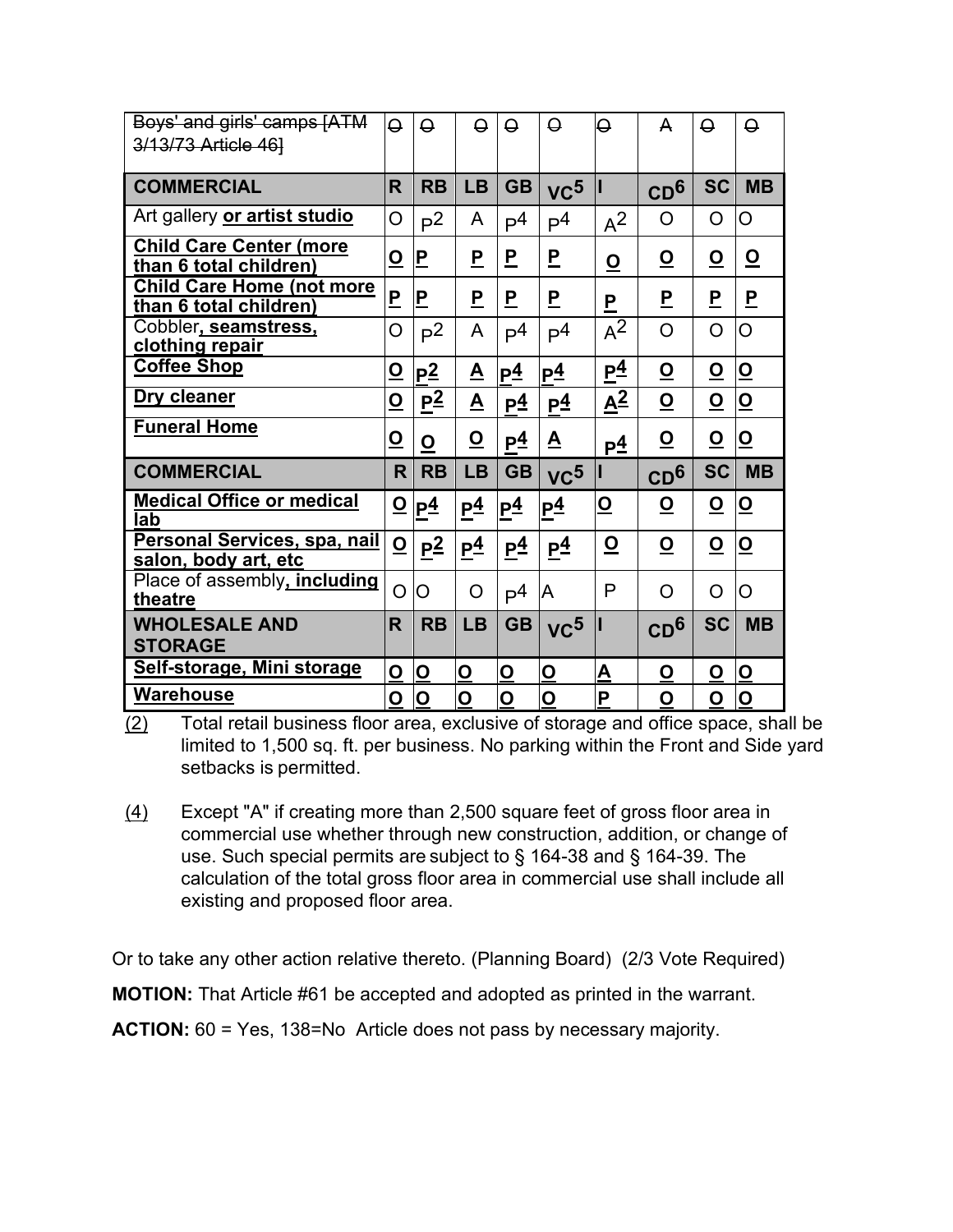| ~~Boys' and girls' camps [ATM 3/13/73 Article 46]~~ | ~~O~~ | ~~O~~ | ~~O~~ | ~~O~~ | ~~O~~ | ~~O~~ | ~~A~~ | ~~O~~ | ~~O~~ |
|---|---|---|---|---|---|---|---|---|---|
| **COMMERCIAL** | **R** | **RB** | **LB** | **GB** | **VC5** | **I** | **CD6** | **SC** | **MB** |
| Art gallery **or artist studio** | O | P2 | A | P4 | P4 | A2 | O | O | O |
| **Child Care Center (more than 6 total children)** | **O** | **P** | **P** | **P** | **P** | **O** | **O** | **O** | **O** |
| **Child Care Home (not more than 6 total children)** | **P** | **P** | **P** | **P** | **P** | **P** | **P** | **P** | **P** |
| Cobbler**, seamstress, clothing repair** | O | P2 | A | P4 | P4 | A2 | O | O | O |
| **Coffee Shop** | **O** | **P2** | **A** | **P4** | **P4** | **P4** | **O** | **O** | **O** |
| **Dry cleaner** | **O** | **P2** | **A** | **P4** | **P4** | **A2** | **O** | **O** | **O** |
| **Funeral Home** | **O** | **O** | **O** | **P4** | **A** | **P4** | **O** | **O** | **O** |
| **COMMERCIAL** | **R** | **RB** | **LB** | **GB** | **VC5** | **I** | **CD6** | **SC** | **MB** |
| **Medical Office or medical lab** | **O** | **P4** | **P4** | **P4** | **P4** | **O** | **O** | **O** | **O** |
| **Personal Services, spa, nail salon, body art, etc** | **O** | **P2** | **P4** | **P4** | **P4** | **O** | **O** | **O** | **O** |
| Place of assembly**, including theatre** | O | O | O | P4 | A | P | O | O | O |
| **WHOLESALE AND STORAGE** | **R** | **RB** | **LB** | **GB** | **VC5** | **I** | **CD6** | **SC** | **MB** |
| **Self-storage, Mini storage** | **O** | **O** | **O** | **O** | **O** | **A** | **O** | **O** | **O** |
| **Warehouse** | **O** | **O** | **O** | **O** | **O** | **P** | **O** | **O** | **O** |

(2) Total retail business floor area, exclusive of storage and office space, shall be limited to 1,500 sq. ft. per business. No parking within the Front and Side yard setbacks is permitted.

(4) Except "A" if creating more than 2,500 square feet of gross floor area in commercial use whether through new construction, addition, or change of use. Such special permits are subject to § 164-38 and § 164-39. The calculation of the total gross floor area in commercial use shall include all existing and proposed floor area.

Or to take any other action relative thereto. (Planning Board) (2/3 Vote Required)

**MOTION:** That Article #61 be accepted and adopted as printed in the warrant.

**ACTION:** 60 = Yes, 138=No Article does not pass by necessary majority.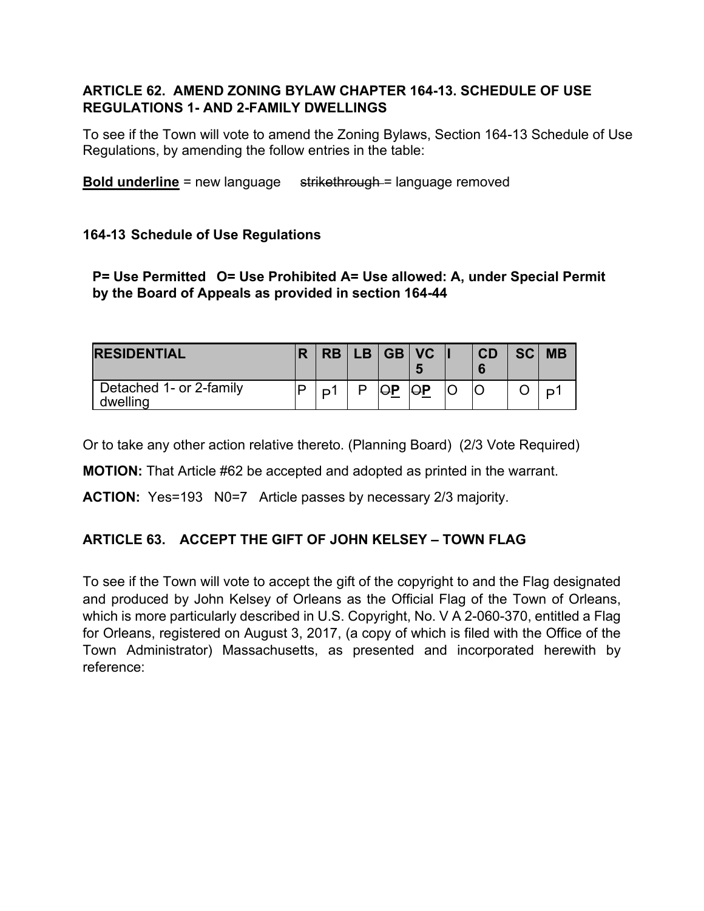### ARTICLE 62. AMEND ZONING BYLAW CHAPTER 164-13. SCHEDULE OF USE REGULATIONS 1- AND 2-FAMILY DWELLINGS

To see if the Town will vote to amend the Zoning Bylaws, Section 164-13 Schedule of Use Regulations, by amending the follow entries in the table:

**<u>Bold underline</u>** = new language ~~strikethrough~~ = language removed

#### 164-13 Schedule of Use Regulations

**P= Use Permitted O= Use Prohibited A= Use allowed: A, under Special Permit by the Board of Appeals as provided in section 164-44**

| RESIDENTIAL | R | RB | LB | GB | VC 5 | I | CD 6 | SC | MB |
|---|---|---|---|---|---|---|---|---|---|
| Detached 1- or 2-family dwelling | P | P1 | P | ~~O~~**<u>P</u>** | ~~O~~**<u>P</u>** | O | O | O | P1 |

Or to take any other action relative thereto. (Planning Board) (2/3 Vote Required)

**MOTION:** That Article #62 be accepted and adopted as printed in the warrant.

**ACTION:** Yes=193 N0=7 Article passes by necessary 2/3 majority.

### ARTICLE 63. ACCEPT THE GIFT OF JOHN KELSEY – TOWN FLAG

To see if the Town will vote to accept the gift of the copyright to and the Flag designated and produced by John Kelsey of Orleans as the Official Flag of the Town of Orleans, which is more particularly described in U.S. Copyright, No. V A 2-060-370, entitled a Flag for Orleans, registered on August 3, 2017, (a copy of which is filed with the Office of the Town Administrator) Massachusetts, as presented and incorporated herewith by reference: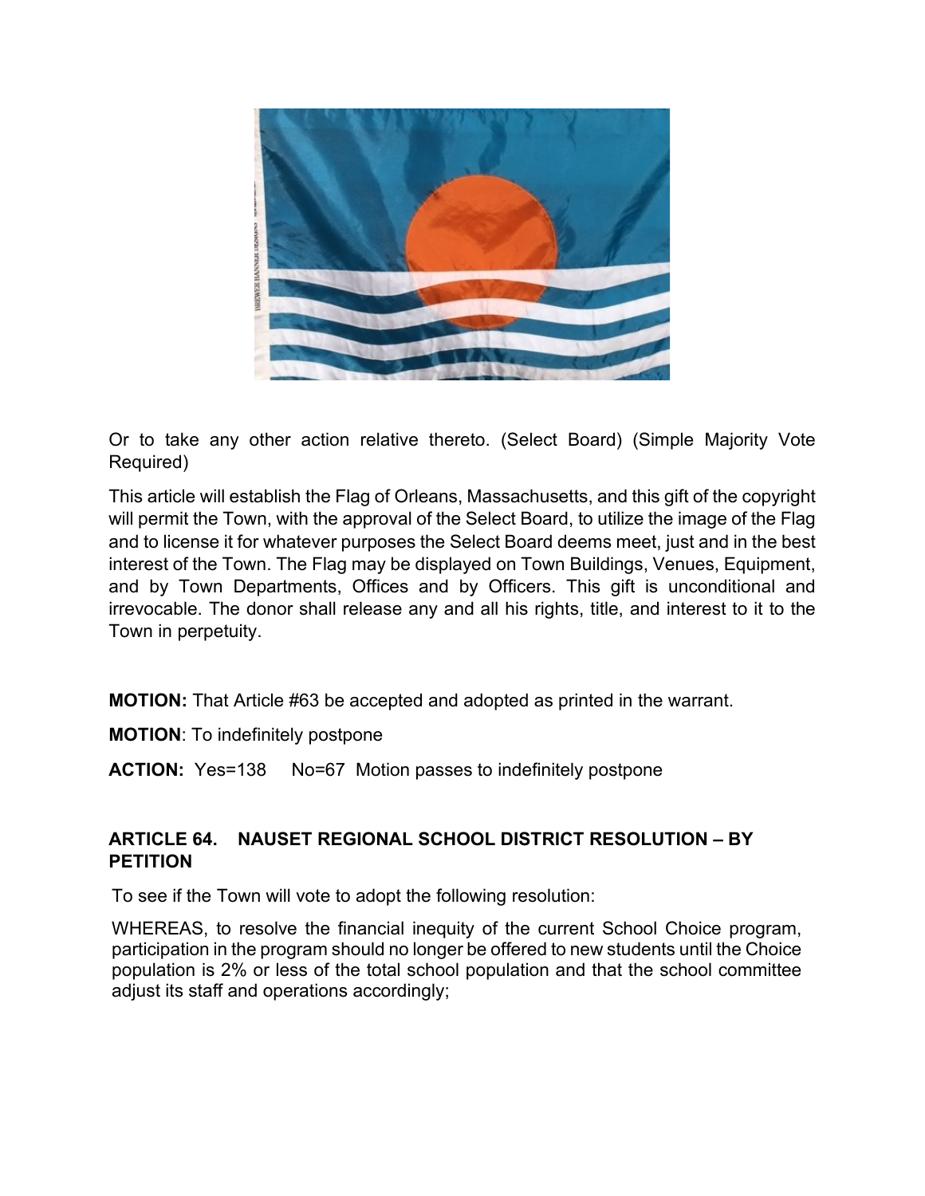Or to take any other action relative thereto. (Select Board) (Simple Majority Vote Required)

This article will establish the Flag of Orleans, Massachusetts, and this gift of the copyright will permit the Town, with the approval of the Select Board, to utilize the image of the Flag and to license it for whatever purposes the Select Board deems meet, just and in the best interest of the Town. The Flag may be displayed on Town Buildings, Venues, Equipment, and by Town Departments, Offices and by Officers. This gift is unconditional and irrevocable. The donor shall release any and all his rights, title, and interest to it to the Town in perpetuity.

**MOTION:** That Article #63 be accepted and adopted as printed in the warrant.

**MOTION**: To indefinitely postpone

**ACTION:** Yes=138 No=67 Motion passes to indefinitely postpone

### ARTICLE 64. NAUSET REGIONAL SCHOOL DISTRICT RESOLUTION – BY PETITION

To see if the Town will vote to adopt the following resolution:

WHEREAS, to resolve the financial inequity of the current School Choice program, participation in the program should no longer be offered to new students until the Choice population is 2% or less of the total school population and that the school committee adjust its staff and operations accordingly;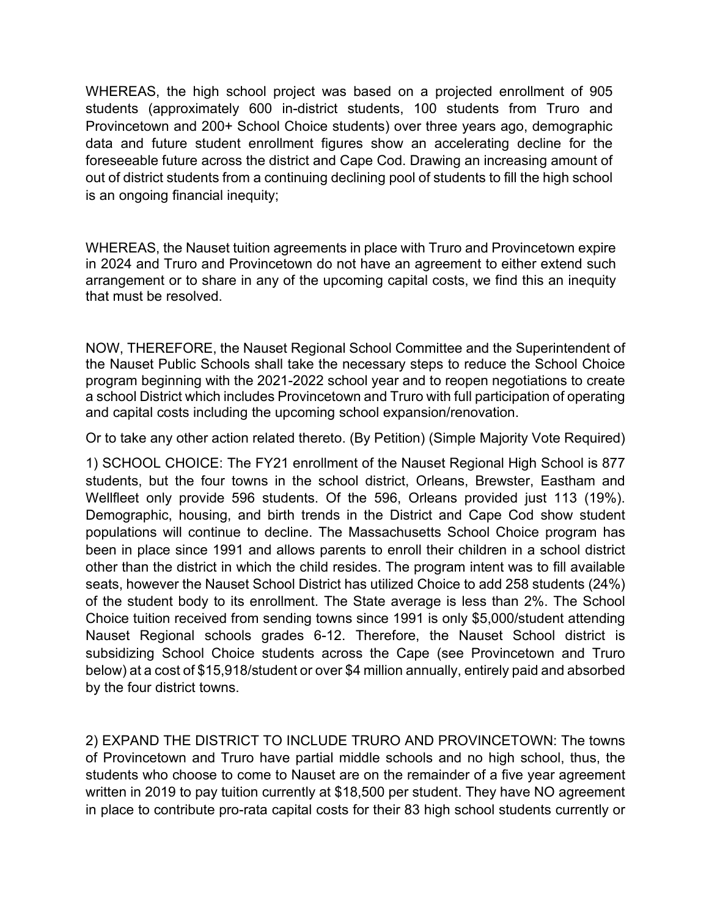WHEREAS, the high school project was based on a projected enrollment of 905 students (approximately 600 in-district students, 100 students from Truro and Provincetown and 200+ School Choice students) over three years ago, demographic data and future student enrollment figures show an accelerating decline for the foreseeable future across the district and Cape Cod. Drawing an increasing amount of out of district students from a continuing declining pool of students to fill the high school is an ongoing financial inequity;

WHEREAS, the Nauset tuition agreements in place with Truro and Provincetown expire in 2024 and Truro and Provincetown do not have an agreement to either extend such arrangement or to share in any of the upcoming capital costs, we find this an inequity that must be resolved.

NOW, THEREFORE, the Nauset Regional School Committee and the Superintendent of the Nauset Public Schools shall take the necessary steps to reduce the School Choice program beginning with the 2021-2022 school year and to reopen negotiations to create a school District which includes Provincetown and Truro with full participation of operating and capital costs including the upcoming school expansion/renovation.

Or to take any other action related thereto. (By Petition) (Simple Majority Vote Required)

1) SCHOOL CHOICE: The FY21 enrollment of the Nauset Regional High School is 877 students, but the four towns in the school district, Orleans, Brewster, Eastham and Wellfleet only provide 596 students. Of the 596, Orleans provided just 113 (19%). Demographic, housing, and birth trends in the District and Cape Cod show student populations will continue to decline. The Massachusetts School Choice program has been in place since 1991 and allows parents to enroll their children in a school district other than the district in which the child resides. The program intent was to fill available seats, however the Nauset School District has utilized Choice to add 258 students (24%) of the student body to its enrollment. The State average is less than 2%. The School Choice tuition received from sending towns since 1991 is only $5,000/student attending Nauset Regional schools grades 6-12. Therefore, the Nauset School district is subsidizing School Choice students across the Cape (see Provincetown and Truro below) at a cost of $15,918/student or over $4 million annually, entirely paid and absorbed by the four district towns.

2) EXPAND THE DISTRICT TO INCLUDE TRURO AND PROVINCETOWN: The towns of Provincetown and Truro have partial middle schools and no high school, thus, the students who choose to come to Nauset are on the remainder of a five year agreement written in 2019 to pay tuition currently at $18,500 per student. They have NO agreement in place to contribute pro-rata capital costs for their 83 high school students currently or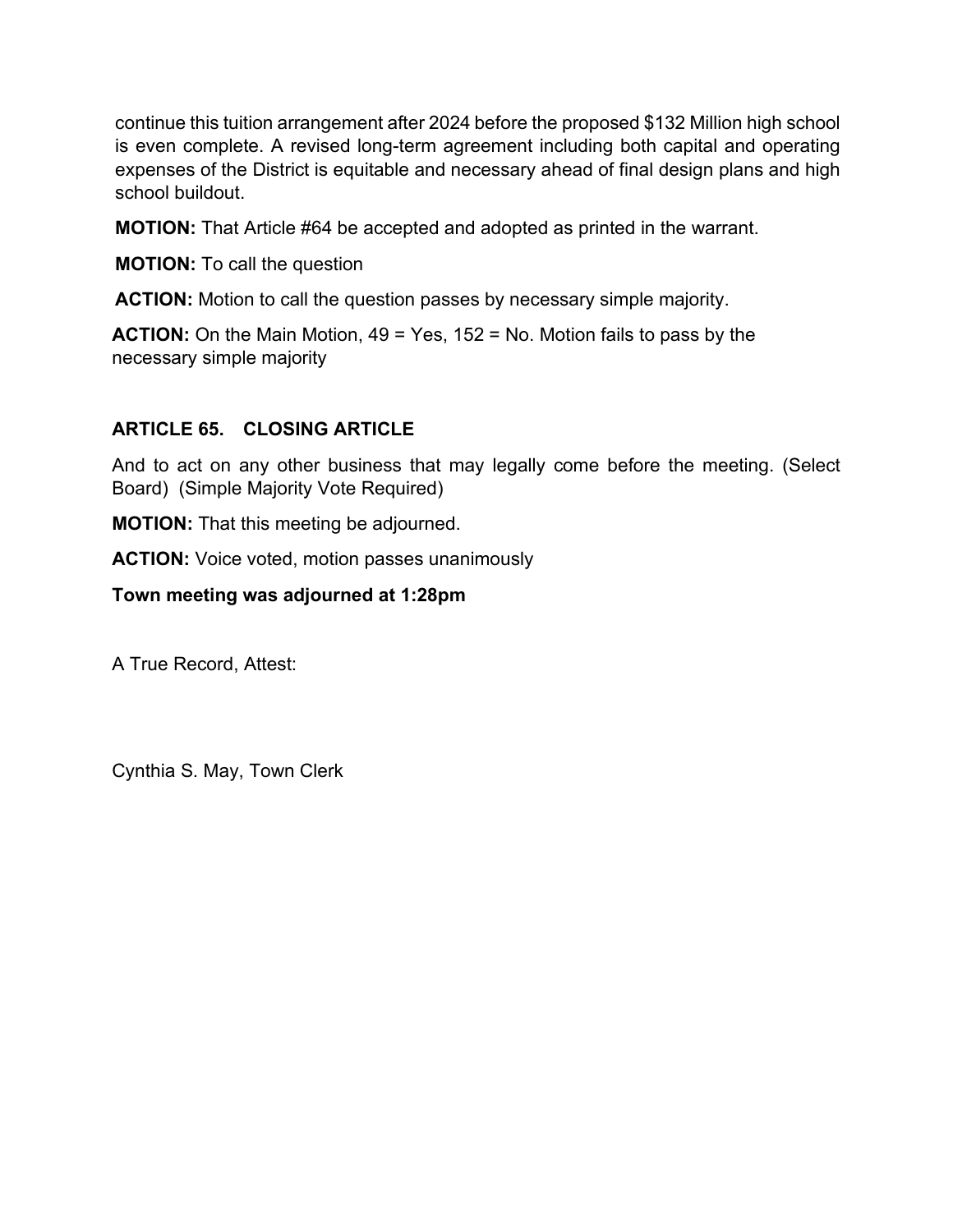continue this tuition arrangement after 2024 before the proposed $132 Million high school is even complete. A revised long-term agreement including both capital and operating expenses of the District is equitable and necessary ahead of final design plans and high school buildout.

**MOTION:** That Article #64 be accepted and adopted as printed in the warrant.

**MOTION:** To call the question

**ACTION:** Motion to call the question passes by necessary simple majority.

**ACTION:** On the Main Motion, 49 = Yes, 152 = No. Motion fails to pass by the necessary simple majority

## ARTICLE 65. CLOSING ARTICLE

And to act on any other business that may legally come before the meeting. (Select Board) (Simple Majority Vote Required)

**MOTION:** That this meeting be adjourned.

**ACTION:** Voice voted, motion passes unanimously

**Town meeting was adjourned at 1:28pm**

A True Record, Attest:

Cynthia S. May, Town Clerk